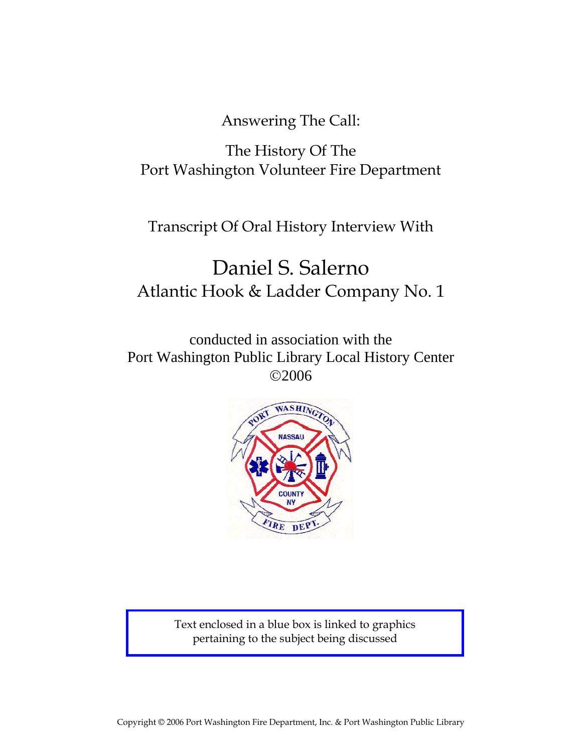Answering The Call:

The History Of The
Port Washington Volunteer Fire Department

Transcript Of Oral History Interview With

# Daniel S. Salerno

## Atlantic Hook & Ladder Company No. 1

conducted in association with the
Port Washington Public Library Local History Center
©2006

Text enclosed in a blue box is linked to graphics pertaining to the subject being discussed

Copyright © 2006 Port Washington Fire Department, Inc. & Port Washington Public Library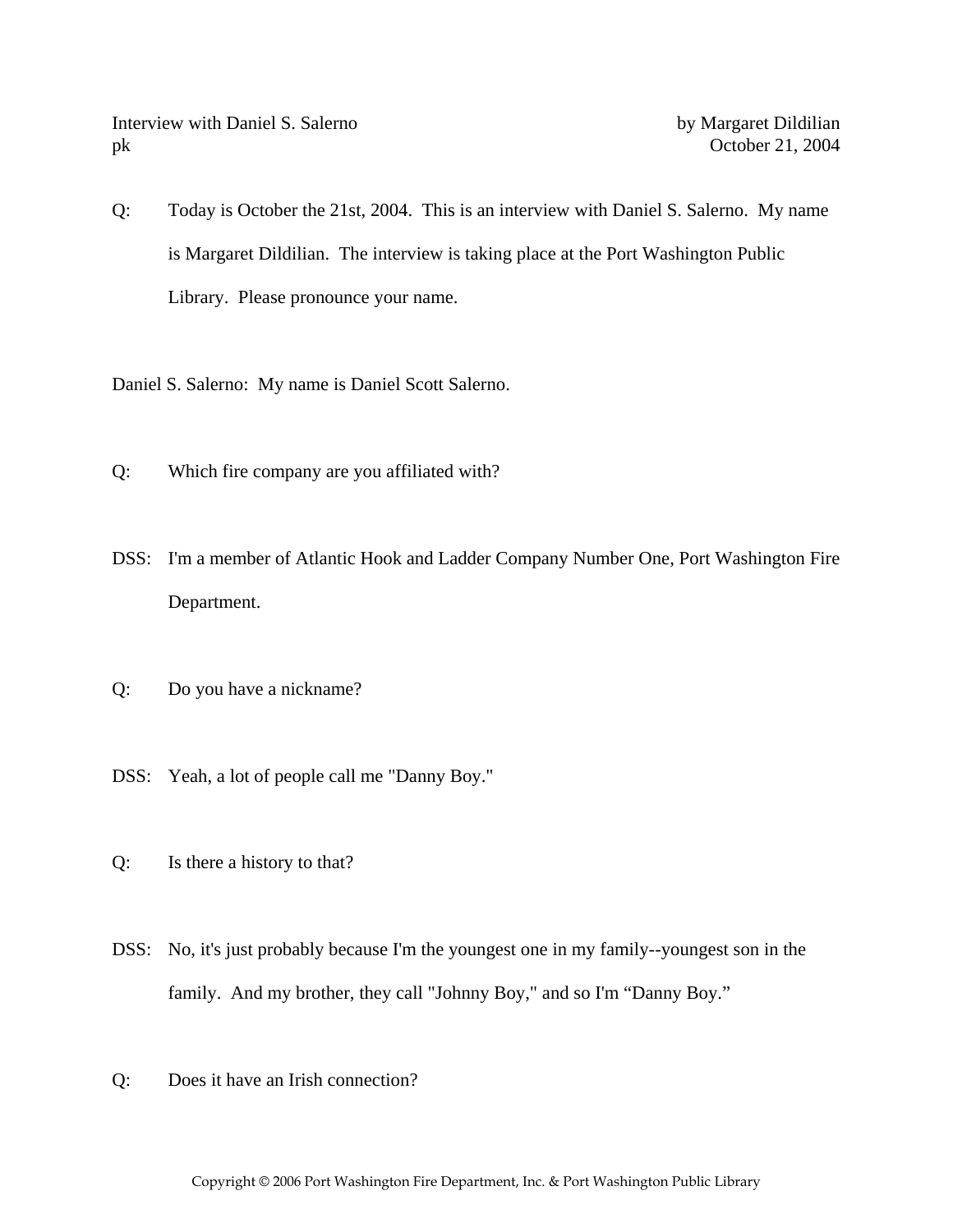Interview with Daniel S. Salerno by Margaret Dildilian
pk October 21, 2004

Q: Today is October the 21st, 2004. This is an interview with Daniel S. Salerno. My name is Margaret Dildilian. The interview is taking place at the Port Washington Public Library. Please pronounce your name.

Daniel S. Salerno: My name is Daniel Scott Salerno.

Q: Which fire company are you affiliated with?

DSS: I'm a member of Atlantic Hook and Ladder Company Number One, Port Washington Fire Department.

Q: Do you have a nickname?

DSS: Yeah, a lot of people call me "Danny Boy."

Q: Is there a history to that?

DSS: No, it's just probably because I'm the youngest one in my family--youngest son in the family. And my brother, they call "Johnny Boy," and so I'm "Danny Boy."

Q: Does it have an Irish connection?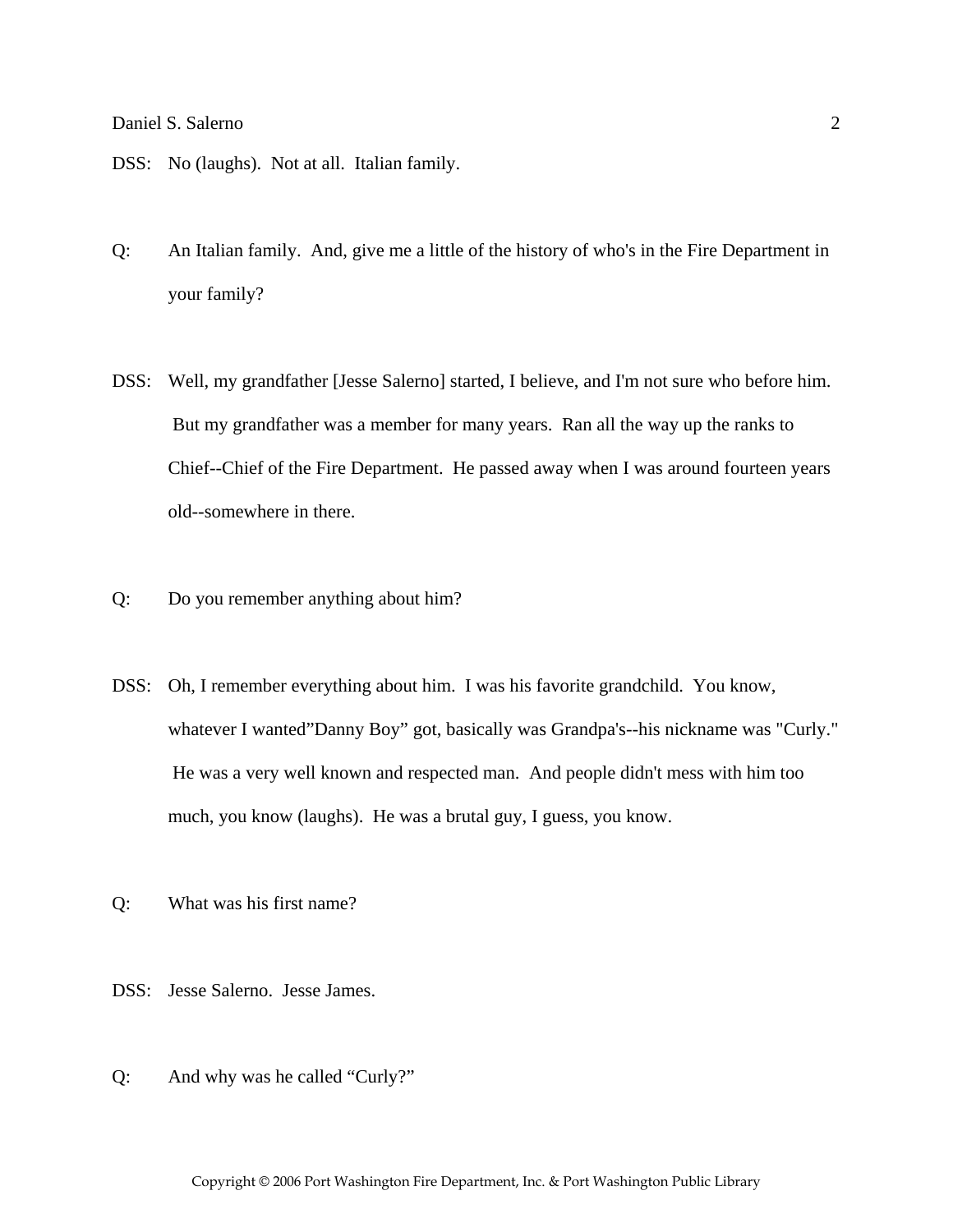DSS: No (laughs). Not at all. Italian family.

Q: An Italian family. And, give me a little of the history of who's in the Fire Department in your family?

DSS: Well, my grandfather [Jesse Salerno] started, I believe, and I'm not sure who before him. But my grandfather was a member for many years. Ran all the way up the ranks to Chief--Chief of the Fire Department. He passed away when I was around fourteen years old--somewhere in there.

Q: Do you remember anything about him?

DSS: Oh, I remember everything about him. I was his favorite grandchild. You know, whatever I wanted"Danny Boy" got, basically was Grandpa's--his nickname was "Curly." He was a very well known and respected man. And people didn't mess with him too much, you know (laughs). He was a brutal guy, I guess, you know.

Q: What was his first name?

DSS: Jesse Salerno. Jesse James.

Q: And why was he called "Curly?"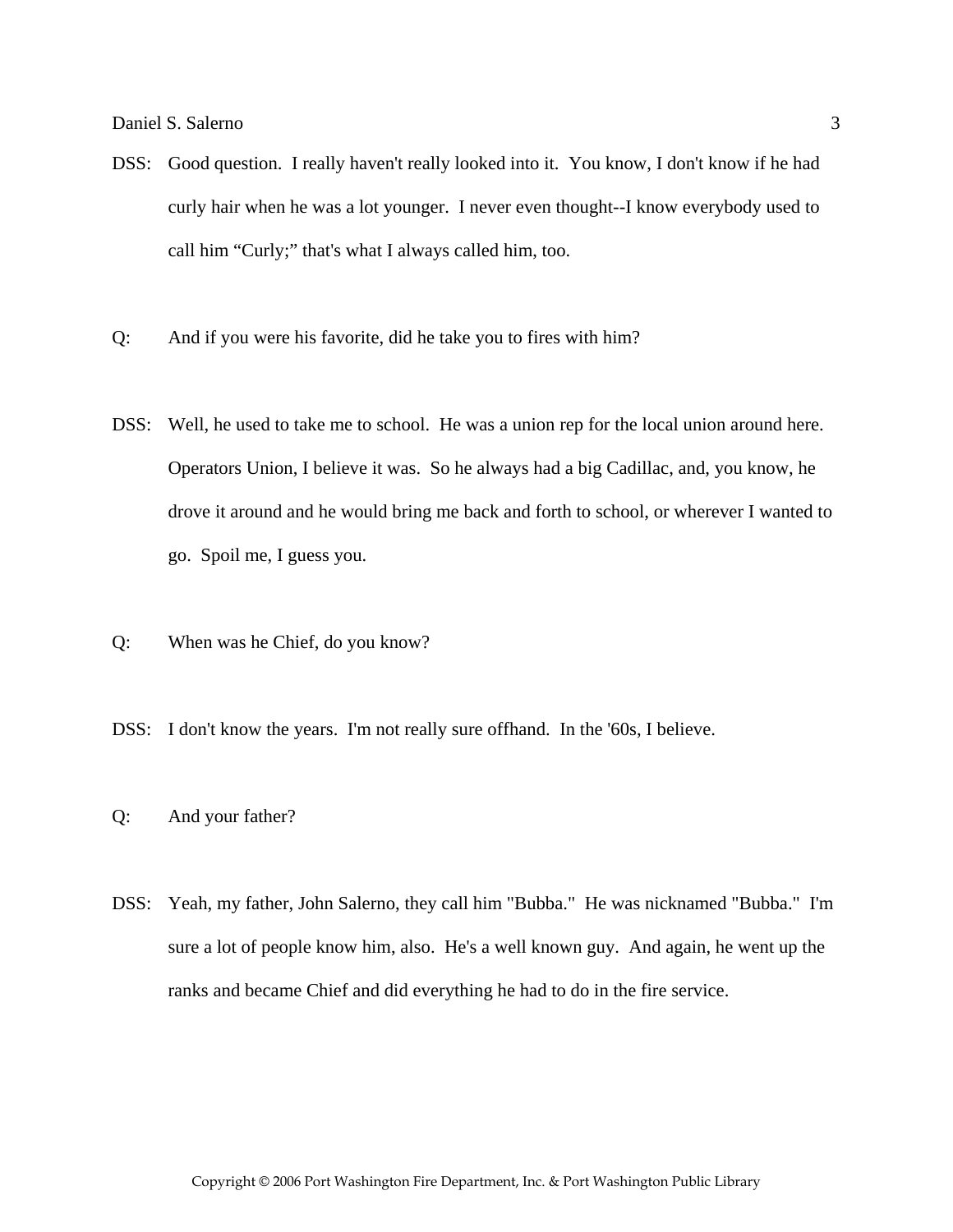DSS: Good question. I really haven't really looked into it. You know, I don't know if he had curly hair when he was a lot younger. I never even thought--I know everybody used to call him “Curly;” that's what I always called him, too.

Q: And if you were his favorite, did he take you to fires with him?

DSS: Well, he used to take me to school. He was a union rep for the local union around here. Operators Union, I believe it was. So he always had a big Cadillac, and, you know, he drove it around and he would bring me back and forth to school, or wherever I wanted to go. Spoil me, I guess you.

Q: When was he Chief, do you know?

DSS: I don't know the years. I'm not really sure offhand. In the '60s, I believe.

Q: And your father?

DSS: Yeah, my father, John Salerno, they call him "Bubba." He was nicknamed "Bubba." I'm sure a lot of people know him, also. He's a well known guy. And again, he went up the ranks and became Chief and did everything he had to do in the fire service.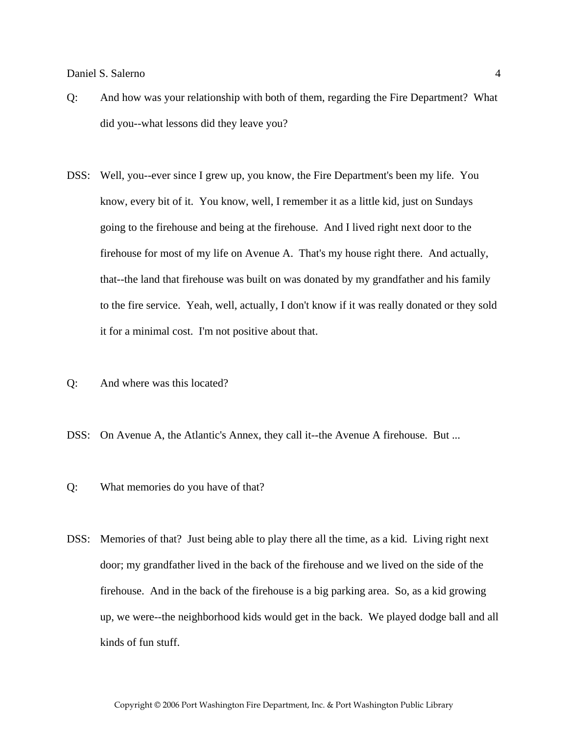Q: And how was your relationship with both of them, regarding the Fire Department? What did you--what lessons did they leave you?

DSS: Well, you--ever since I grew up, you know, the Fire Department's been my life. You know, every bit of it. You know, well, I remember it as a little kid, just on Sundays going to the firehouse and being at the firehouse. And I lived right next door to the firehouse for most of my life on Avenue A. That's my house right there. And actually, that--the land that firehouse was built on was donated by my grandfather and his family to the fire service. Yeah, well, actually, I don't know if it was really donated or they sold it for a minimal cost. I'm not positive about that.

Q: And where was this located?

DSS: On Avenue A, the Atlantic's Annex, they call it--the Avenue A firehouse. But ...

Q: What memories do you have of that?

DSS: Memories of that? Just being able to play there all the time, as a kid. Living right next door; my grandfather lived in the back of the firehouse and we lived on the side of the firehouse. And in the back of the firehouse is a big parking area. So, as a kid growing up, we were--the neighborhood kids would get in the back. We played dodge ball and all kinds of fun stuff.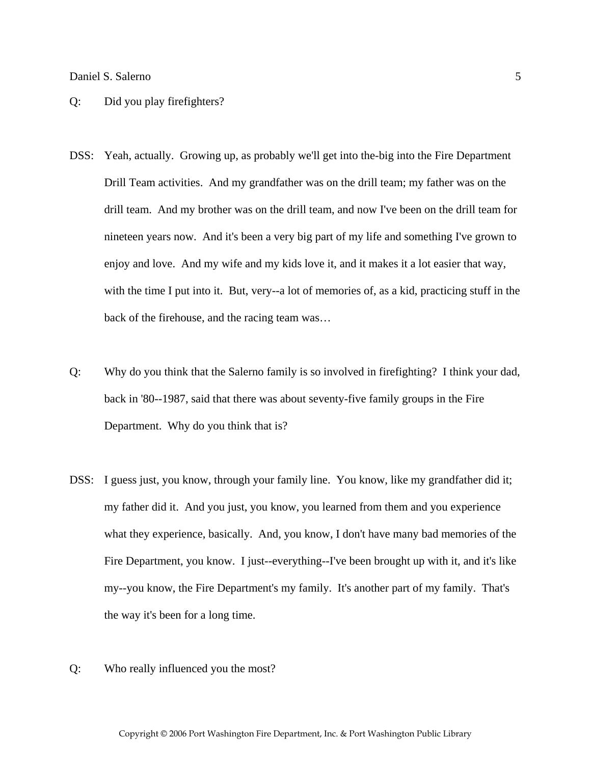Q: Did you play firefighters?

DSS: Yeah, actually. Growing up, as probably we'll get into the-big into the Fire Department Drill Team activities. And my grandfather was on the drill team; my father was on the drill team. And my brother was on the drill team, and now I've been on the drill team for nineteen years now. And it's been a very big part of my life and something I've grown to enjoy and love. And my wife and my kids love it, and it makes it a lot easier that way, with the time I put into it. But, very--a lot of memories of, as a kid, practicing stuff in the back of the firehouse, and the racing team was…

Q: Why do you think that the Salerno family is so involved in firefighting? I think your dad, back in '80--1987, said that there was about seventy-five family groups in the Fire Department. Why do you think that is?

DSS: I guess just, you know, through your family line. You know, like my grandfather did it; my father did it. And you just, you know, you learned from them and you experience what they experience, basically. And, you know, I don't have many bad memories of the Fire Department, you know. I just--everything--I've been brought up with it, and it's like my--you know, the Fire Department's my family. It's another part of my family. That's the way it's been for a long time.

Q: Who really influenced you the most?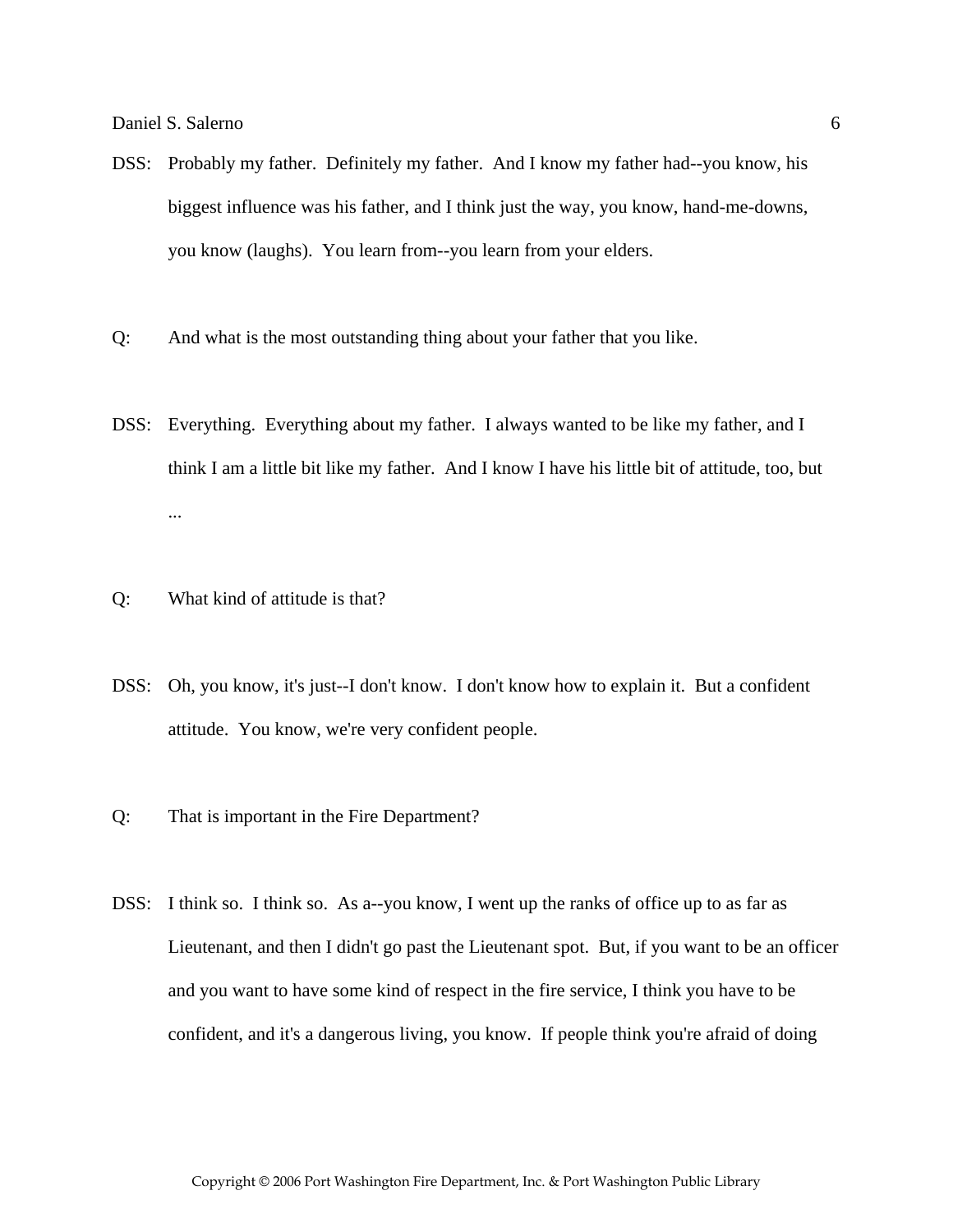DSS: Probably my father. Definitely my father. And I know my father had--you know, his biggest influence was his father, and I think just the way, you know, hand-me-downs, you know (laughs). You learn from--you learn from your elders.

Q: And what is the most outstanding thing about your father that you like.

DSS: Everything. Everything about my father. I always wanted to be like my father, and I think I am a little bit like my father. And I know I have his little bit of attitude, too, but ...

Q: What kind of attitude is that?

DSS: Oh, you know, it's just--I don't know. I don't know how to explain it. But a confident attitude. You know, we're very confident people.

Q: That is important in the Fire Department?

DSS: I think so. I think so. As a--you know, I went up the ranks of office up to as far as Lieutenant, and then I didn't go past the Lieutenant spot. But, if you want to be an officer and you want to have some kind of respect in the fire service, I think you have to be confident, and it's a dangerous living, you know. If people think you're afraid of doing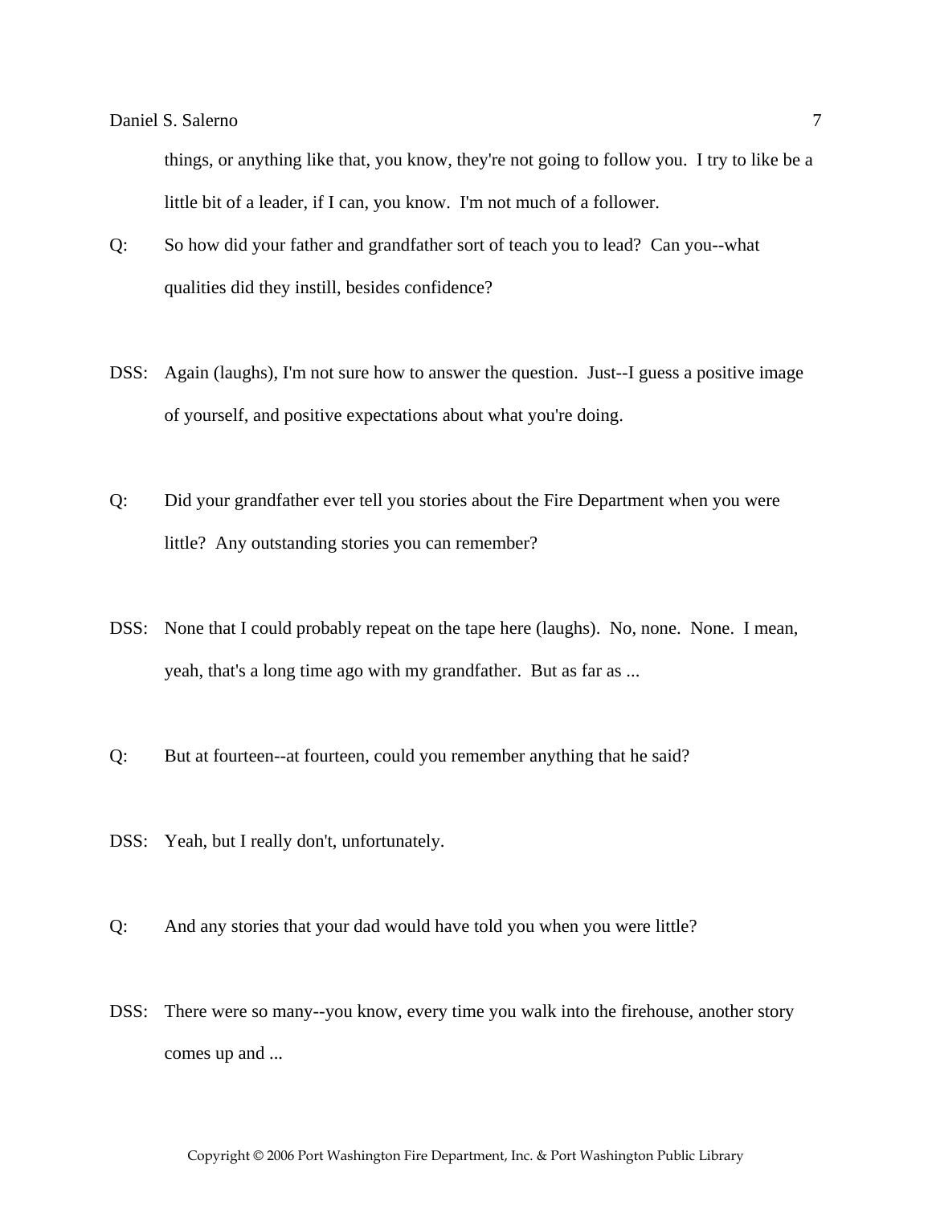things, or anything like that, you know, they're not going to follow you. I try to like be a little bit of a leader, if I can, you know. I'm not much of a follower.

Q: So how did your father and grandfather sort of teach you to lead? Can you--what qualities did they instill, besides confidence?

DSS: Again (laughs), I'm not sure how to answer the question. Just--I guess a positive image of yourself, and positive expectations about what you're doing.

Q: Did your grandfather ever tell you stories about the Fire Department when you were little? Any outstanding stories you can remember?

DSS: None that I could probably repeat on the tape here (laughs). No, none. None. I mean, yeah, that's a long time ago with my grandfather. But as far as ...

Q: But at fourteen--at fourteen, could you remember anything that he said?

DSS: Yeah, but I really don't, unfortunately.

Q: And any stories that your dad would have told you when you were little?

DSS: There were so many--you know, every time you walk into the firehouse, another story comes up and ...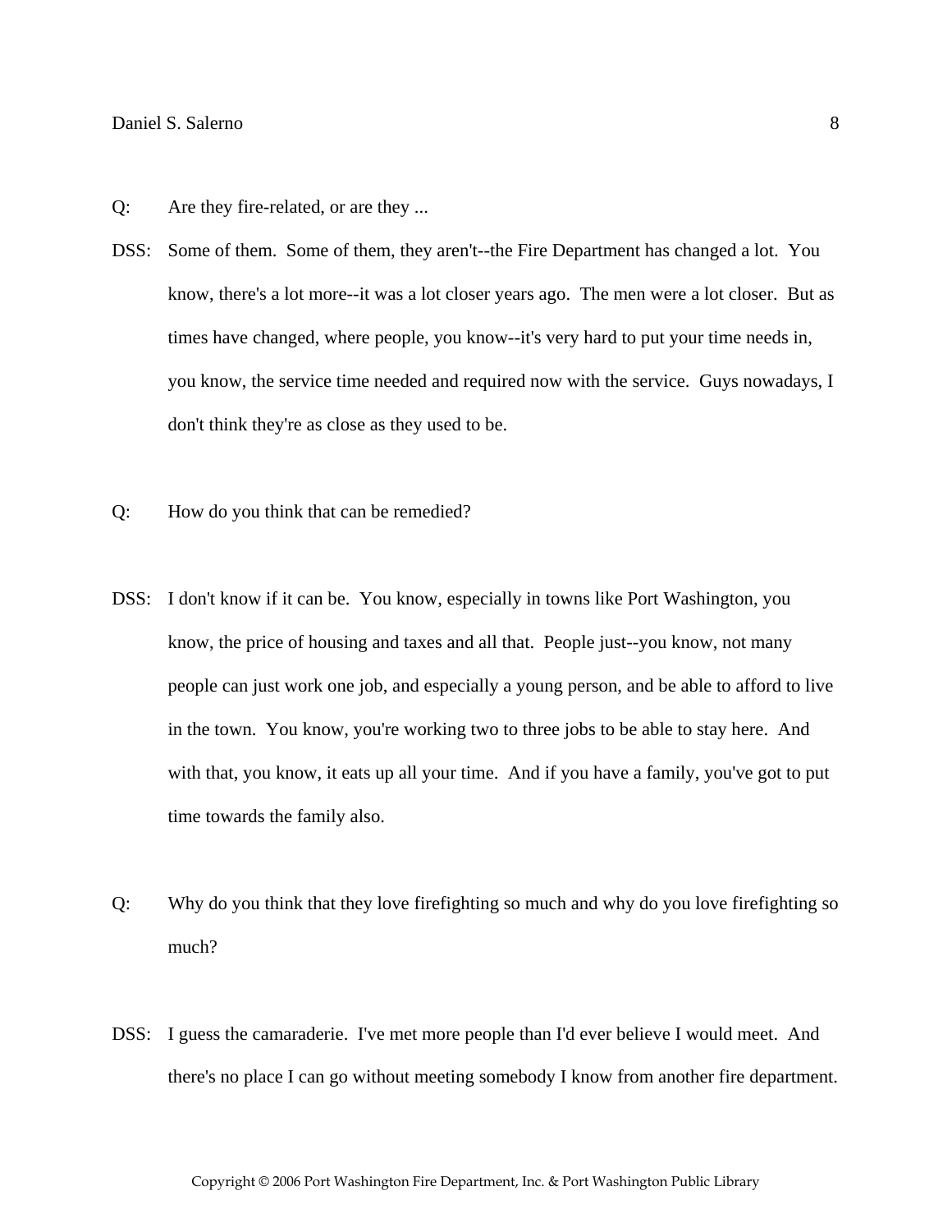Q: Are they fire-related, or are they ...

DSS: Some of them. Some of them, they aren't--the Fire Department has changed a lot. You know, there's a lot more--it was a lot closer years ago. The men were a lot closer. But as times have changed, where people, you know--it's very hard to put your time needs in, you know, the service time needed and required now with the service. Guys nowadays, I don't think they're as close as they used to be.

Q: How do you think that can be remedied?

DSS: I don't know if it can be. You know, especially in towns like Port Washington, you know, the price of housing and taxes and all that. People just--you know, not many people can just work one job, and especially a young person, and be able to afford to live in the town. You know, you're working two to three jobs to be able to stay here. And with that, you know, it eats up all your time. And if you have a family, you've got to put time towards the family also.

Q: Why do you think that they love firefighting so much and why do you love firefighting so much?

DSS: I guess the camaraderie. I've met more people than I'd ever believe I would meet. And there's no place I can go without meeting somebody I know from another fire department.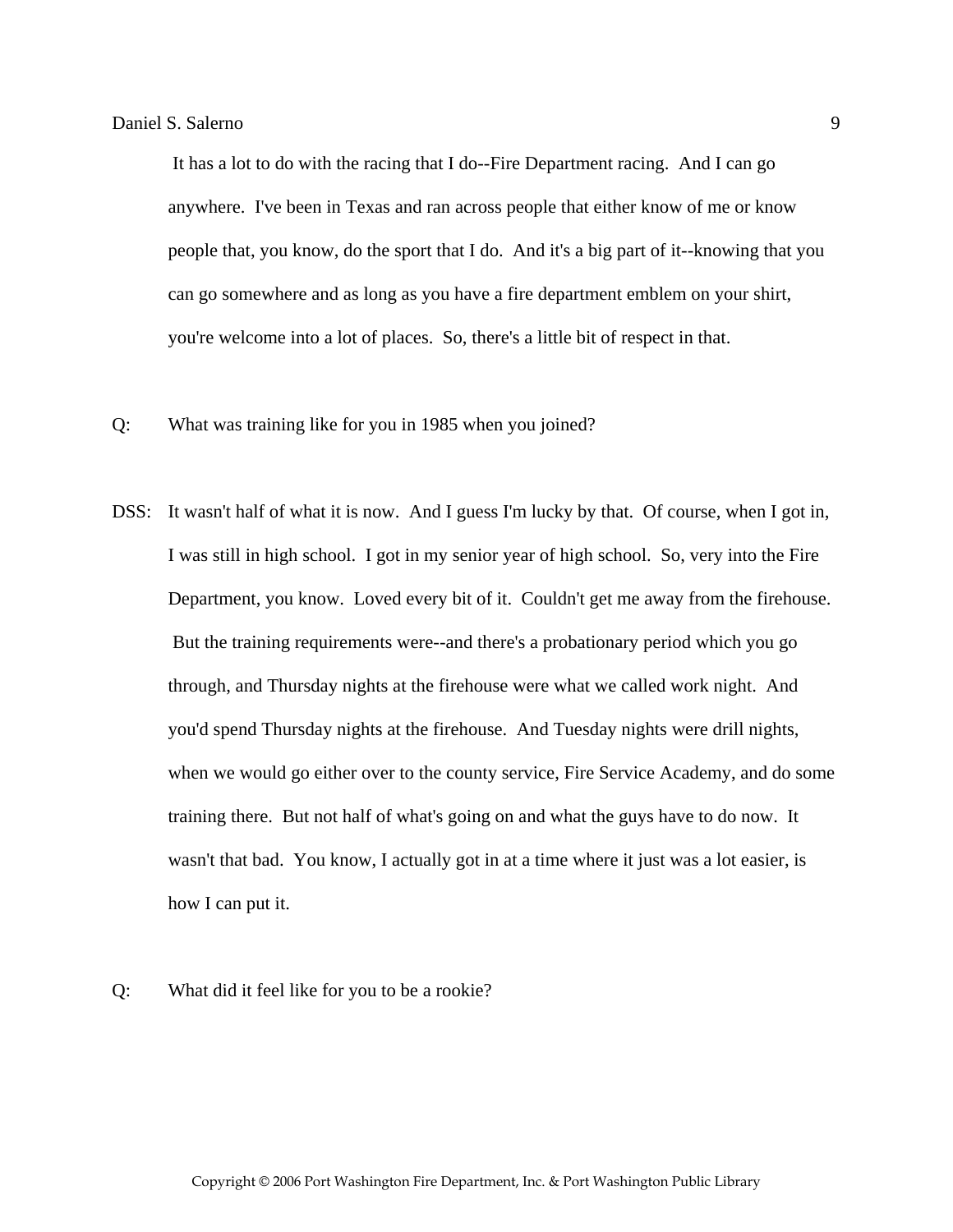It has a lot to do with the racing that I do--Fire Department racing. And I can go anywhere. I've been in Texas and ran across people that either know of me or know people that, you know, do the sport that I do. And it's a big part of it--knowing that you can go somewhere and as long as you have a fire department emblem on your shirt, you're welcome into a lot of places. So, there's a little bit of respect in that.

Q: What was training like for you in 1985 when you joined?

DSS: It wasn't half of what it is now. And I guess I'm lucky by that. Of course, when I got in, I was still in high school. I got in my senior year of high school. So, very into the Fire Department, you know. Loved every bit of it. Couldn't get me away from the firehouse. But the training requirements were--and there's a probationary period which you go through, and Thursday nights at the firehouse were what we called work night. And you'd spend Thursday nights at the firehouse. And Tuesday nights were drill nights, when we would go either over to the county service, Fire Service Academy, and do some training there. But not half of what's going on and what the guys have to do now. It wasn't that bad. You know, I actually got in at a time where it just was a lot easier, is how I can put it.

Q: What did it feel like for you to be a rookie?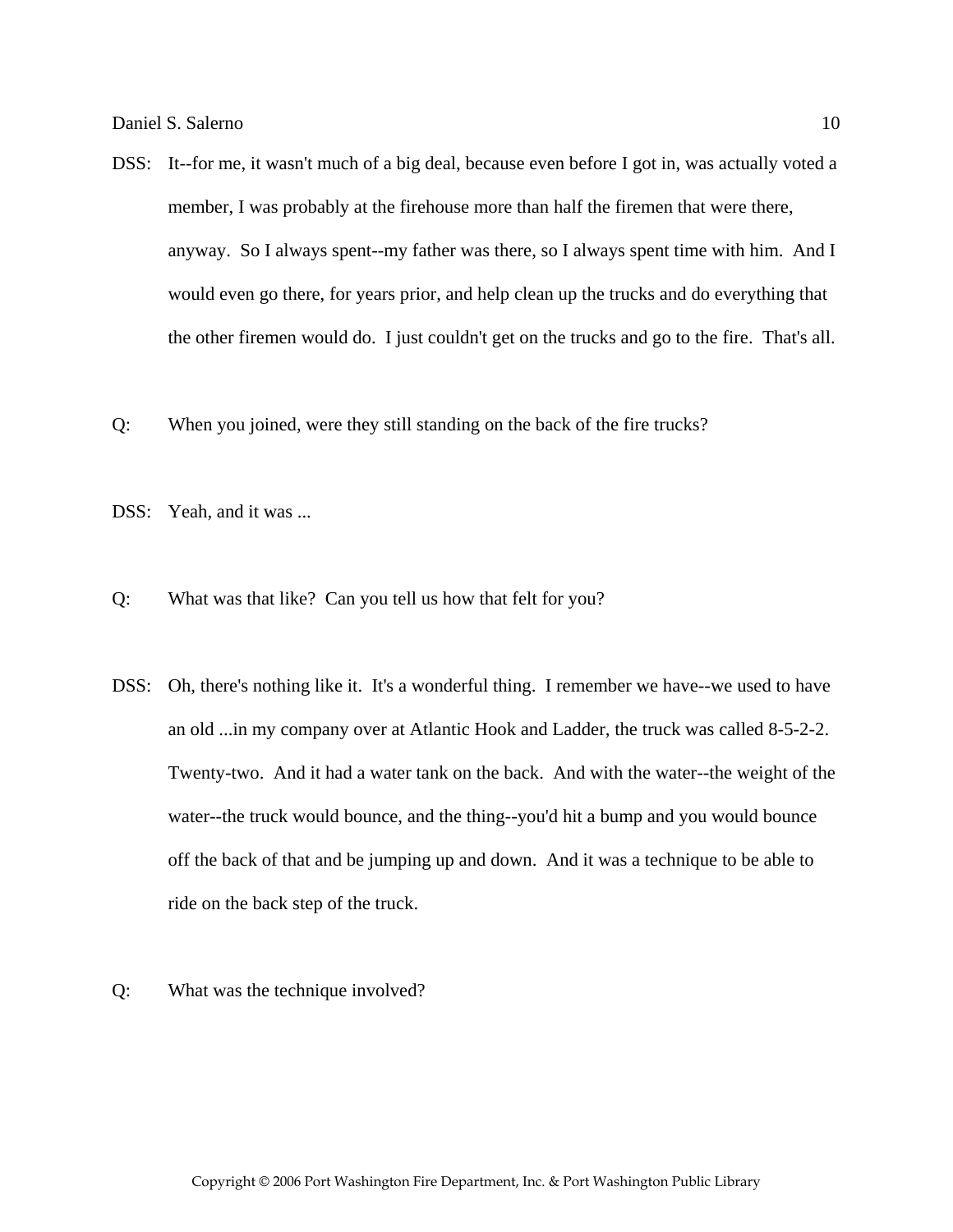DSS: It--for me, it wasn't much of a big deal, because even before I got in, was actually voted a member, I was probably at the firehouse more than half the firemen that were there, anyway. So I always spent--my father was there, so I always spent time with him. And I would even go there, for years prior, and help clean up the trucks and do everything that the other firemen would do. I just couldn't get on the trucks and go to the fire. That's all.

Q: When you joined, were they still standing on the back of the fire trucks?

DSS: Yeah, and it was ...

Q: What was that like? Can you tell us how that felt for you?

DSS: Oh, there's nothing like it. It's a wonderful thing. I remember we have--we used to have an old ...in my company over at Atlantic Hook and Ladder, the truck was called 8-5-2-2. Twenty-two. And it had a water tank on the back. And with the water--the weight of the water--the truck would bounce, and the thing--you'd hit a bump and you would bounce off the back of that and be jumping up and down. And it was a technique to be able to ride on the back step of the truck.

Q: What was the technique involved?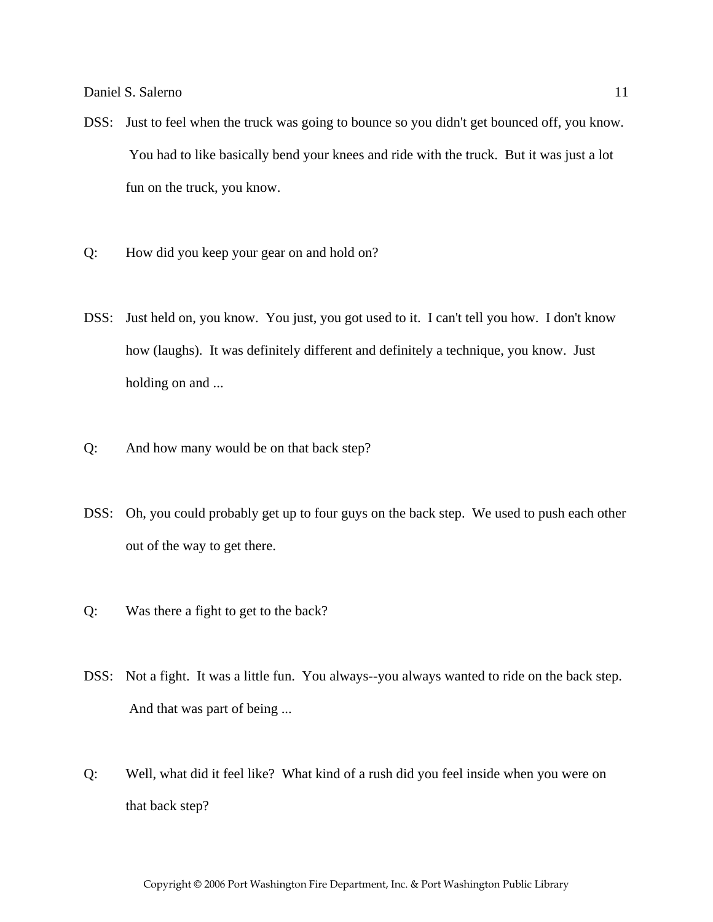DSS: Just to feel when the truck was going to bounce so you didn't get bounced off, you know. You had to like basically bend your knees and ride with the truck. But it was just a lot fun on the truck, you know.

Q: How did you keep your gear on and hold on?

DSS: Just held on, you know. You just, you got used to it. I can't tell you how. I don't know how (laughs). It was definitely different and definitely a technique, you know. Just holding on and ...

Q: And how many would be on that back step?

DSS: Oh, you could probably get up to four guys on the back step. We used to push each other out of the way to get there.

Q: Was there a fight to get to the back?

DSS: Not a fight. It was a little fun. You always--you always wanted to ride on the back step. And that was part of being ...

Q: Well, what did it feel like? What kind of a rush did you feel inside when you were on that back step?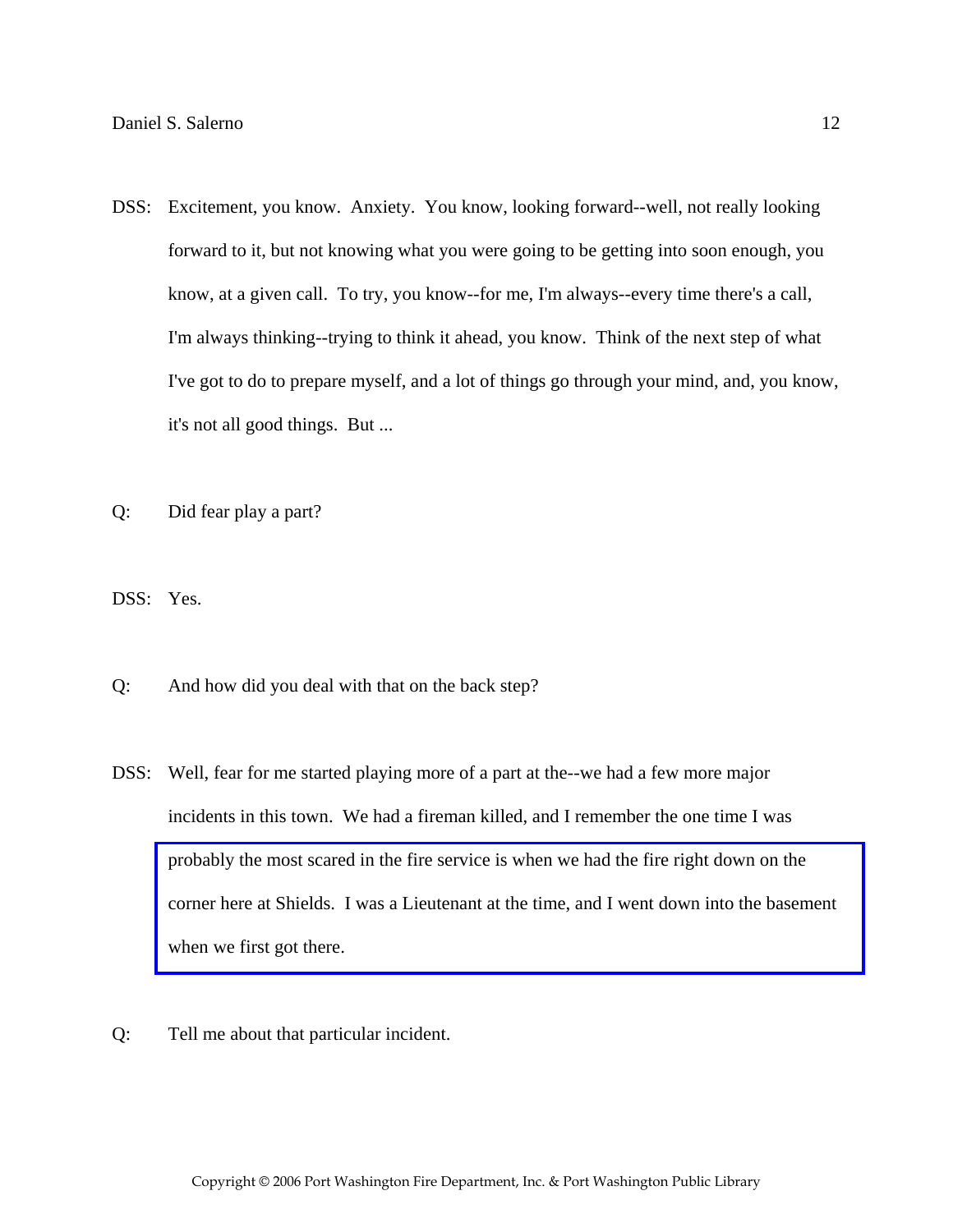DSS: Excitement, you know. Anxiety. You know, looking forward--well, not really looking forward to it, but not knowing what you were going to be getting into soon enough, you know, at a given call. To try, you know--for me, I'm always--every time there's a call, I'm always thinking--trying to think it ahead, you know. Think of the next step of what I've got to do to prepare myself, and a lot of things go through your mind, and, you know, it's not all good things. But ...

Q: Did fear play a part?

DSS: Yes.

Q: And how did you deal with that on the back step?

DSS: Well, fear for me started playing more of a part at the--we had a few more major incidents in this town. We had a fireman killed, and I remember the one time I was probably the most scared in the fire service is when we had the fire right down on the corner here at Shields. I was a Lieutenant at the time, and I went down into the basement when we first got there.

Q: Tell me about that particular incident.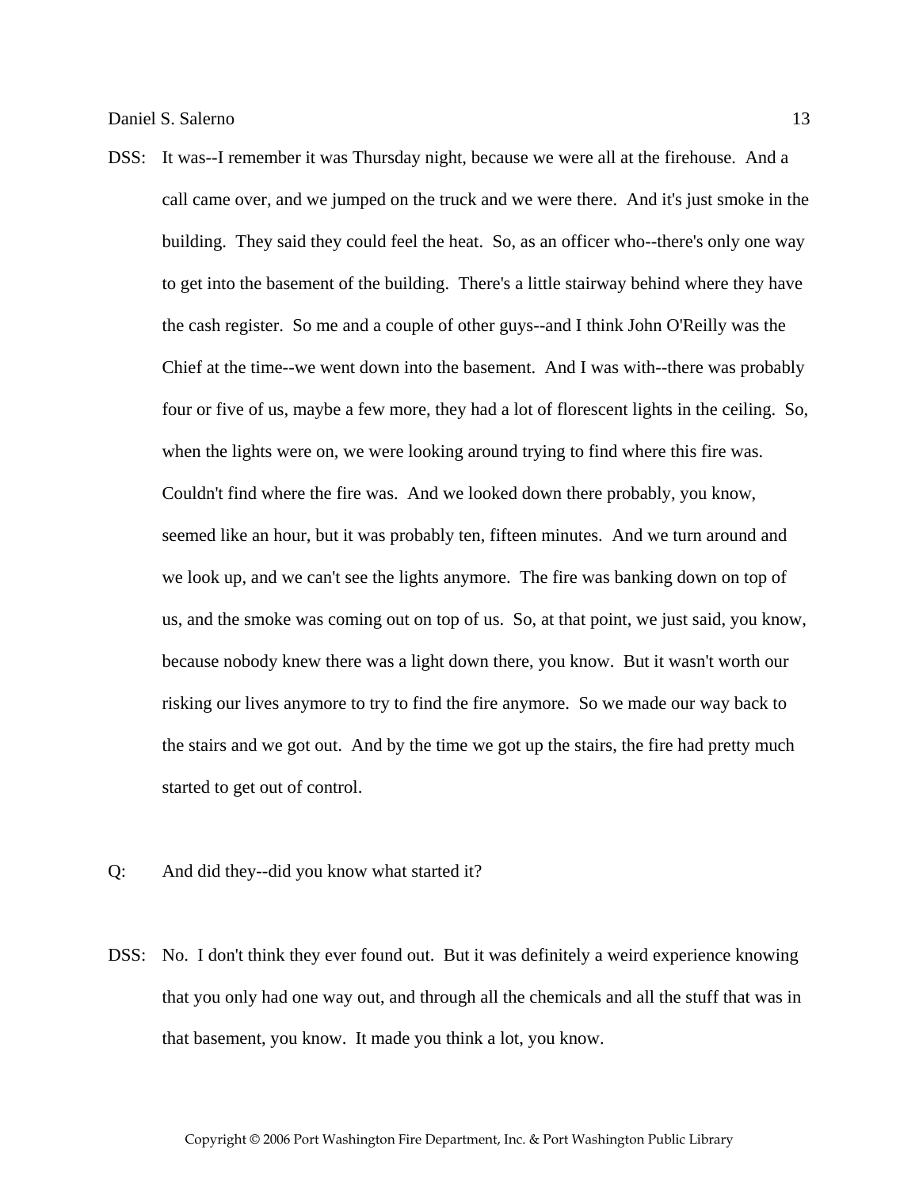DSS: It was--I remember it was Thursday night, because we were all at the firehouse. And a call came over, and we jumped on the truck and we were there. And it's just smoke in the building. They said they could feel the heat. So, as an officer who--there's only one way to get into the basement of the building. There's a little stairway behind where they have the cash register. So me and a couple of other guys--and I think John O'Reilly was the Chief at the time--we went down into the basement. And I was with--there was probably four or five of us, maybe a few more, they had a lot of florescent lights in the ceiling. So, when the lights were on, we were looking around trying to find where this fire was. Couldn't find where the fire was. And we looked down there probably, you know, seemed like an hour, but it was probably ten, fifteen minutes. And we turn around and we look up, and we can't see the lights anymore. The fire was banking down on top of us, and the smoke was coming out on top of us. So, at that point, we just said, you know, because nobody knew there was a light down there, you know. But it wasn't worth our risking our lives anymore to try to find the fire anymore. So we made our way back to the stairs and we got out. And by the time we got up the stairs, the fire had pretty much started to get out of control.

Q: And did they--did you know what started it?

DSS: No. I don't think they ever found out. But it was definitely a weird experience knowing that you only had one way out, and through all the chemicals and all the stuff that was in that basement, you know. It made you think a lot, you know.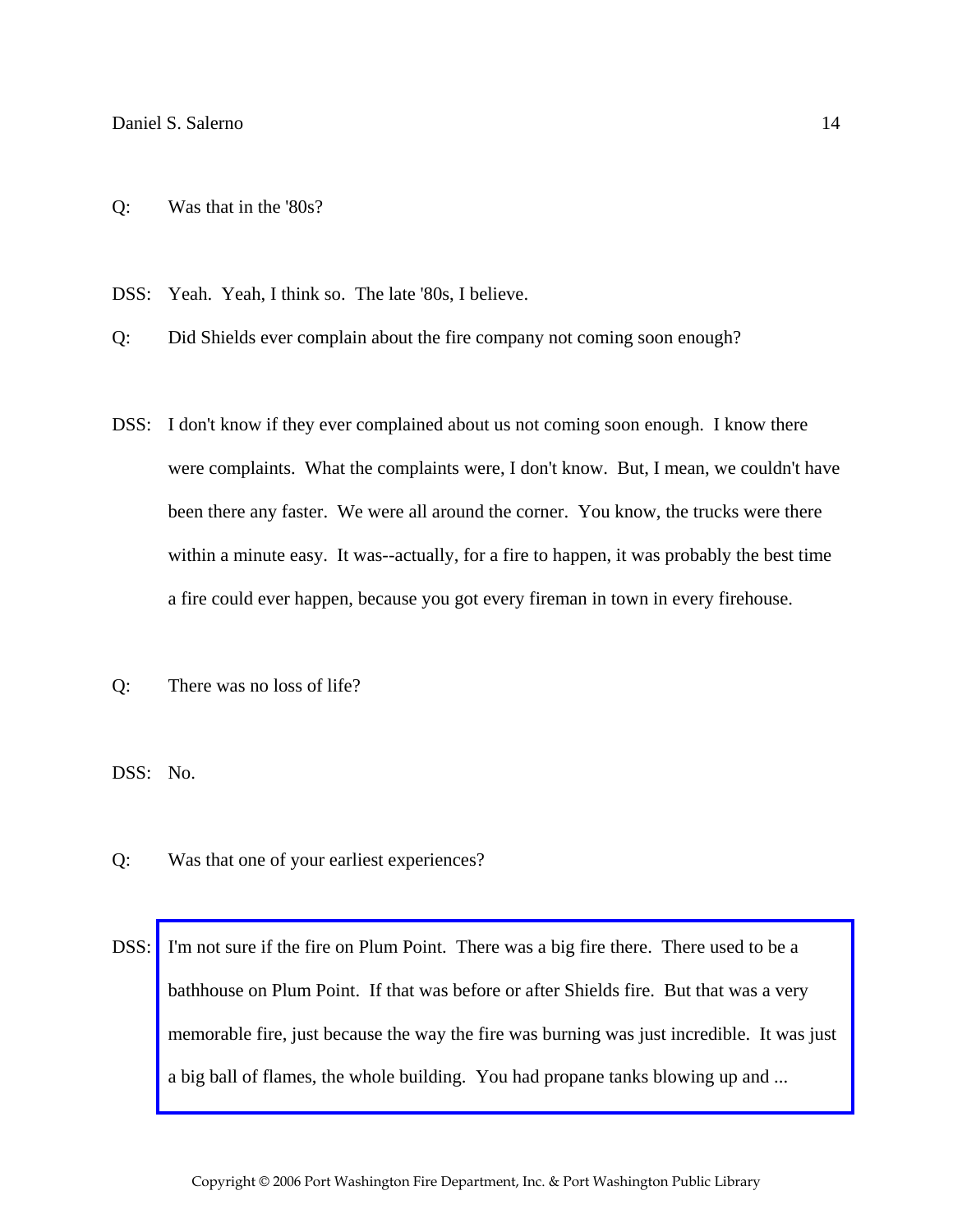Q: Was that in the '80s?

DSS: Yeah. Yeah, I think so. The late '80s, I believe.

Q: Did Shields ever complain about the fire company not coming soon enough?

DSS: I don't know if they ever complained about us not coming soon enough. I know there were complaints. What the complaints were, I don't know. But, I mean, we couldn't have been there any faster. We were all around the corner. You know, the trucks were there within a minute easy. It was--actually, for a fire to happen, it was probably the best time a fire could ever happen, because you got every fireman in town in every firehouse.

Q: There was no loss of life?

DSS: No.

Q: Was that one of your earliest experiences?

DSS: I'm not sure if the fire on Plum Point. There was a big fire there. There used to be a bathhouse on Plum Point. If that was before or after Shields fire. But that was a very memorable fire, just because the way the fire was burning was just incredible. It was just a big ball of flames, the whole building. You had propane tanks blowing up and ...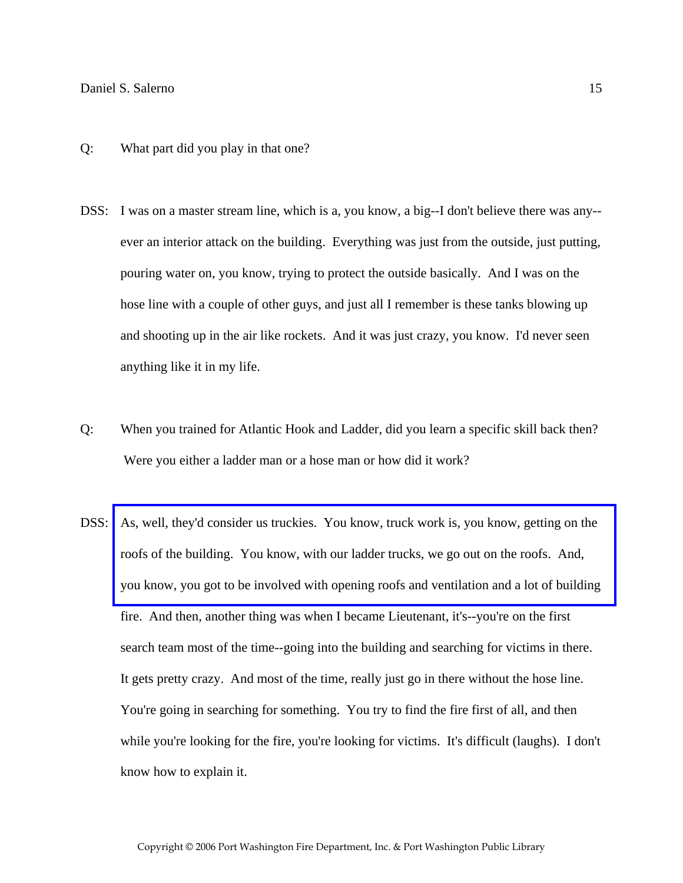Q: What part did you play in that one?

DSS: I was on a master stream line, which is a, you know, a big--I don't believe there was any--ever an interior attack on the building. Everything was just from the outside, just putting, pouring water on, you know, trying to protect the outside basically. And I was on the hose line with a couple of other guys, and just all I remember is these tanks blowing up and shooting up in the air like rockets. And it was just crazy, you know. I'd never seen anything like it in my life.

Q: When you trained for Atlantic Hook and Ladder, did you learn a specific skill back then? Were you either a ladder man or a hose man or how did it work?

DSS: As, well, they'd consider us truckies. You know, truck work is, you know, getting on the roofs of the building. You know, with our ladder trucks, we go out on the roofs. And, you know, you got to be involved with opening roofs and ventilation and a lot of building fire. And then, another thing was when I became Lieutenant, it's--you're on the first search team most of the time--going into the building and searching for victims in there. It gets pretty crazy. And most of the time, really just go in there without the hose line. You're going in searching for something. You try to find the fire first of all, and then while you're looking for the fire, you're looking for victims. It's difficult (laughs). I don't know how to explain it.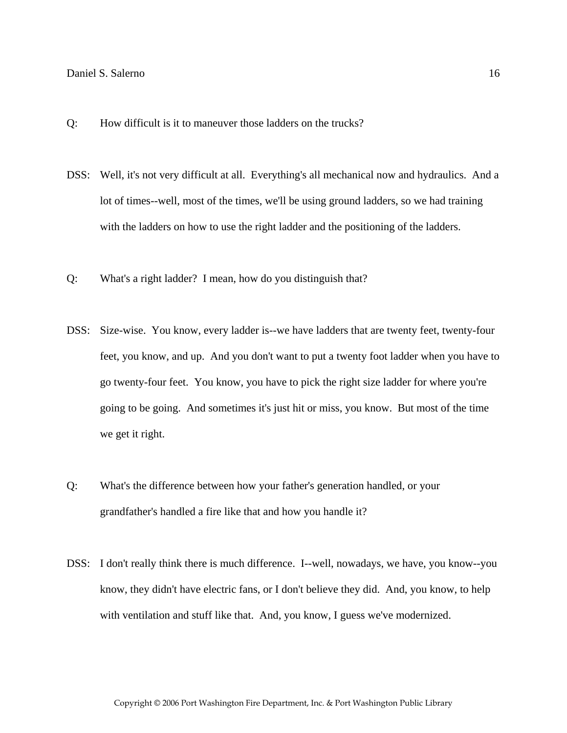Q: How difficult is it to maneuver those ladders on the trucks?

DSS: Well, it's not very difficult at all. Everything's all mechanical now and hydraulics. And a lot of times--well, most of the times, we'll be using ground ladders, so we had training with the ladders on how to use the right ladder and the positioning of the ladders.

Q: What's a right ladder? I mean, how do you distinguish that?

DSS: Size-wise. You know, every ladder is--we have ladders that are twenty feet, twenty-four feet, you know, and up. And you don't want to put a twenty foot ladder when you have to go twenty-four feet. You know, you have to pick the right size ladder for where you're going to be going. And sometimes it's just hit or miss, you know. But most of the time we get it right.

Q: What's the difference between how your father's generation handled, or your grandfather's handled a fire like that and how you handle it?

DSS: I don't really think there is much difference. I--well, nowadays, we have, you know--you know, they didn't have electric fans, or I don't believe they did. And, you know, to help with ventilation and stuff like that. And, you know, I guess we've modernized.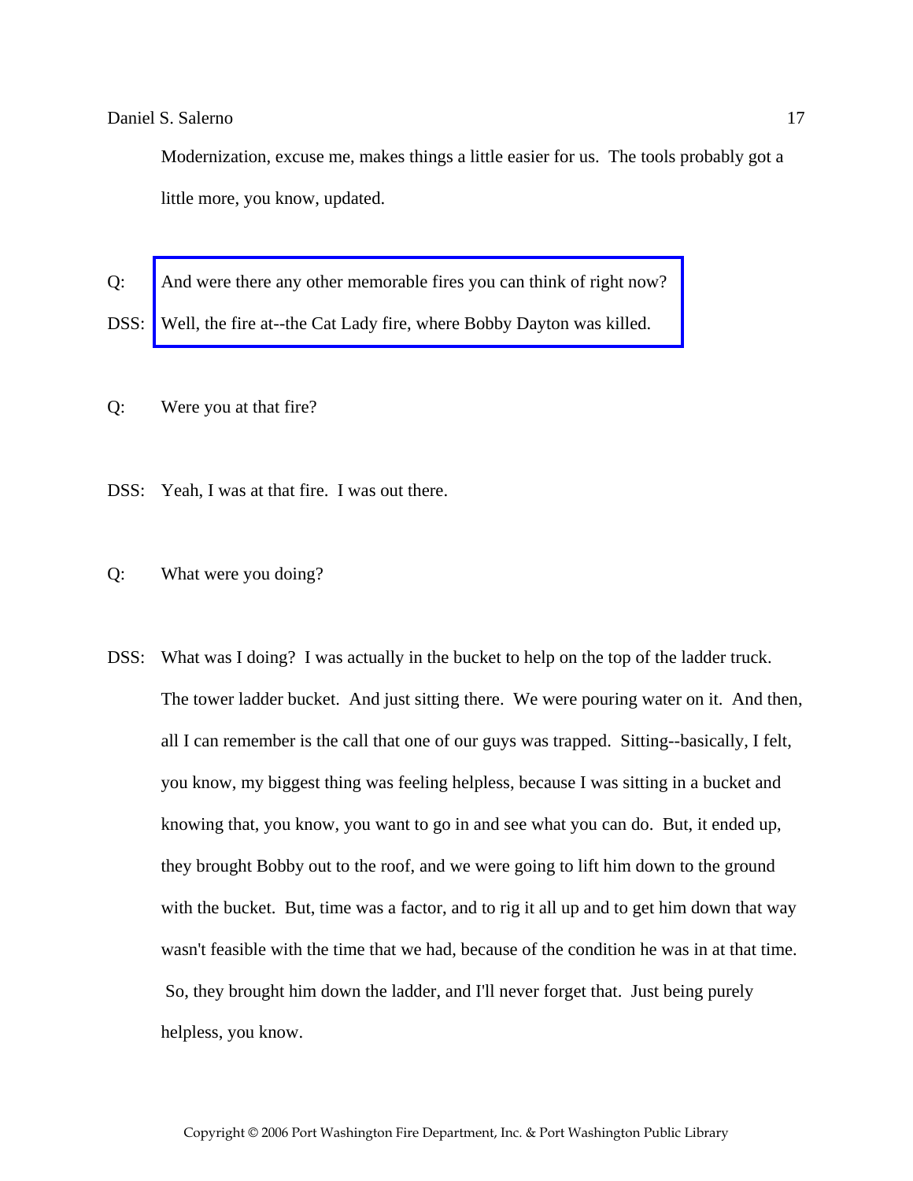Modernization, excuse me, makes things a little easier for us. The tools probably got a little more, you know, updated.

Q: And were there any other memorable fires you can think of right now?

DSS: Well, the fire at--the Cat Lady fire, where Bobby Dayton was killed.

Q: Were you at that fire?

DSS: Yeah, I was at that fire. I was out there.

Q: What were you doing?

DSS: What was I doing? I was actually in the bucket to help on the top of the ladder truck. The tower ladder bucket. And just sitting there. We were pouring water on it. And then, all I can remember is the call that one of our guys was trapped. Sitting--basically, I felt, you know, my biggest thing was feeling helpless, because I was sitting in a bucket and knowing that, you know, you want to go in and see what you can do. But, it ended up, they brought Bobby out to the roof, and we were going to lift him down to the ground with the bucket. But, time was a factor, and to rig it all up and to get him down that way wasn't feasible with the time that we had, because of the condition he was in at that time. So, they brought him down the ladder, and I'll never forget that. Just being purely helpless, you know.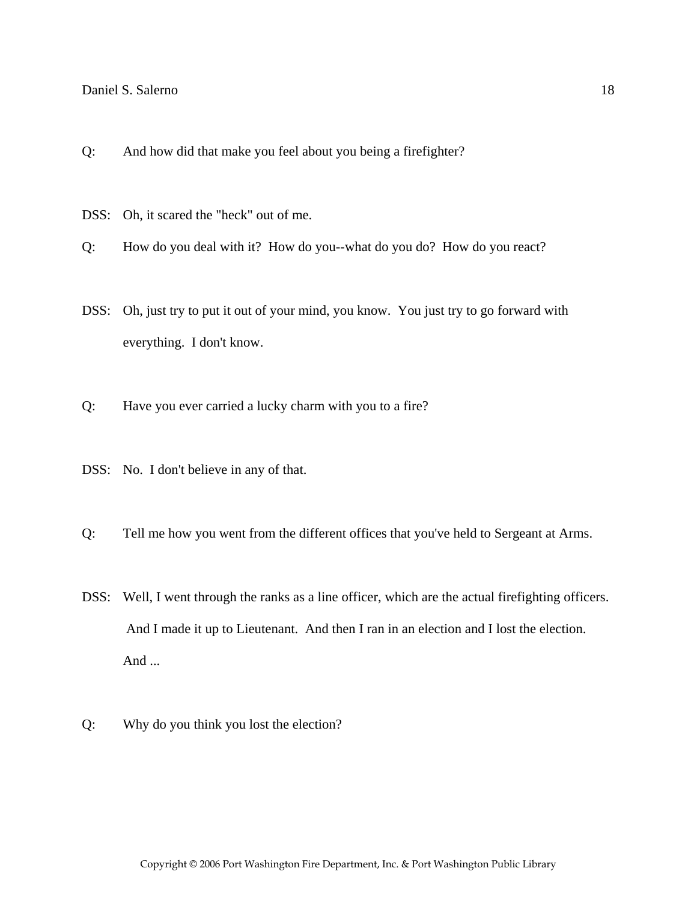Q: And how did that make you feel about you being a firefighter?

DSS: Oh, it scared the "heck" out of me.

Q: How do you deal with it? How do you--what do you do? How do you react?

DSS: Oh, just try to put it out of your mind, you know. You just try to go forward with everything. I don't know.

Q: Have you ever carried a lucky charm with you to a fire?

DSS: No. I don't believe in any of that.

Q: Tell me how you went from the different offices that you've held to Sergeant at Arms.

DSS: Well, I went through the ranks as a line officer, which are the actual firefighting officers. And I made it up to Lieutenant. And then I ran in an election and I lost the election. And ...

Q: Why do you think you lost the election?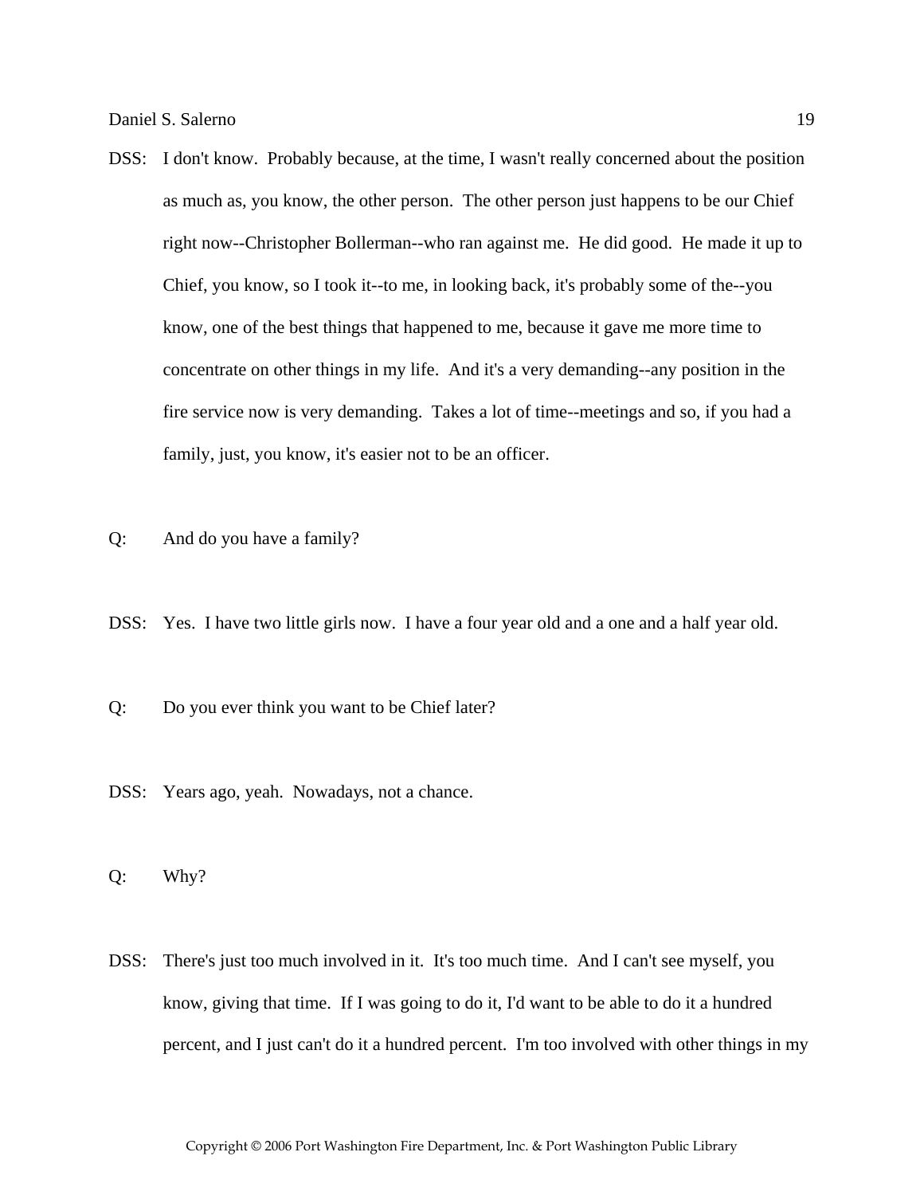DSS: I don't know. Probably because, at the time, I wasn't really concerned about the position as much as, you know, the other person. The other person just happens to be our Chief right now--Christopher Bollerman--who ran against me. He did good. He made it up to Chief, you know, so I took it--to me, in looking back, it's probably some of the--you know, one of the best things that happened to me, because it gave me more time to concentrate on other things in my life. And it's a very demanding--any position in the fire service now is very demanding. Takes a lot of time--meetings and so, if you had a family, just, you know, it's easier not to be an officer.

Q: And do you have a family?

DSS: Yes. I have two little girls now. I have a four year old and a one and a half year old.

Q: Do you ever think you want to be Chief later?

DSS: Years ago, yeah. Nowadays, not a chance.

Q: Why?

DSS: There's just too much involved in it. It's too much time. And I can't see myself, you know, giving that time. If I was going to do it, I'd want to be able to do it a hundred percent, and I just can't do it a hundred percent. I'm too involved with other things in my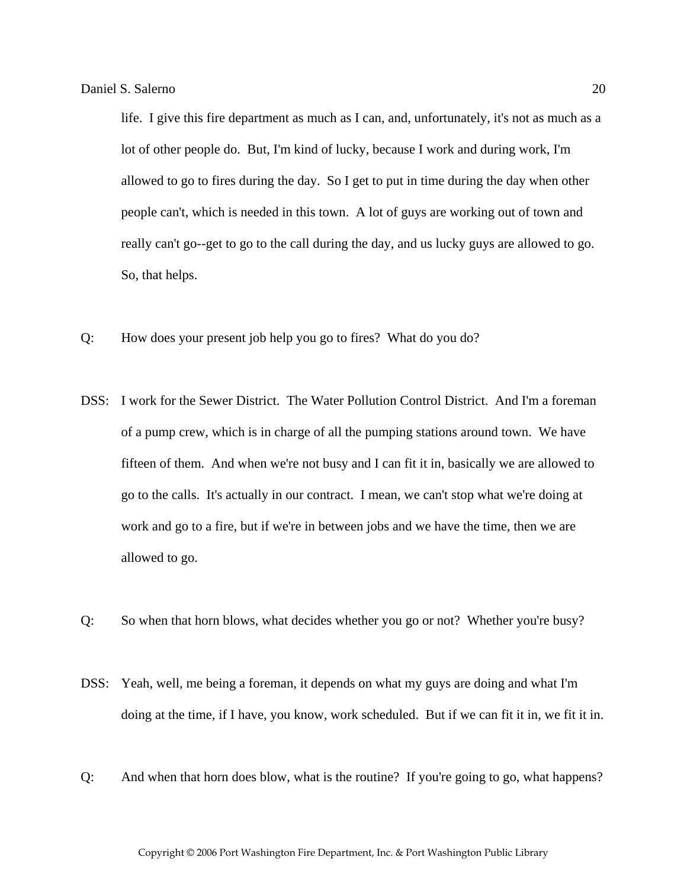life. I give this fire department as much as I can, and, unfortunately, it's not as much as a lot of other people do. But, I'm kind of lucky, because I work and during work, I'm allowed to go to fires during the day. So I get to put in time during the day when other people can't, which is needed in this town. A lot of guys are working out of town and really can't go--get to go to the call during the day, and us lucky guys are allowed to go. So, that helps.

Q: How does your present job help you go to fires? What do you do?

DSS: I work for the Sewer District. The Water Pollution Control District. And I'm a foreman of a pump crew, which is in charge of all the pumping stations around town. We have fifteen of them. And when we're not busy and I can fit it in, basically we are allowed to go to the calls. It's actually in our contract. I mean, we can't stop what we're doing at work and go to a fire, but if we're in between jobs and we have the time, then we are allowed to go.

Q: So when that horn blows, what decides whether you go or not? Whether you're busy?

DSS: Yeah, well, me being a foreman, it depends on what my guys are doing and what I'm doing at the time, if I have, you know, work scheduled. But if we can fit it in, we fit it in.

Q: And when that horn does blow, what is the routine? If you're going to go, what happens?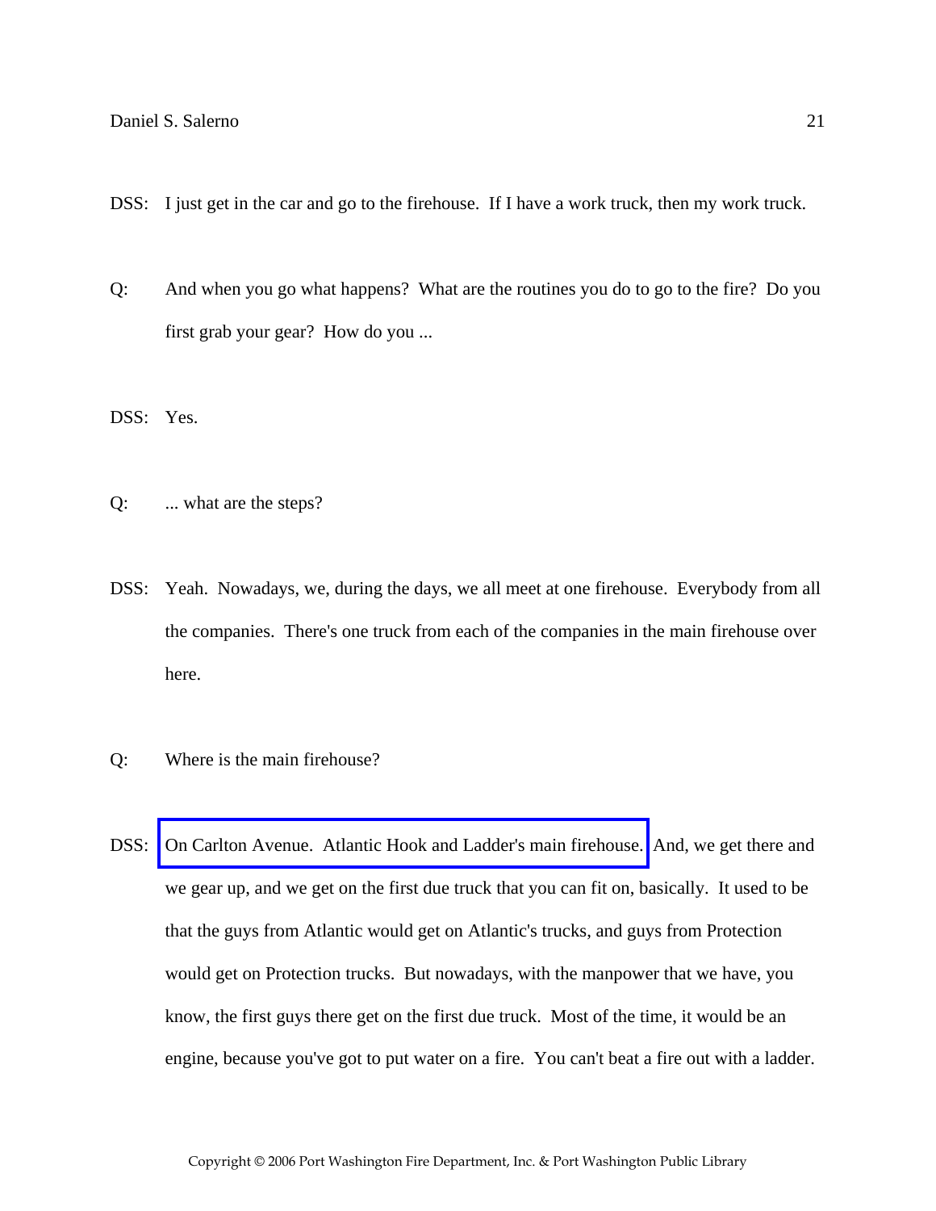DSS: I just get in the car and go to the firehouse. If I have a work truck, then my work truck.

Q: And when you go what happens? What are the routines you do to go to the fire? Do you first grab your gear? How do you ...

DSS: Yes.

Q: ... what are the steps?

DSS: Yeah. Nowadays, we, during the days, we all meet at one firehouse. Everybody from all the companies. There's one truck from each of the companies in the main firehouse over here.

Q: Where is the main firehouse?

DSS: On Carlton Avenue. Atlantic Hook and Ladder's main firehouse. And, we get there and we gear up, and we get on the first due truck that you can fit on, basically. It used to be that the guys from Atlantic would get on Atlantic's trucks, and guys from Protection would get on Protection trucks. But nowadays, with the manpower that we have, you know, the first guys there get on the first due truck. Most of the time, it would be an engine, because you've got to put water on a fire. You can't beat a fire out with a ladder.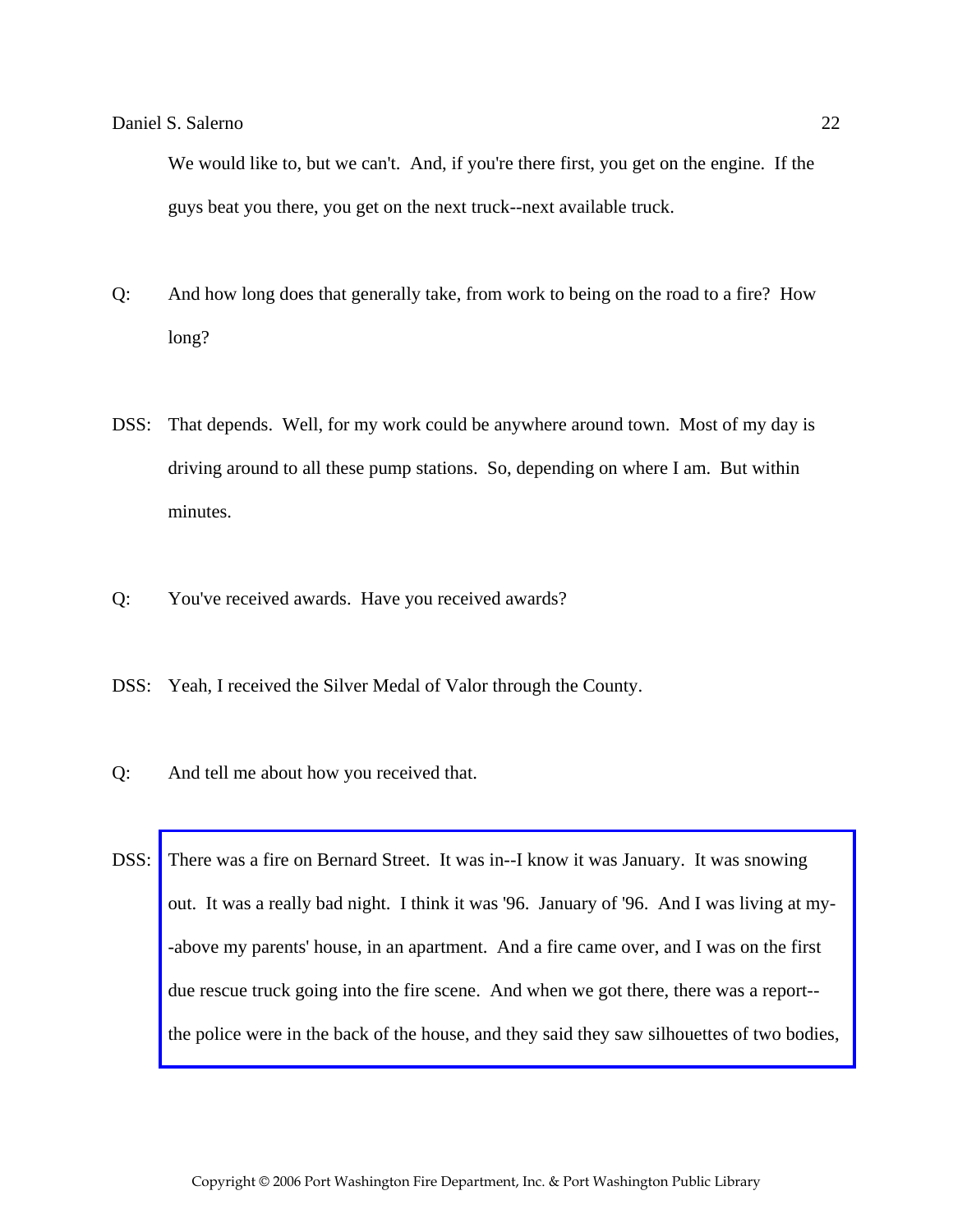We would like to, but we can't. And, if you're there first, you get on the engine. If the guys beat you there, you get on the next truck--next available truck.

Q: And how long does that generally take, from work to being on the road to a fire? How long?

DSS: That depends. Well, for my work could be anywhere around town. Most of my day is driving around to all these pump stations. So, depending on where I am. But within minutes.

Q: You've received awards. Have you received awards?

DSS: Yeah, I received the Silver Medal of Valor through the County.

Q: And tell me about how you received that.

DSS: There was a fire on Bernard Street. It was in--I know it was January. It was snowing out. It was a really bad night. I think it was '96. January of '96. And I was living at my--above my parents' house, in an apartment. And a fire came over, and I was on the first due rescue truck going into the fire scene. And when we got there, there was a report--the police were in the back of the house, and they said they saw silhouettes of two bodies,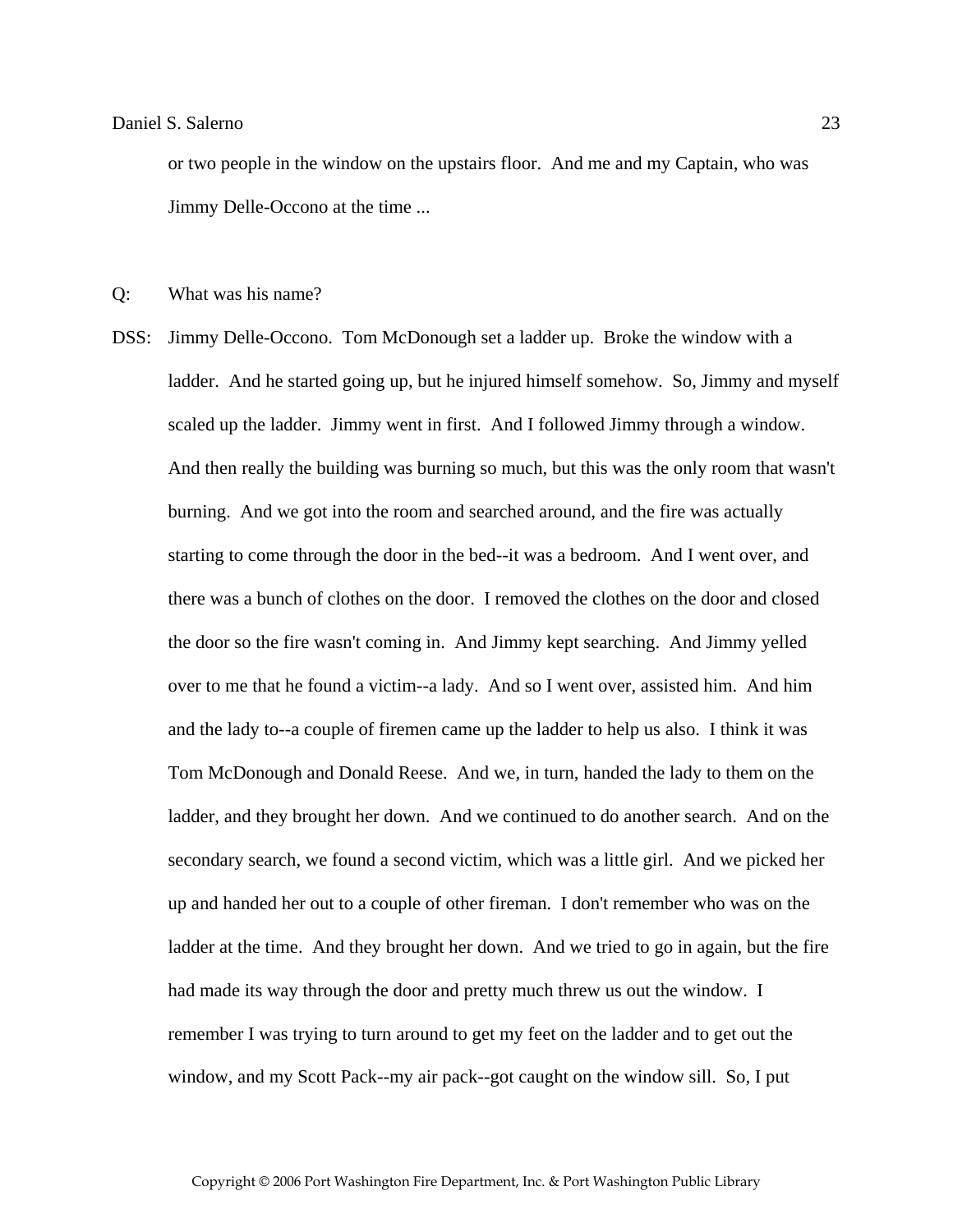or two people in the window on the upstairs floor. And me and my Captain, who was Jimmy Delle-Occono at the time ...

Q: What was his name?

DSS: Jimmy Delle-Occono. Tom McDonough set a ladder up. Broke the window with a ladder. And he started going up, but he injured himself somehow. So, Jimmy and myself scaled up the ladder. Jimmy went in first. And I followed Jimmy through a window. And then really the building was burning so much, but this was the only room that wasn't burning. And we got into the room and searched around, and the fire was actually starting to come through the door in the bed--it was a bedroom. And I went over, and there was a bunch of clothes on the door. I removed the clothes on the door and closed the door so the fire wasn't coming in. And Jimmy kept searching. And Jimmy yelled over to me that he found a victim--a lady. And so I went over, assisted him. And him and the lady to--a couple of firemen came up the ladder to help us also. I think it was Tom McDonough and Donald Reese. And we, in turn, handed the lady to them on the ladder, and they brought her down. And we continued to do another search. And on the secondary search, we found a second victim, which was a little girl. And we picked her up and handed her out to a couple of other fireman. I don't remember who was on the ladder at the time. And they brought her down. And we tried to go in again, but the fire had made its way through the door and pretty much threw us out the window. I remember I was trying to turn around to get my feet on the ladder and to get out the window, and my Scott Pack--my air pack--got caught on the window sill. So, I put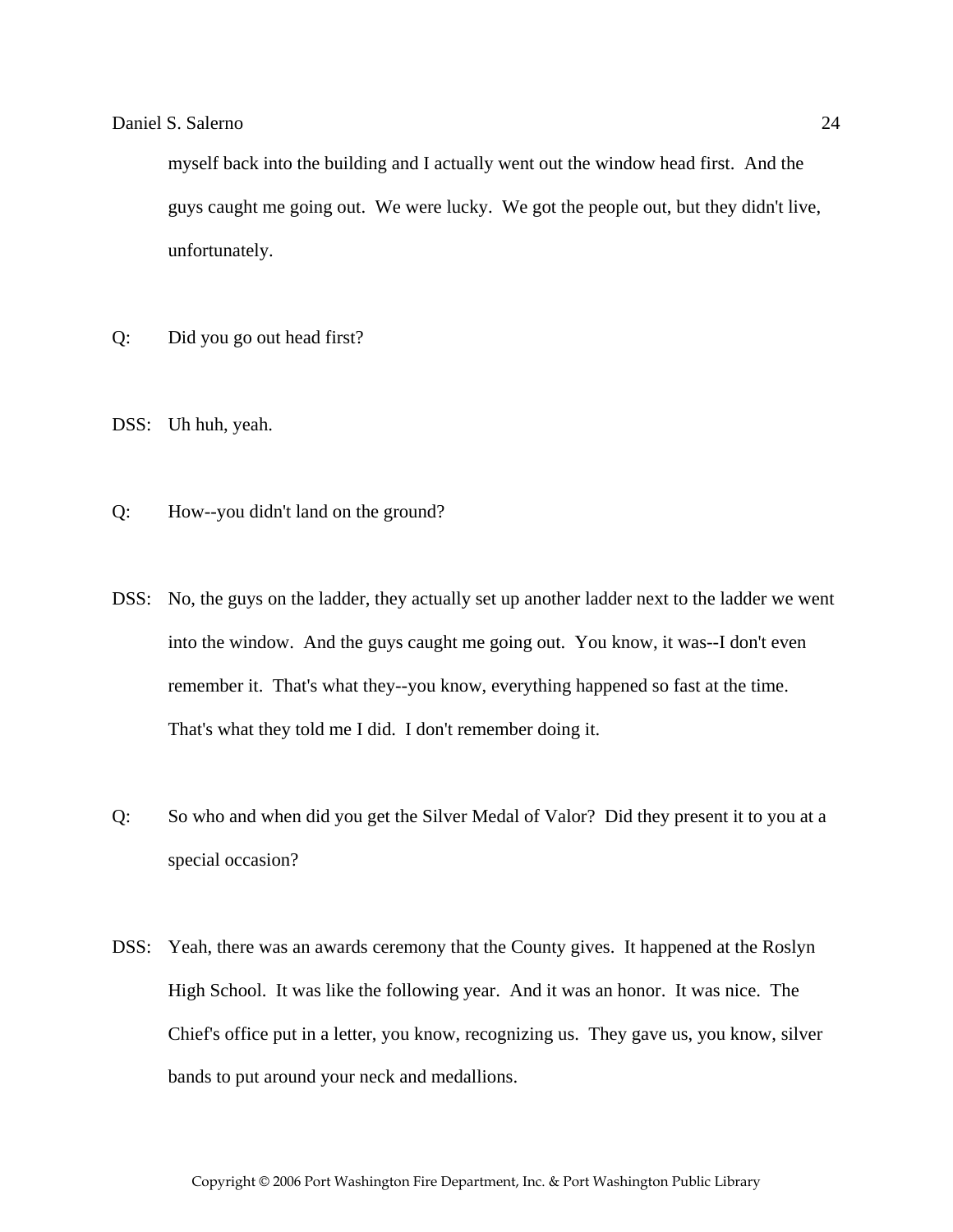myself back into the building and I actually went out the window head first. And the guys caught me going out. We were lucky. We got the people out, but they didn't live, unfortunately.

Q: Did you go out head first?

DSS: Uh huh, yeah.

Q: How--you didn't land on the ground?

DSS: No, the guys on the ladder, they actually set up another ladder next to the ladder we went into the window. And the guys caught me going out. You know, it was--I don't even remember it. That's what they--you know, everything happened so fast at the time. That's what they told me I did. I don't remember doing it.

Q: So who and when did you get the Silver Medal of Valor? Did they present it to you at a special occasion?

DSS: Yeah, there was an awards ceremony that the County gives. It happened at the Roslyn High School. It was like the following year. And it was an honor. It was nice. The Chief's office put in a letter, you know, recognizing us. They gave us, you know, silver bands to put around your neck and medallions.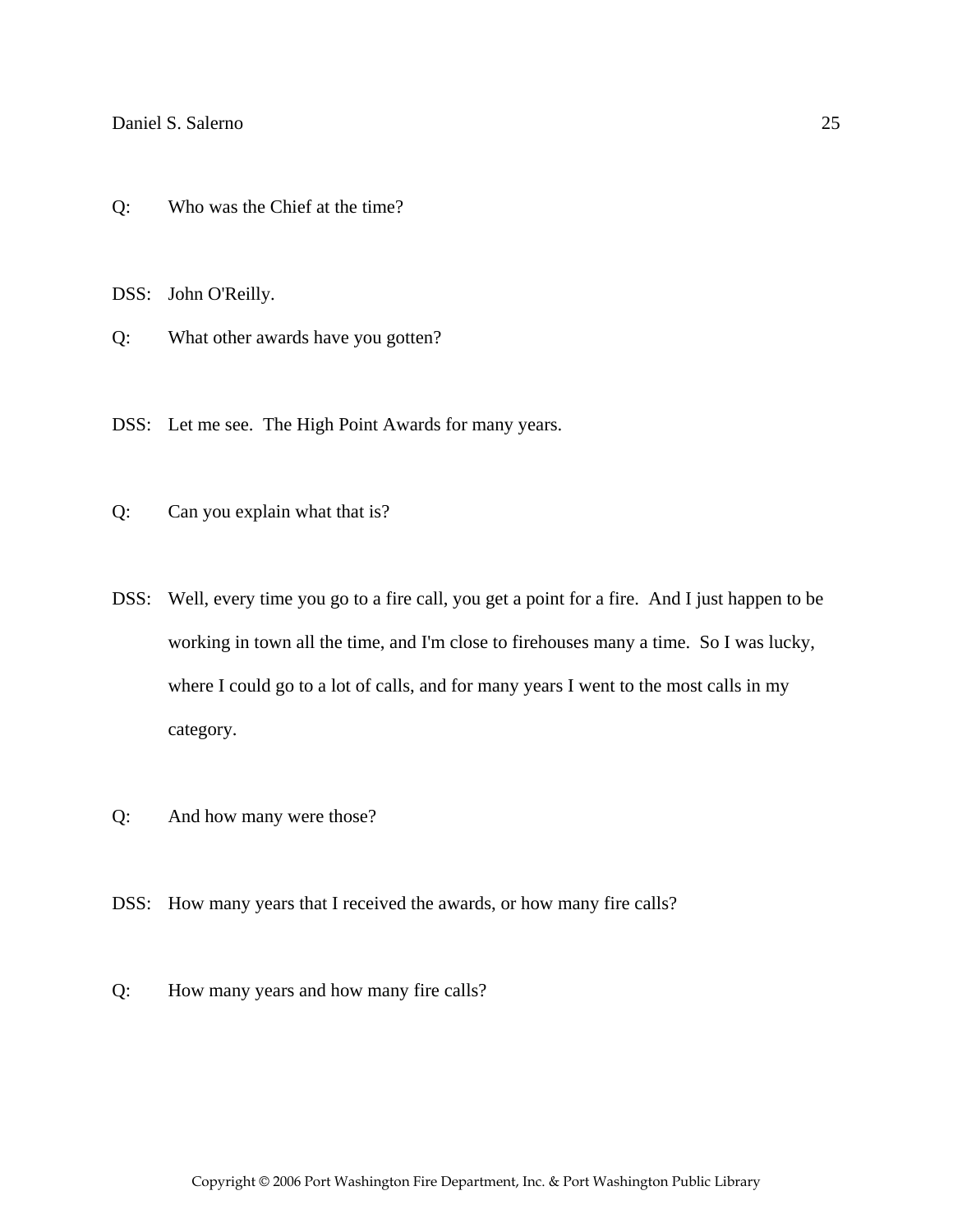Q: Who was the Chief at the time?

DSS: John O'Reilly.

Q: What other awards have you gotten?

DSS: Let me see. The High Point Awards for many years.

Q: Can you explain what that is?

DSS: Well, every time you go to a fire call, you get a point for a fire. And I just happen to be working in town all the time, and I'm close to firehouses many a time. So I was lucky, where I could go to a lot of calls, and for many years I went to the most calls in my category.

Q: And how many were those?

DSS: How many years that I received the awards, or how many fire calls?

Q: How many years and how many fire calls?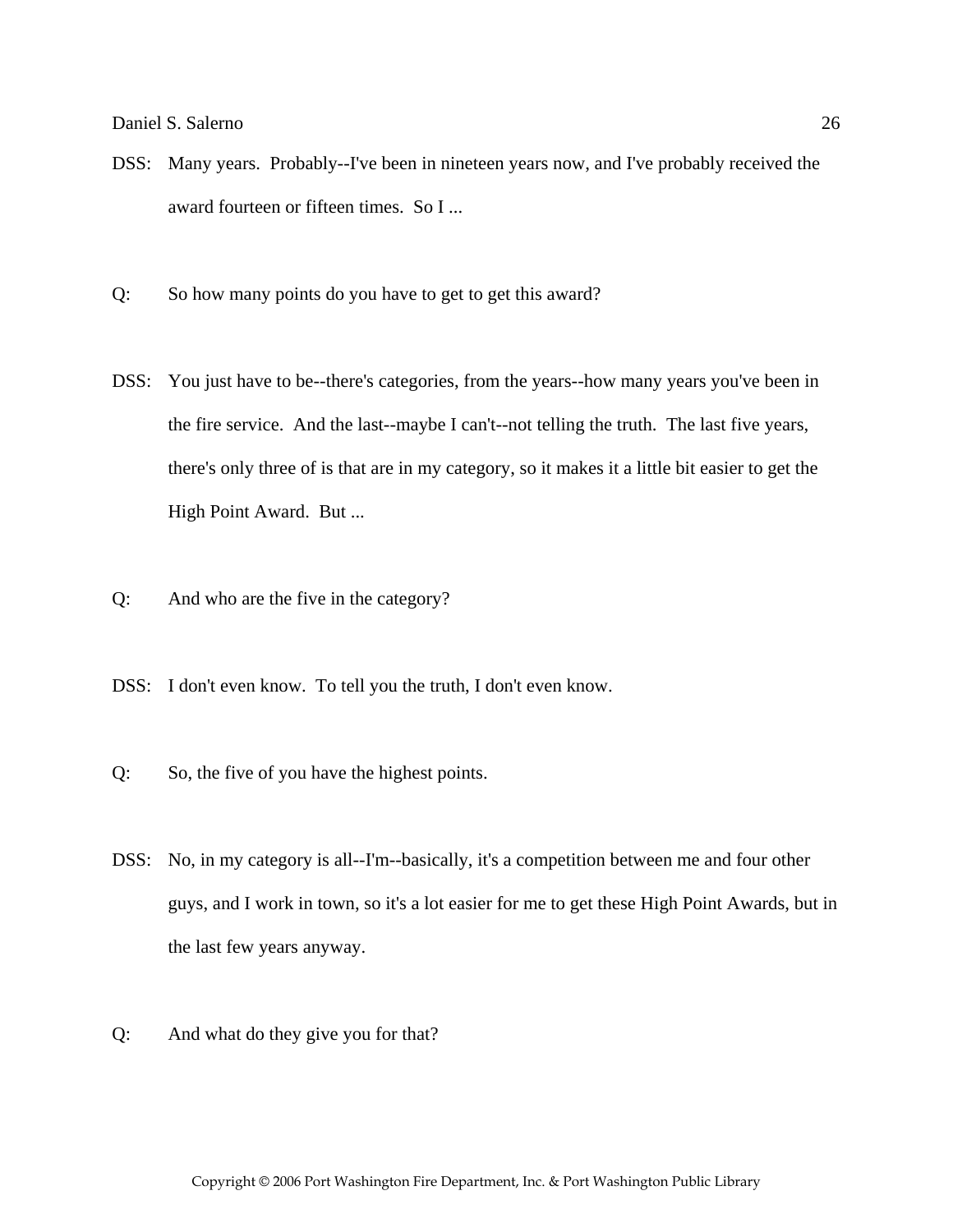DSS: Many years. Probably--I've been in nineteen years now, and I've probably received the award fourteen or fifteen times. So I ...

Q: So how many points do you have to get to get this award?

DSS: You just have to be--there's categories, from the years--how many years you've been in the fire service. And the last--maybe I can't--not telling the truth. The last five years, there's only three of is that are in my category, so it makes it a little bit easier to get the High Point Award. But ...

Q: And who are the five in the category?

DSS: I don't even know. To tell you the truth, I don't even know.

Q: So, the five of you have the highest points.

DSS: No, in my category is all--I'm--basically, it's a competition between me and four other guys, and I work in town, so it's a lot easier for me to get these High Point Awards, but in the last few years anyway.

Q: And what do they give you for that?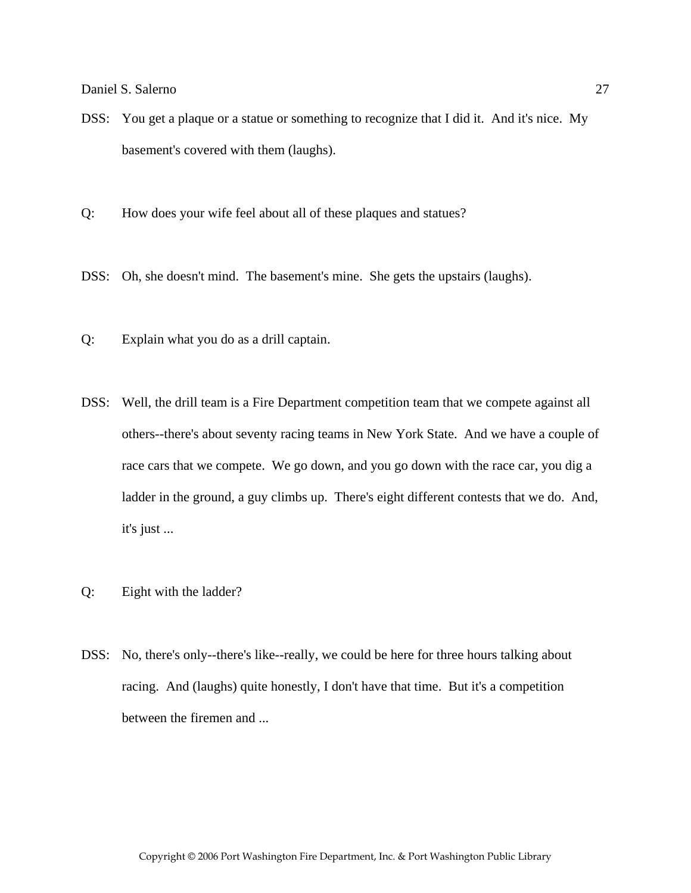DSS: You get a plaque or a statue or something to recognize that I did it. And it's nice. My basement's covered with them (laughs).

Q: How does your wife feel about all of these plaques and statues?

DSS: Oh, she doesn't mind. The basement's mine. She gets the upstairs (laughs).

Q: Explain what you do as a drill captain.

DSS: Well, the drill team is a Fire Department competition team that we compete against all others--there's about seventy racing teams in New York State. And we have a couple of race cars that we compete. We go down, and you go down with the race car, you dig a ladder in the ground, a guy climbs up. There's eight different contests that we do. And, it's just ...

Q: Eight with the ladder?

DSS: No, there's only--there's like--really, we could be here for three hours talking about racing. And (laughs) quite honestly, I don't have that time. But it's a competition between the firemen and ...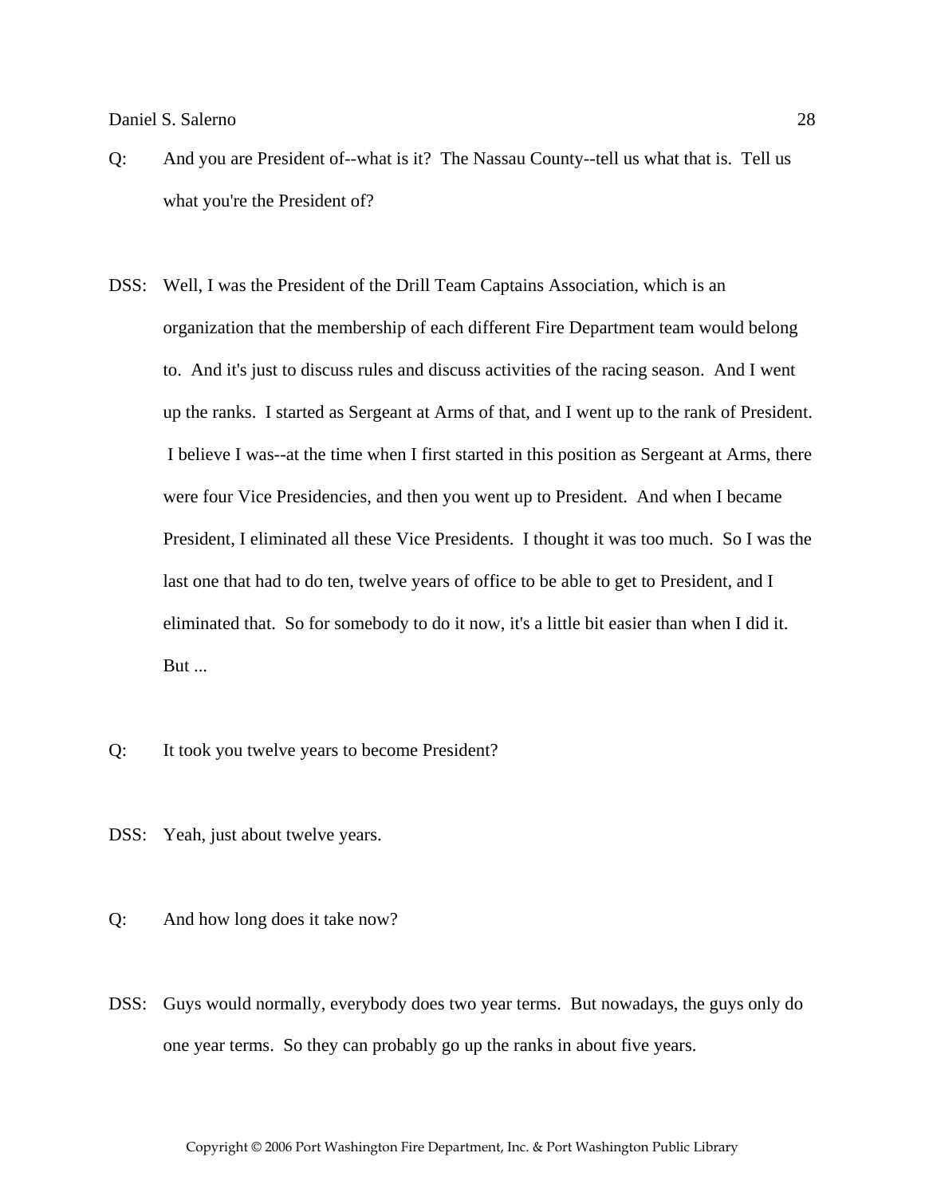Q: And you are President of--what is it? The Nassau County--tell us what that is. Tell us what you're the President of?

DSS: Well, I was the President of the Drill Team Captains Association, which is an organization that the membership of each different Fire Department team would belong to. And it's just to discuss rules and discuss activities of the racing season. And I went up the ranks. I started as Sergeant at Arms of that, and I went up to the rank of President. I believe I was--at the time when I first started in this position as Sergeant at Arms, there were four Vice Presidencies, and then you went up to President. And when I became President, I eliminated all these Vice Presidents. I thought it was too much. So I was the last one that had to do ten, twelve years of office to be able to get to President, and I eliminated that. So for somebody to do it now, it's a little bit easier than when I did it. But ...

Q: It took you twelve years to become President?

DSS: Yeah, just about twelve years.

Q: And how long does it take now?

DSS: Guys would normally, everybody does two year terms. But nowadays, the guys only do one year terms. So they can probably go up the ranks in about five years.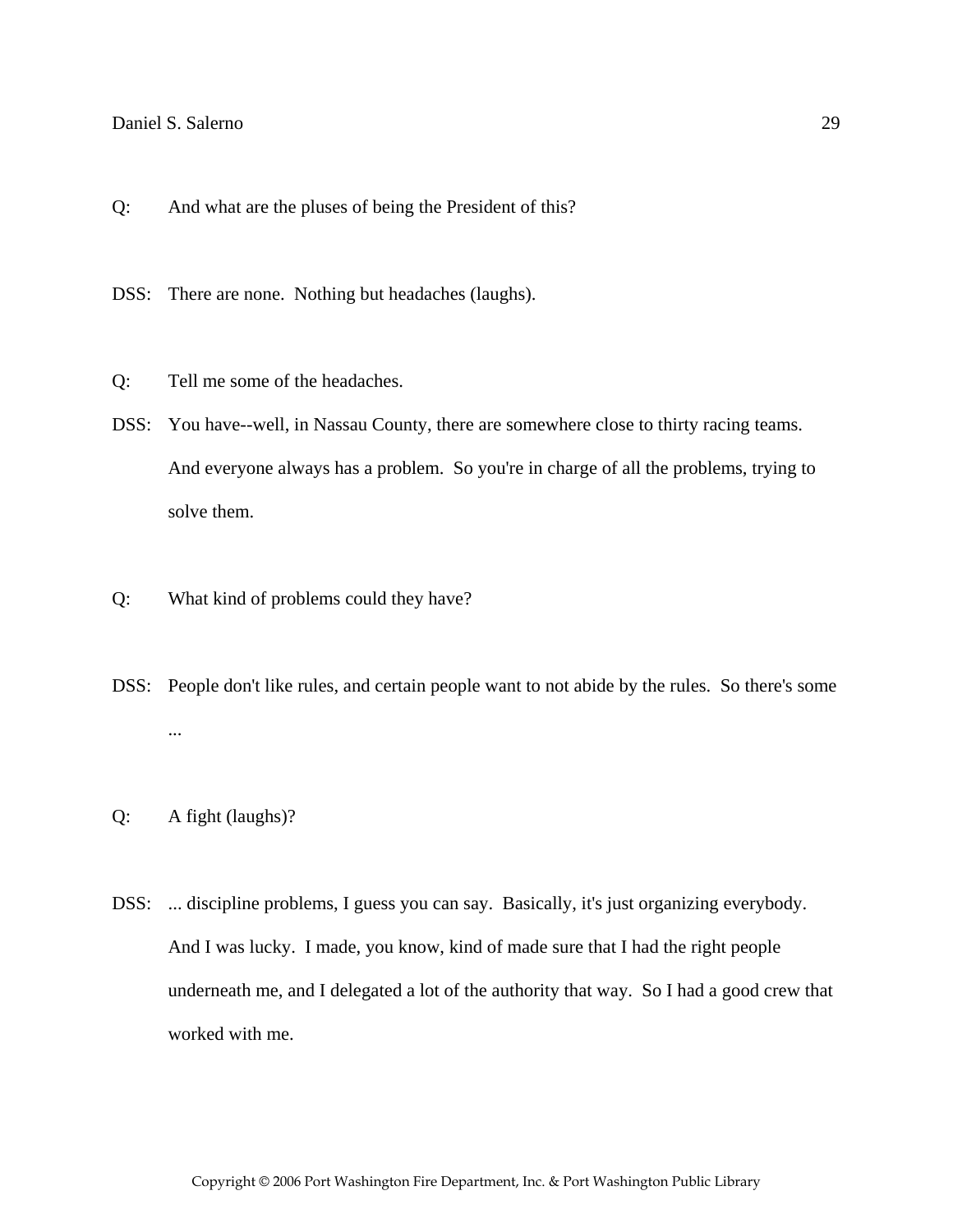Q: And what are the pluses of being the President of this?

DSS: There are none. Nothing but headaches (laughs).

Q: Tell me some of the headaches.

DSS: You have--well, in Nassau County, there are somewhere close to thirty racing teams. And everyone always has a problem. So you're in charge of all the problems, trying to solve them.

Q: What kind of problems could they have?

DSS: People don't like rules, and certain people want to not abide by the rules. So there's some ...

Q: A fight (laughs)?

DSS: ... discipline problems, I guess you can say. Basically, it's just organizing everybody. And I was lucky. I made, you know, kind of made sure that I had the right people underneath me, and I delegated a lot of the authority that way. So I had a good crew that worked with me.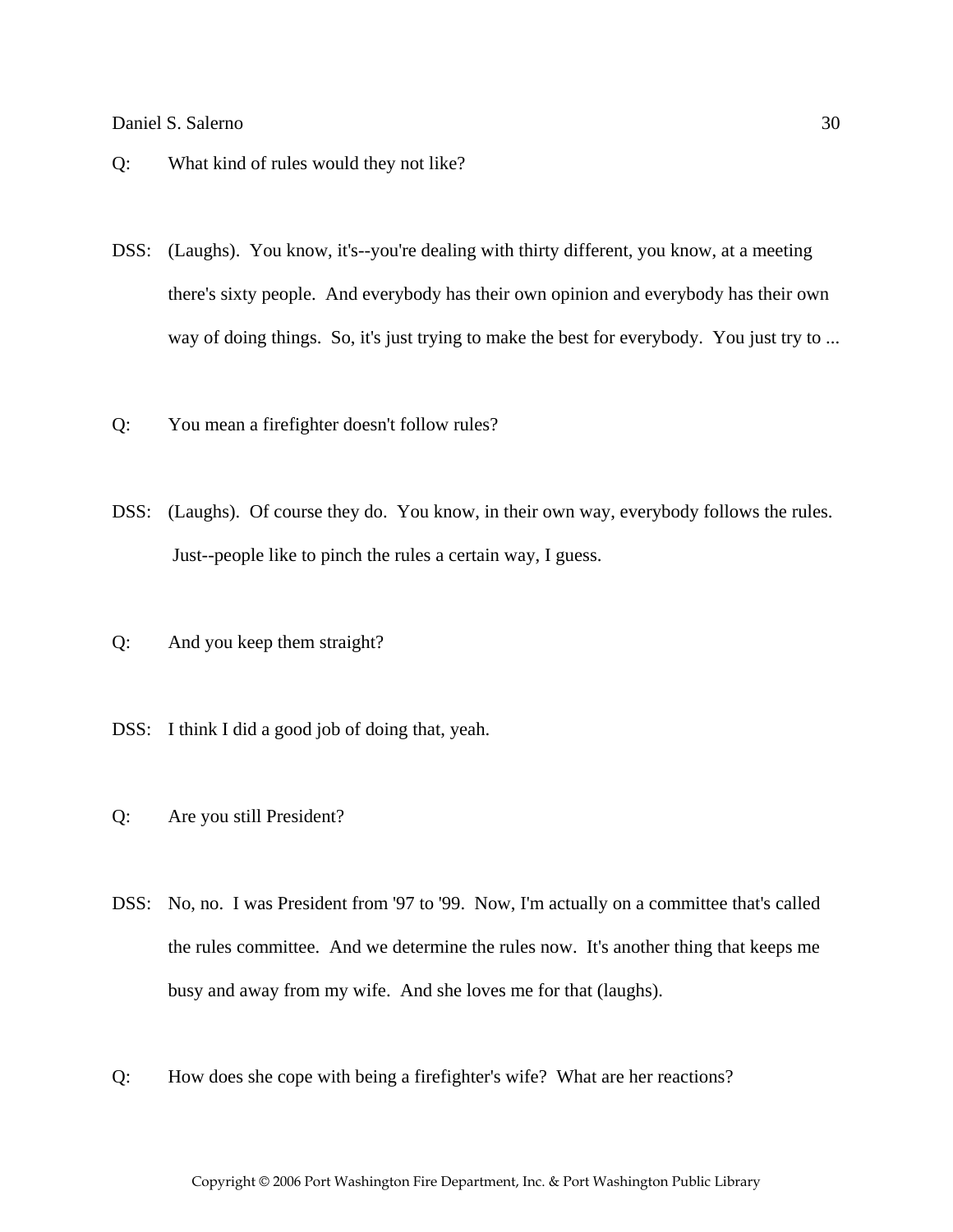Q: What kind of rules would they not like?

DSS: (Laughs). You know, it's--you're dealing with thirty different, you know, at a meeting there's sixty people. And everybody has their own opinion and everybody has their own way of doing things. So, it's just trying to make the best for everybody. You just try to ...

Q: You mean a firefighter doesn't follow rules?

DSS: (Laughs). Of course they do. You know, in their own way, everybody follows the rules. Just--people like to pinch the rules a certain way, I guess.

Q: And you keep them straight?

DSS: I think I did a good job of doing that, yeah.

Q: Are you still President?

DSS: No, no. I was President from '97 to '99. Now, I'm actually on a committee that's called the rules committee. And we determine the rules now. It's another thing that keeps me busy and away from my wife. And she loves me for that (laughs).

Q: How does she cope with being a firefighter's wife? What are her reactions?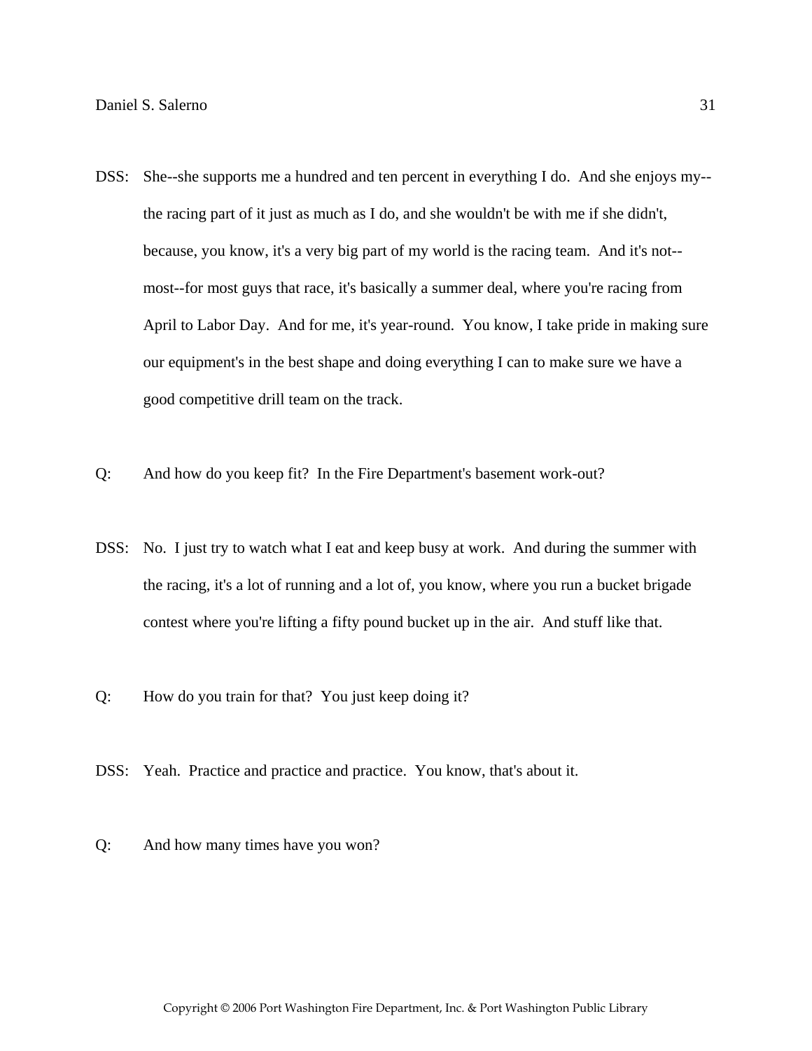DSS: She--she supports me a hundred and ten percent in everything I do. And she enjoys my--the racing part of it just as much as I do, and she wouldn't be with me if she didn't, because, you know, it's a very big part of my world is the racing team. And it's not--most--for most guys that race, it's basically a summer deal, where you're racing from April to Labor Day. And for me, it's year-round. You know, I take pride in making sure our equipment's in the best shape and doing everything I can to make sure we have a good competitive drill team on the track.

Q: And how do you keep fit? In the Fire Department's basement work-out?

DSS: No. I just try to watch what I eat and keep busy at work. And during the summer with the racing, it's a lot of running and a lot of, you know, where you run a bucket brigade contest where you're lifting a fifty pound bucket up in the air. And stuff like that.

Q: How do you train for that? You just keep doing it?

DSS: Yeah. Practice and practice and practice. You know, that's about it.

Q: And how many times have you won?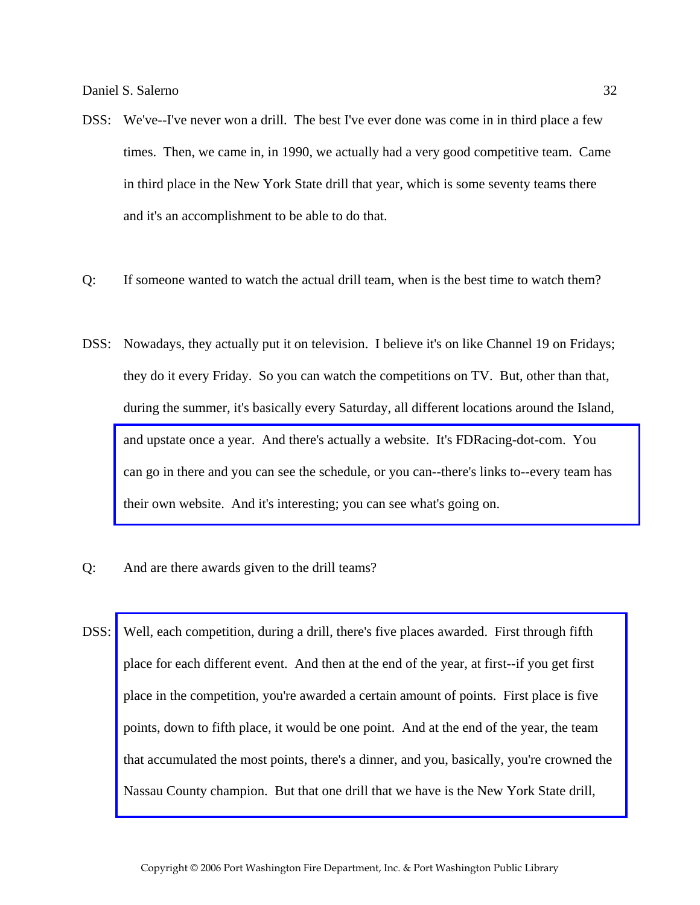DSS: We've--I've never won a drill. The best I've ever done was come in in third place a few times. Then, we came in, in 1990, we actually had a very good competitive team. Came in third place in the New York State drill that year, which is some seventy teams there and it's an accomplishment to be able to do that.

Q: If someone wanted to watch the actual drill team, when is the best time to watch them?

DSS: Nowadays, they actually put it on television. I believe it's on like Channel 19 on Fridays; they do it every Friday. So you can watch the competitions on TV. But, other than that, during the summer, it's basically every Saturday, all different locations around the Island, and upstate once a year. And there's actually a website. It's FDRacing-dot-com. You can go in there and you can see the schedule, or you can--there's links to--every team has their own website. And it's interesting; you can see what's going on.

Q: And are there awards given to the drill teams?

DSS: Well, each competition, during a drill, there's five places awarded. First through fifth place for each different event. And then at the end of the year, at first--if you get first place in the competition, you're awarded a certain amount of points. First place is five points, down to fifth place, it would be one point. And at the end of the year, the team that accumulated the most points, there's a dinner, and you, basically, you're crowned the Nassau County champion. But that one drill that we have is the New York State drill,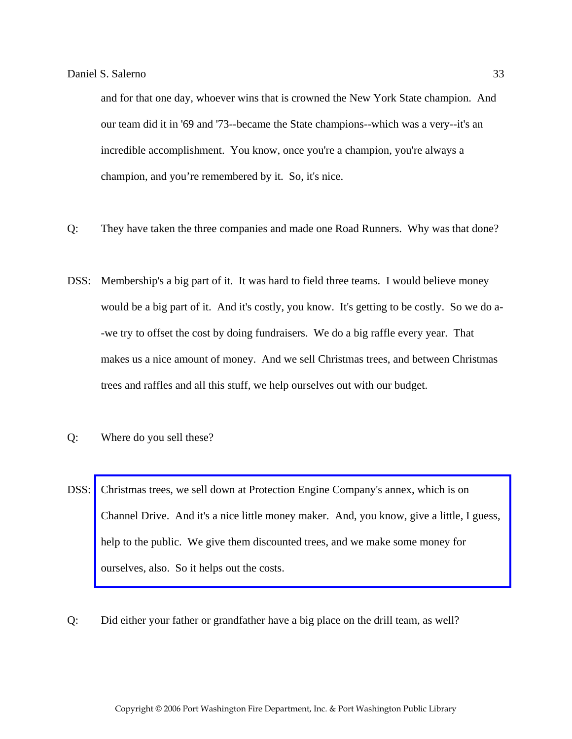and for that one day, whoever wins that is crowned the New York State champion. And our team did it in '69 and '73--became the State champions--which was a very--it's an incredible accomplishment. You know, once you're a champion, you're always a champion, and you're remembered by it. So, it's nice.

Q: They have taken the three companies and made one Road Runners. Why was that done?

DSS: Membership's a big part of it. It was hard to field three teams. I would believe money would be a big part of it. And it's costly, you know. It's getting to be costly. So we do a--we try to offset the cost by doing fundraisers. We do a big raffle every year. That makes us a nice amount of money. And we sell Christmas trees, and between Christmas trees and raffles and all this stuff, we help ourselves out with our budget.

Q: Where do you sell these?

DSS: Christmas trees, we sell down at Protection Engine Company's annex, which is on Channel Drive. And it's a nice little money maker. And, you know, give a little, I guess, help to the public. We give them discounted trees, and we make some money for ourselves, also. So it helps out the costs.

Q: Did either your father or grandfather have a big place on the drill team, as well?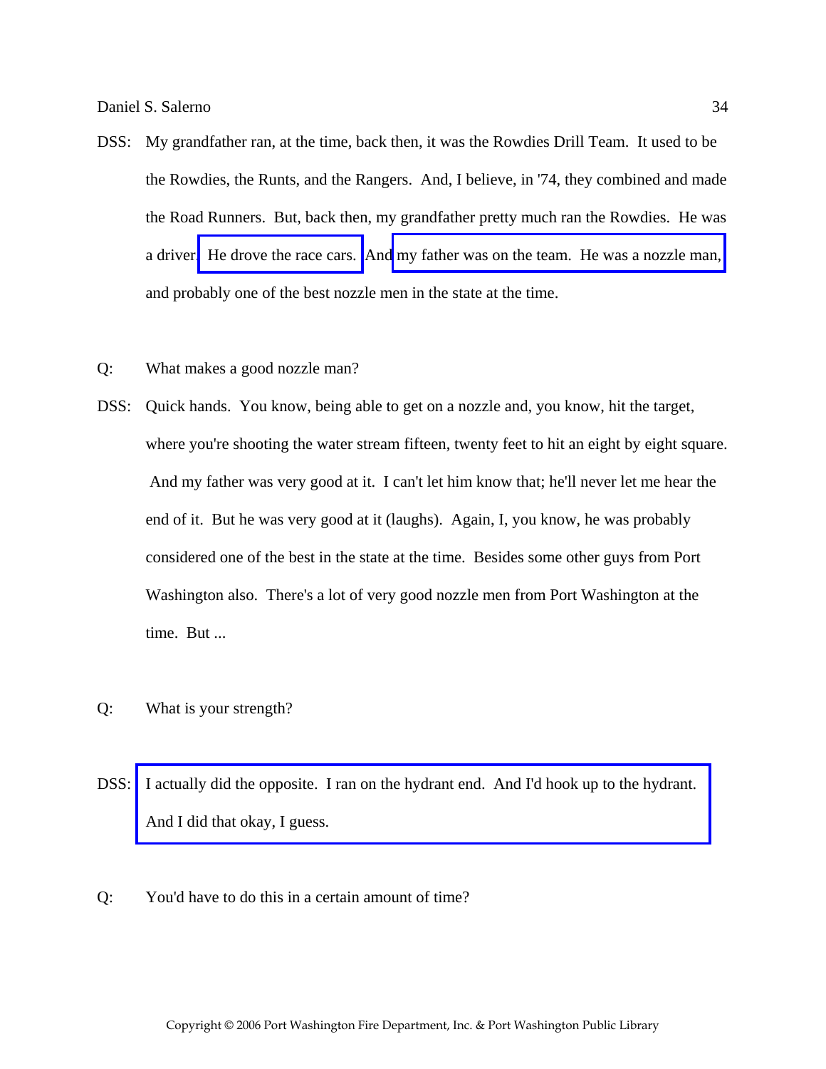DSS: My grandfather ran, at the time, back then, it was the Rowdies Drill Team. It used to be the Rowdies, the Runts, and the Rangers. And, I believe, in '74, they combined and made the Road Runners. But, back then, my grandfather pretty much ran the Rowdies. He was a driver. He drove the race cars. And my father was on the team. He was a nozzle man, and probably one of the best nozzle men in the state at the time.

Q: What makes a good nozzle man?

DSS: Quick hands. You know, being able to get on a nozzle and, you know, hit the target, where you're shooting the water stream fifteen, twenty feet to hit an eight by eight square. And my father was very good at it. I can't let him know that; he'll never let me hear the end of it. But he was very good at it (laughs). Again, I, you know, he was probably considered one of the best in the state at the time. Besides some other guys from Port Washington also. There's a lot of very good nozzle men from Port Washington at the time. But ...

Q: What is your strength?

DSS: I actually did the opposite. I ran on the hydrant end. And I'd hook up to the hydrant. And I did that okay, I guess.

Q: You'd have to do this in a certain amount of time?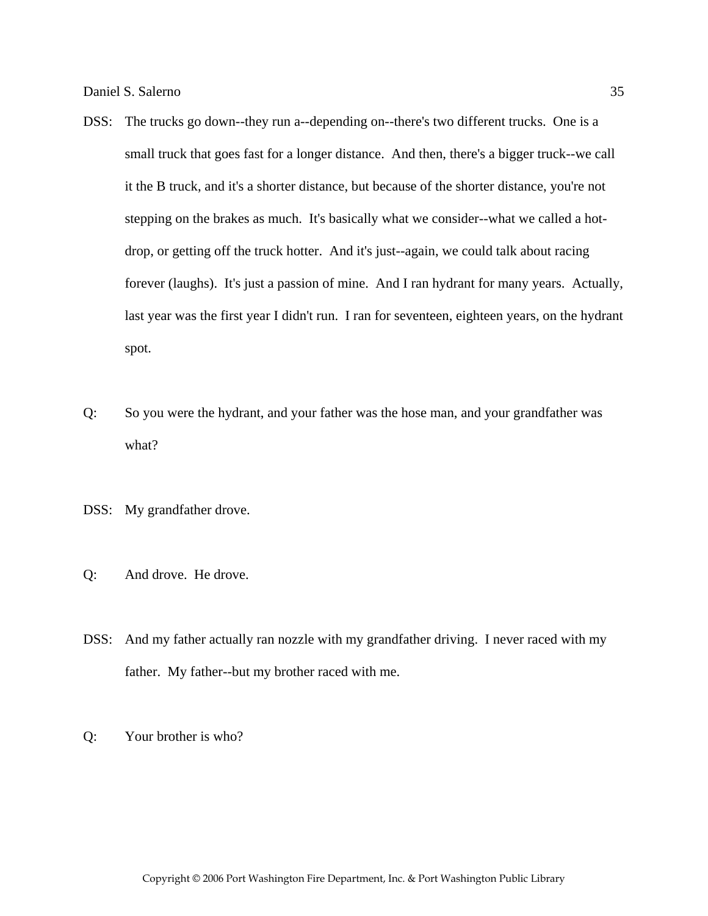DSS: The trucks go down--they run a--depending on--there's two different trucks. One is a small truck that goes fast for a longer distance. And then, there's a bigger truck--we call it the B truck, and it's a shorter distance, but because of the shorter distance, you're not stepping on the brakes as much. It's basically what we consider--what we called a hot-drop, or getting off the truck hotter. And it's just--again, we could talk about racing forever (laughs). It's just a passion of mine. And I ran hydrant for many years. Actually, last year was the first year I didn't run. I ran for seventeen, eighteen years, on the hydrant spot.

Q: So you were the hydrant, and your father was the hose man, and your grandfather was what?

DSS: My grandfather drove.

Q: And drove. He drove.

DSS: And my father actually ran nozzle with my grandfather driving. I never raced with my father. My father--but my brother raced with me.

Q: Your brother is who?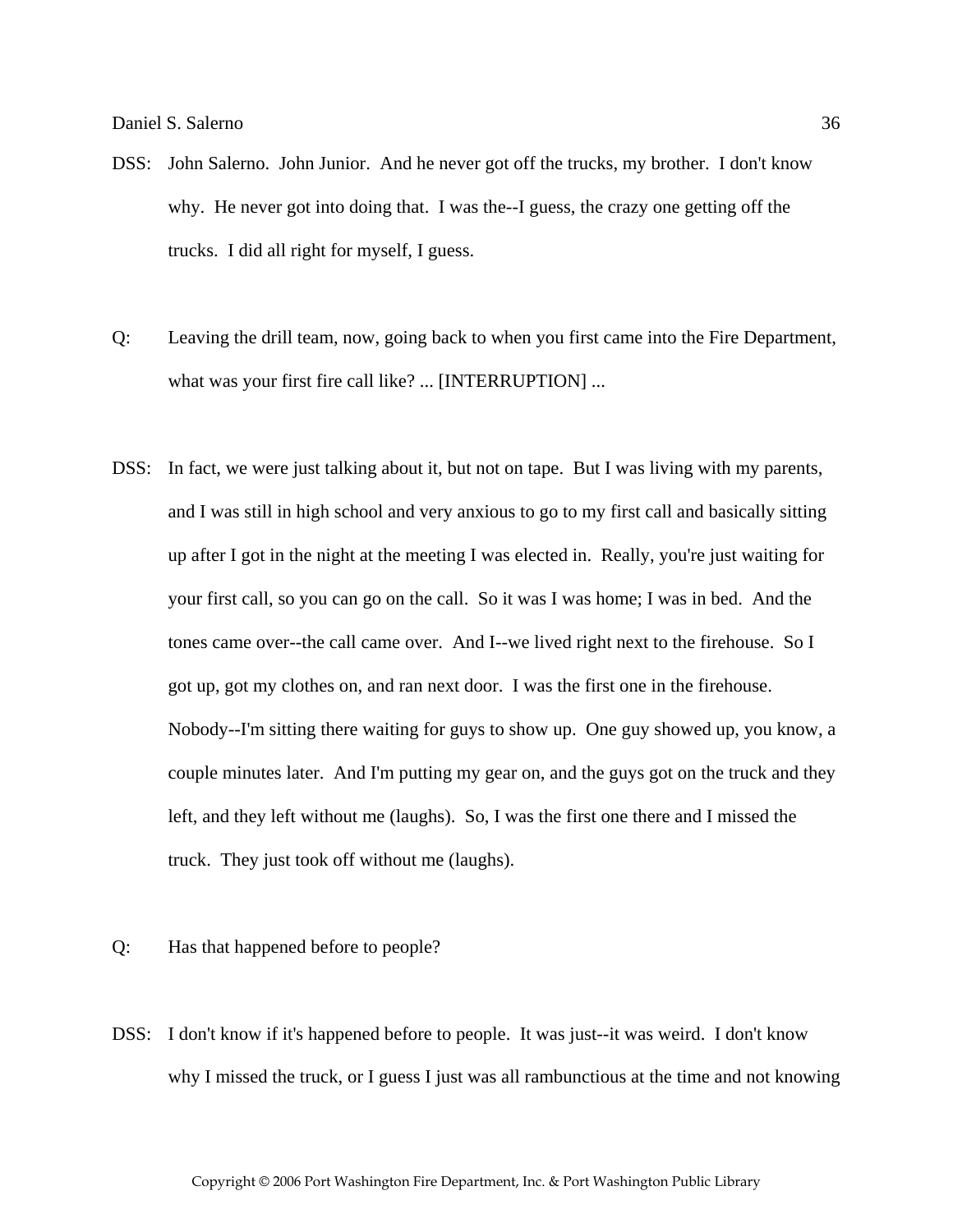DSS: John Salerno. John Junior. And he never got off the trucks, my brother. I don't know why. He never got into doing that. I was the--I guess, the crazy one getting off the trucks. I did all right for myself, I guess.

Q: Leaving the drill team, now, going back to when you first came into the Fire Department, what was your first fire call like? ... [INTERRUPTION] ...

DSS: In fact, we were just talking about it, but not on tape. But I was living with my parents, and I was still in high school and very anxious to go to my first call and basically sitting up after I got in the night at the meeting I was elected in. Really, you're just waiting for your first call, so you can go on the call. So it was I was home; I was in bed. And the tones came over--the call came over. And I--we lived right next to the firehouse. So I got up, got my clothes on, and ran next door. I was the first one in the firehouse. Nobody--I'm sitting there waiting for guys to show up. One guy showed up, you know, a couple minutes later. And I'm putting my gear on, and the guys got on the truck and they left, and they left without me (laughs). So, I was the first one there and I missed the truck. They just took off without me (laughs).

Q: Has that happened before to people?

DSS: I don't know if it's happened before to people. It was just--it was weird. I don't know why I missed the truck, or I guess I just was all rambunctious at the time and not knowing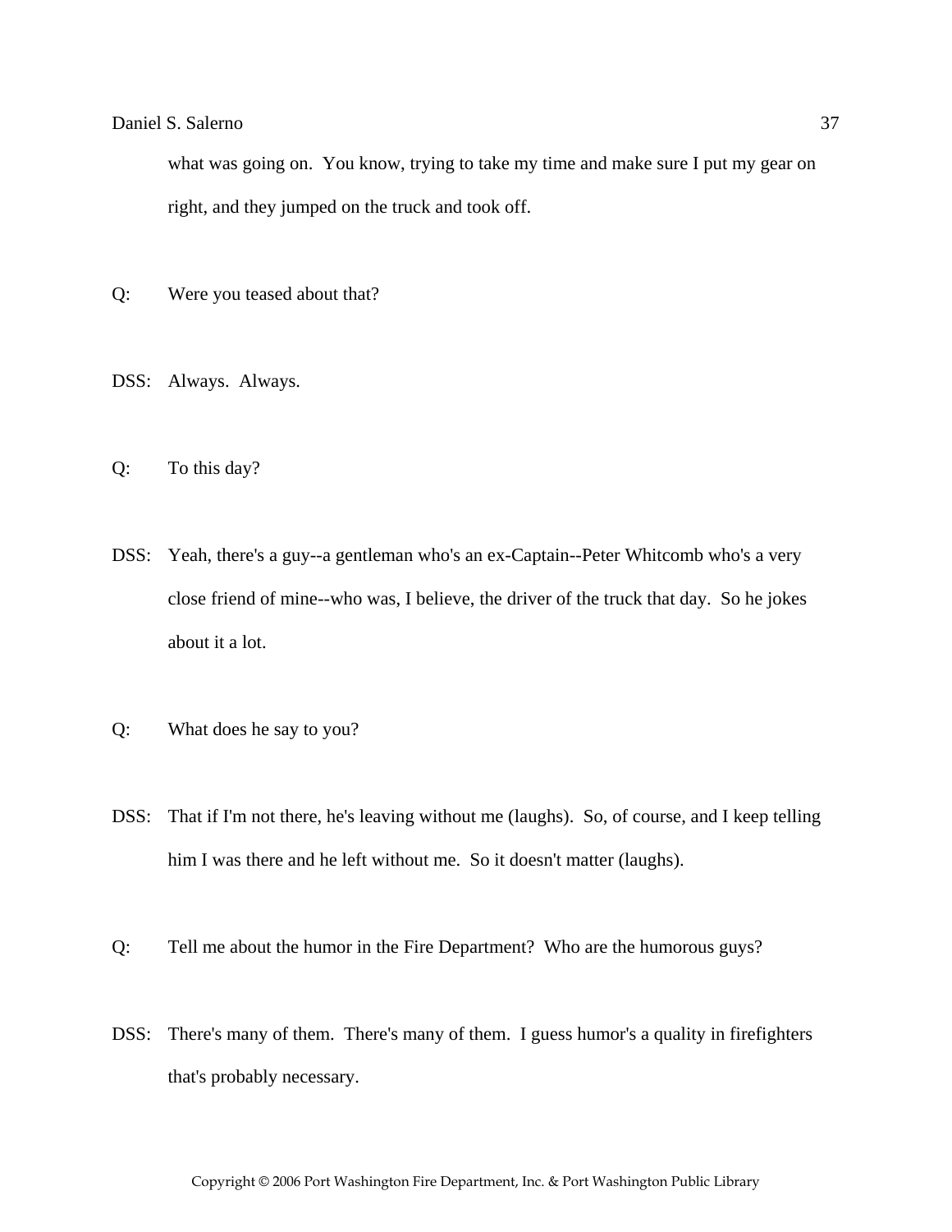what was going on. You know, trying to take my time and make sure I put my gear on right, and they jumped on the truck and took off.

Q: Were you teased about that?

DSS: Always. Always.

Q: To this day?

DSS: Yeah, there's a guy--a gentleman who's an ex-Captain--Peter Whitcomb who's a very close friend of mine--who was, I believe, the driver of the truck that day. So he jokes about it a lot.

Q: What does he say to you?

DSS: That if I'm not there, he's leaving without me (laughs). So, of course, and I keep telling him I was there and he left without me. So it doesn't matter (laughs).

Q: Tell me about the humor in the Fire Department? Who are the humorous guys?

DSS: There's many of them. There's many of them. I guess humor's a quality in firefighters that's probably necessary.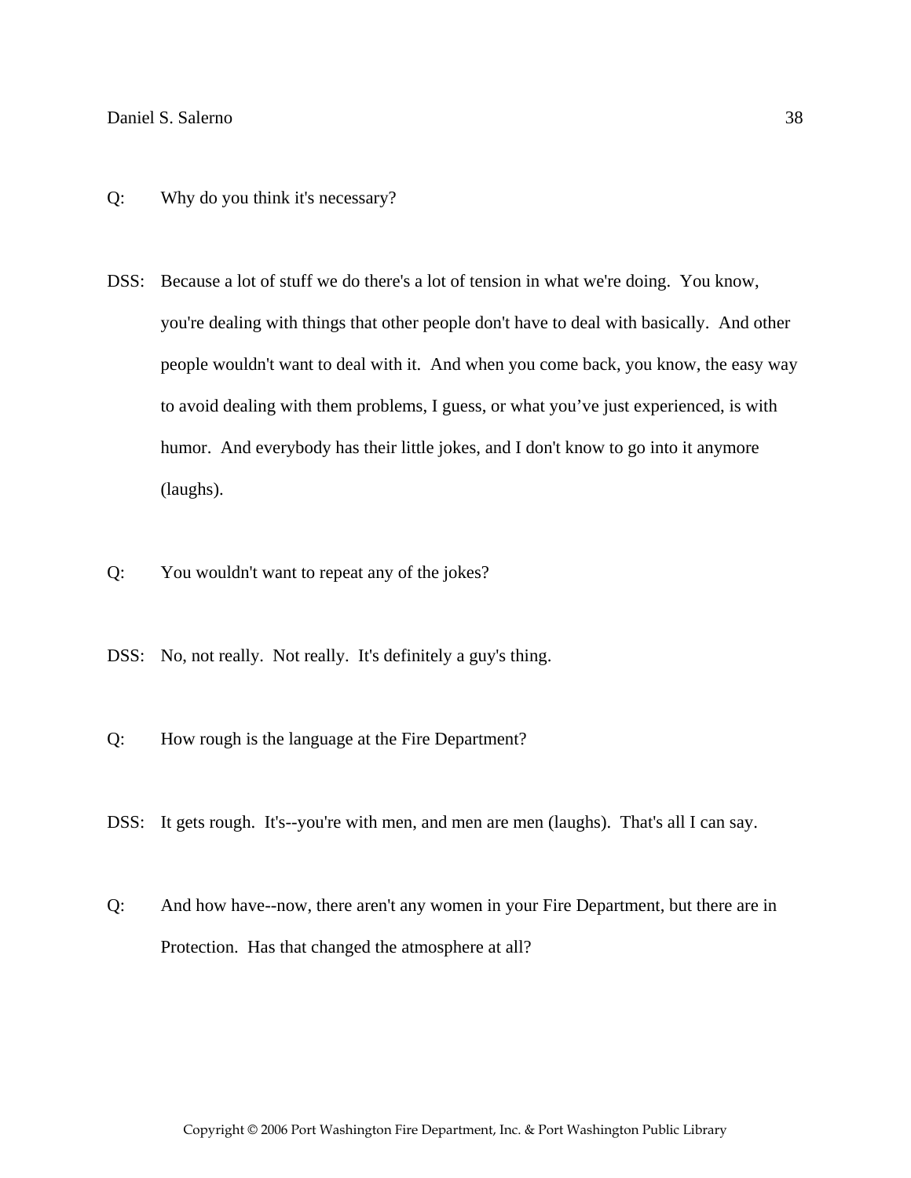Q: Why do you think it's necessary?

DSS: Because a lot of stuff we do there's a lot of tension in what we're doing. You know, you're dealing with things that other people don't have to deal with basically. And other people wouldn't want to deal with it. And when you come back, you know, the easy way to avoid dealing with them problems, I guess, or what you've just experienced, is with humor. And everybody has their little jokes, and I don't know to go into it anymore (laughs).

Q: You wouldn't want to repeat any of the jokes?

DSS: No, not really. Not really. It's definitely a guy's thing.

Q: How rough is the language at the Fire Department?

DSS: It gets rough. It's--you're with men, and men are men (laughs). That's all I can say.

Q: And how have--now, there aren't any women in your Fire Department, but there are in Protection. Has that changed the atmosphere at all?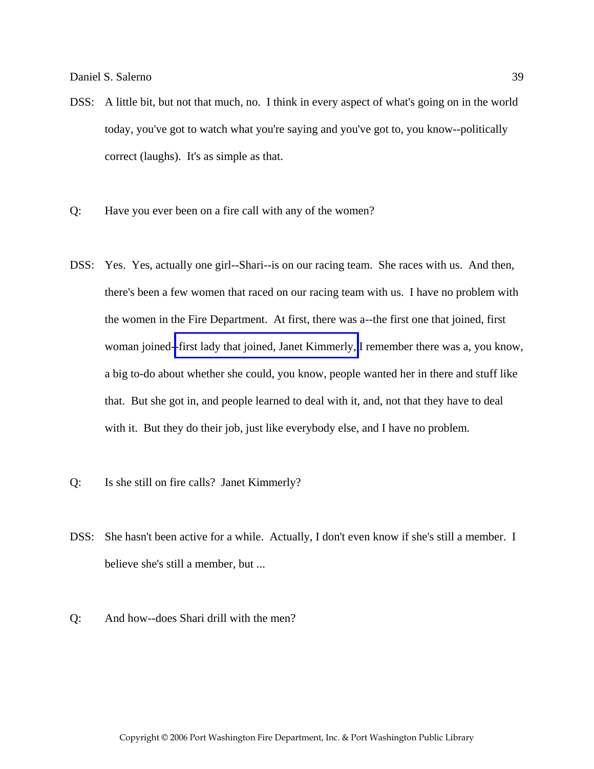DSS: A little bit, but not that much, no. I think in every aspect of what's going on in the world today, you've got to watch what you're saying and you've got to, you know--politically correct (laughs). It's as simple as that.

Q: Have you ever been on a fire call with any of the women?

DSS: Yes. Yes, actually one girl--Shari--is on our racing team. She races with us. And then, there's been a few women that raced on our racing team with us. I have no problem with the women in the Fire Department. At first, there was a--the first one that joined, first woman joined--first lady that joined, Janet Kimmerly, I remember there was a, you know, a big to-do about whether she could, you know, people wanted her in there and stuff like that. But she got in, and people learned to deal with it, and, not that they have to deal with it. But they do their job, just like everybody else, and I have no problem.

Q: Is she still on fire calls? Janet Kimmerly?

DSS: She hasn't been active for a while. Actually, I don't even know if she's still a member. I believe she's still a member, but ...

Q: And how--does Shari drill with the men?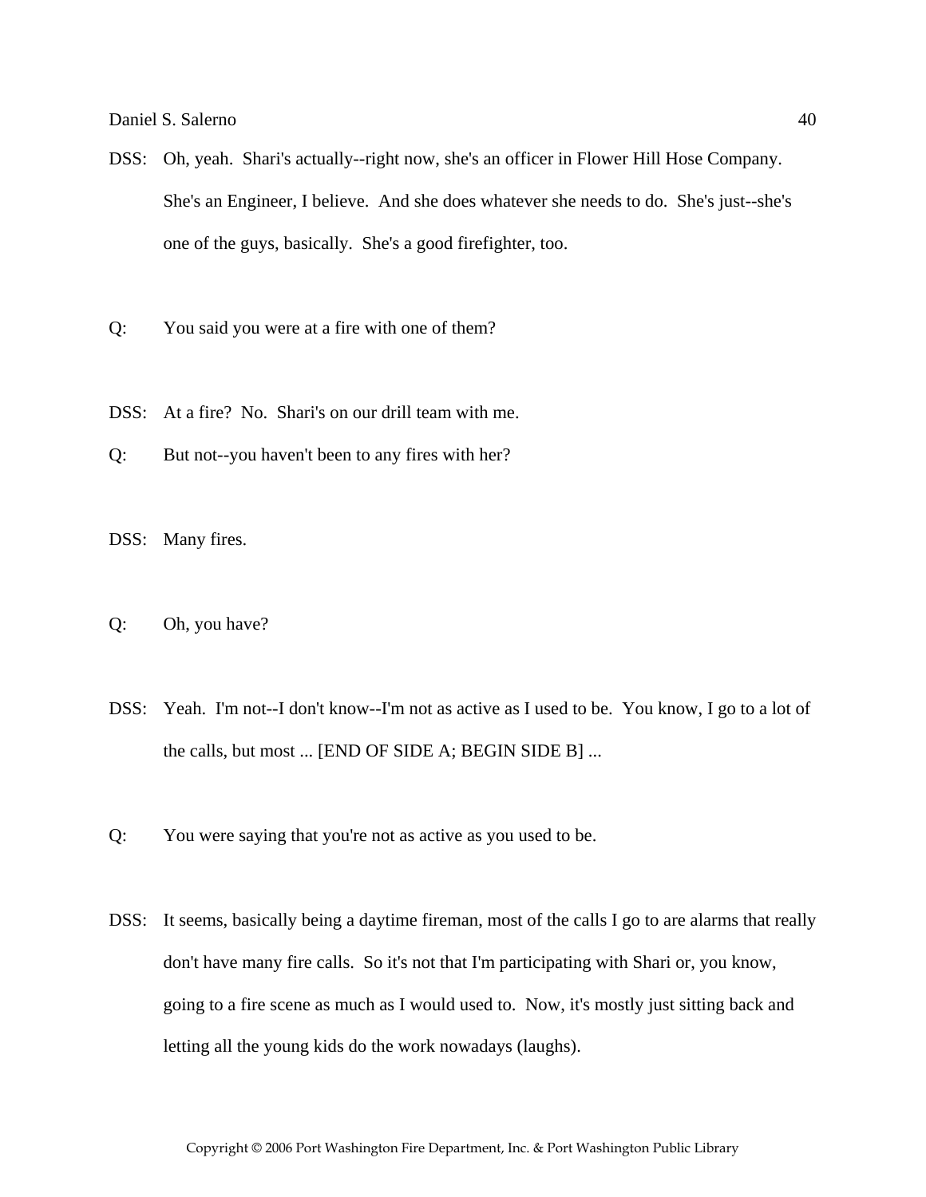DSS: Oh, yeah. Shari's actually--right now, she's an officer in Flower Hill Hose Company. She's an Engineer, I believe. And she does whatever she needs to do. She's just--she's one of the guys, basically. She's a good firefighter, too.

Q: You said you were at a fire with one of them?

DSS: At a fire? No. Shari's on our drill team with me.

Q: But not--you haven't been to any fires with her?

DSS: Many fires.

Q: Oh, you have?

DSS: Yeah. I'm not--I don't know--I'm not as active as I used to be. You know, I go to a lot of the calls, but most ... [END OF SIDE A; BEGIN SIDE B] ...

Q: You were saying that you're not as active as you used to be.

DSS: It seems, basically being a daytime fireman, most of the calls I go to are alarms that really don't have many fire calls. So it's not that I'm participating with Shari or, you know, going to a fire scene as much as I would used to. Now, it's mostly just sitting back and letting all the young kids do the work nowadays (laughs).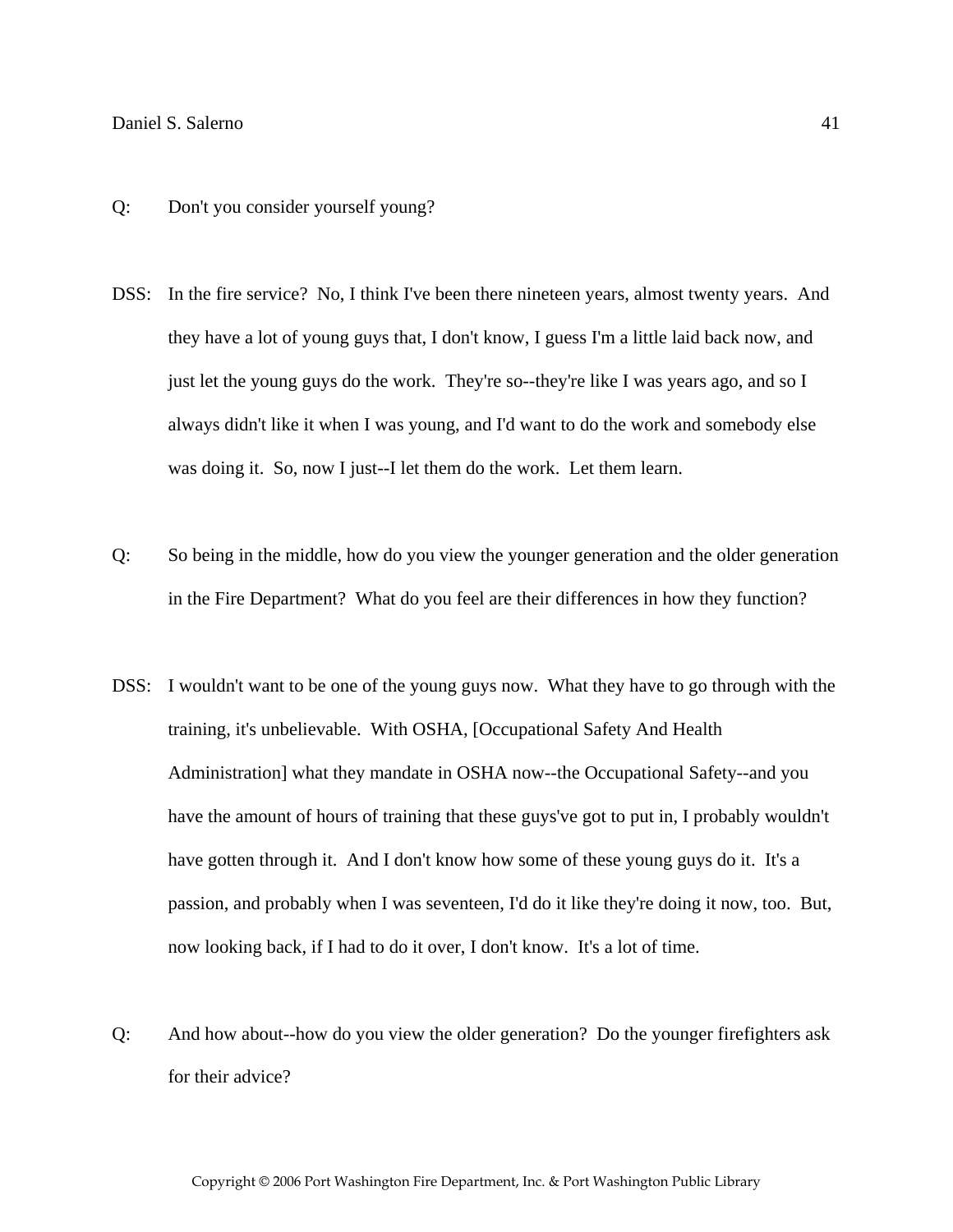Q: Don't you consider yourself young?

DSS: In the fire service? No, I think I've been there nineteen years, almost twenty years. And they have a lot of young guys that, I don't know, I guess I'm a little laid back now, and just let the young guys do the work. They're so--they're like I was years ago, and so I always didn't like it when I was young, and I'd want to do the work and somebody else was doing it. So, now I just--I let them do the work. Let them learn.

Q: So being in the middle, how do you view the younger generation and the older generation in the Fire Department? What do you feel are their differences in how they function?

DSS: I wouldn't want to be one of the young guys now. What they have to go through with the training, it's unbelievable. With OSHA, [Occupational Safety And Health Administration] what they mandate in OSHA now--the Occupational Safety--and you have the amount of hours of training that these guys've got to put in, I probably wouldn't have gotten through it. And I don't know how some of these young guys do it. It's a passion, and probably when I was seventeen, I'd do it like they're doing it now, too. But, now looking back, if I had to do it over, I don't know. It's a lot of time.

Q: And how about--how do you view the older generation? Do the younger firefighters ask for their advice?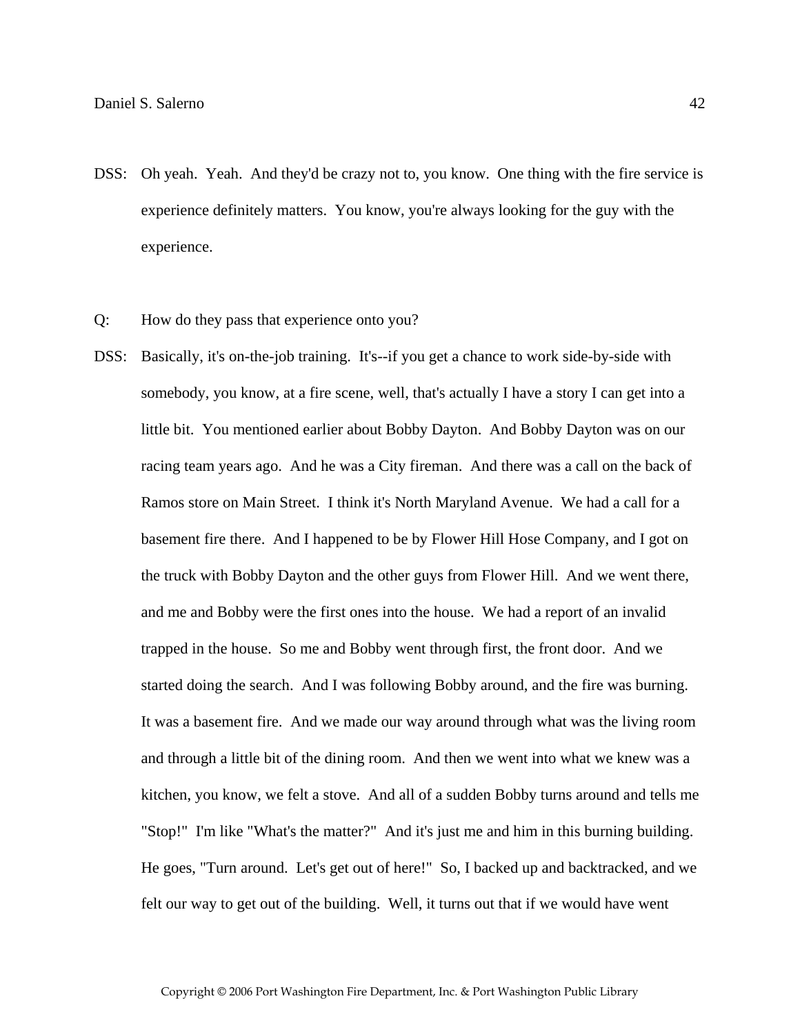DSS: Oh yeah. Yeah. And they'd be crazy not to, you know. One thing with the fire service is experience definitely matters. You know, you're always looking for the guy with the experience.

Q: How do they pass that experience onto you?

DSS: Basically, it's on-the-job training. It's--if you get a chance to work side-by-side with somebody, you know, at a fire scene, well, that's actually I have a story I can get into a little bit. You mentioned earlier about Bobby Dayton. And Bobby Dayton was on our racing team years ago. And he was a City fireman. And there was a call on the back of Ramos store on Main Street. I think it's North Maryland Avenue. We had a call for a basement fire there. And I happened to be by Flower Hill Hose Company, and I got on the truck with Bobby Dayton and the other guys from Flower Hill. And we went there, and me and Bobby were the first ones into the house. We had a report of an invalid trapped in the house. So me and Bobby went through first, the front door. And we started doing the search. And I was following Bobby around, and the fire was burning. It was a basement fire. And we made our way around through what was the living room and through a little bit of the dining room. And then we went into what we knew was a kitchen, you know, we felt a stove. And all of a sudden Bobby turns around and tells me "Stop!" I'm like "What's the matter?" And it's just me and him in this burning building. He goes, "Turn around. Let's get out of here!" So, I backed up and backtracked, and we felt our way to get out of the building. Well, it turns out that if we would have went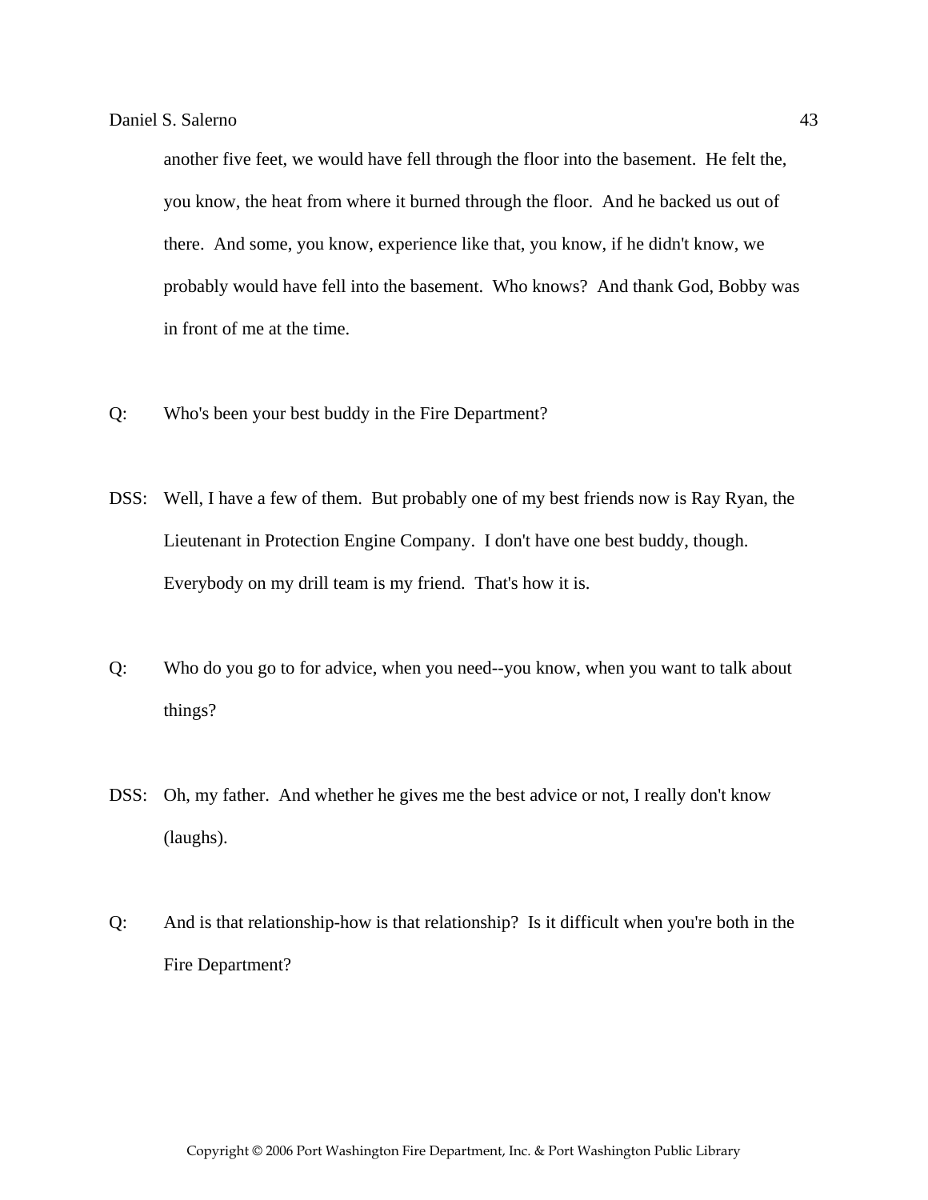another five feet, we would have fell through the floor into the basement. He felt the, you know, the heat from where it burned through the floor. And he backed us out of there. And some, you know, experience like that, you know, if he didn't know, we probably would have fell into the basement. Who knows? And thank God, Bobby was in front of me at the time.

Q: Who's been your best buddy in the Fire Department?

DSS: Well, I have a few of them. But probably one of my best friends now is Ray Ryan, the Lieutenant in Protection Engine Company. I don't have one best buddy, though. Everybody on my drill team is my friend. That's how it is.

Q: Who do you go to for advice, when you need--you know, when you want to talk about things?

DSS: Oh, my father. And whether he gives me the best advice or not, I really don't know (laughs).

Q: And is that relationship-how is that relationship? Is it difficult when you're both in the Fire Department?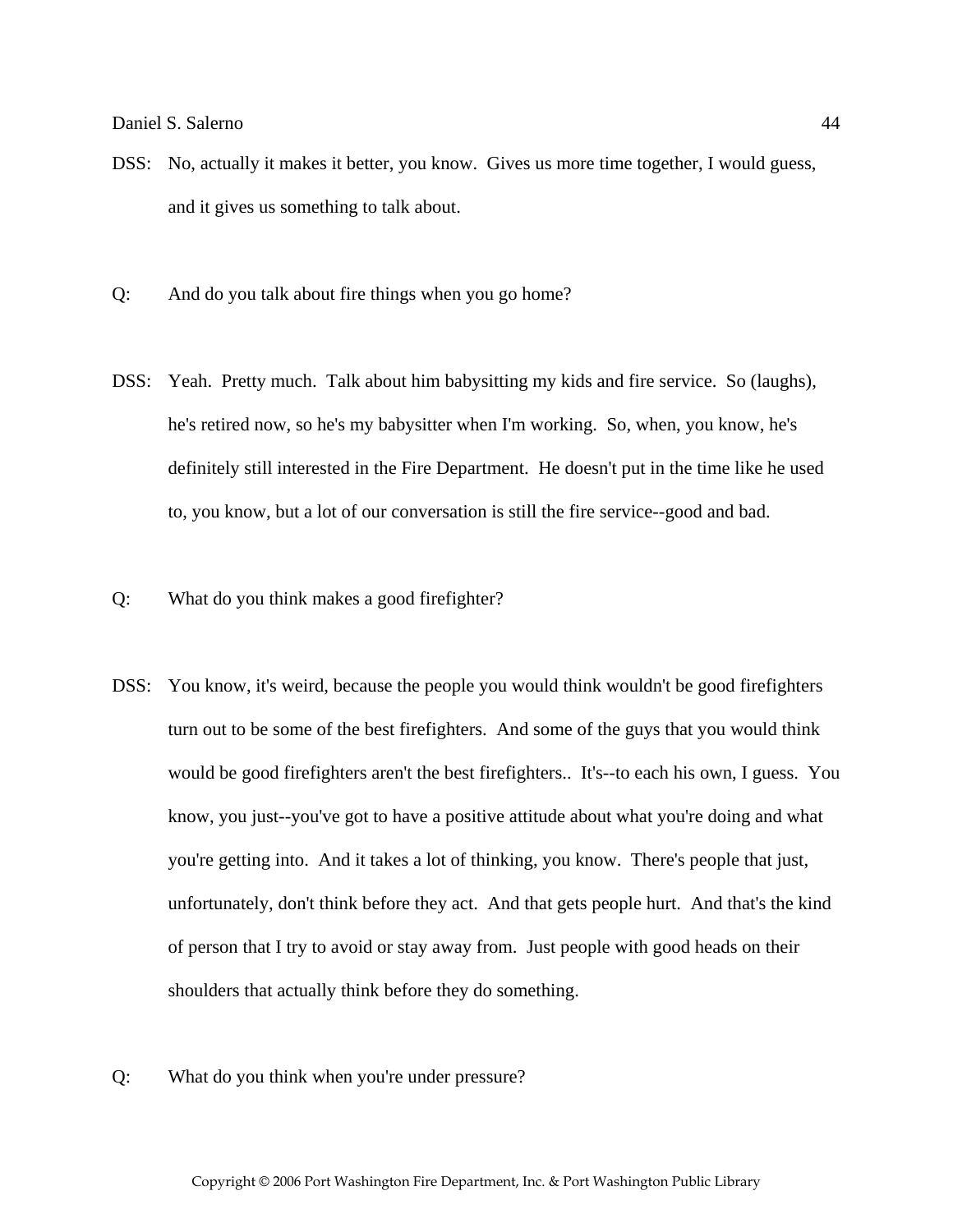DSS: No, actually it makes it better, you know. Gives us more time together, I would guess, and it gives us something to talk about.

Q: And do you talk about fire things when you go home?

DSS: Yeah. Pretty much. Talk about him babysitting my kids and fire service. So (laughs), he's retired now, so he's my babysitter when I'm working. So, when, you know, he's definitely still interested in the Fire Department. He doesn't put in the time like he used to, you know, but a lot of our conversation is still the fire service--good and bad.

Q: What do you think makes a good firefighter?

DSS: You know, it's weird, because the people you would think wouldn't be good firefighters turn out to be some of the best firefighters. And some of the guys that you would think would be good firefighters aren't the best firefighters.. It's--to each his own, I guess. You know, you just--you've got to have a positive attitude about what you're doing and what you're getting into. And it takes a lot of thinking, you know. There's people that just, unfortunately, don't think before they act. And that gets people hurt. And that's the kind of person that I try to avoid or stay away from. Just people with good heads on their shoulders that actually think before they do something.

Q: What do you think when you're under pressure?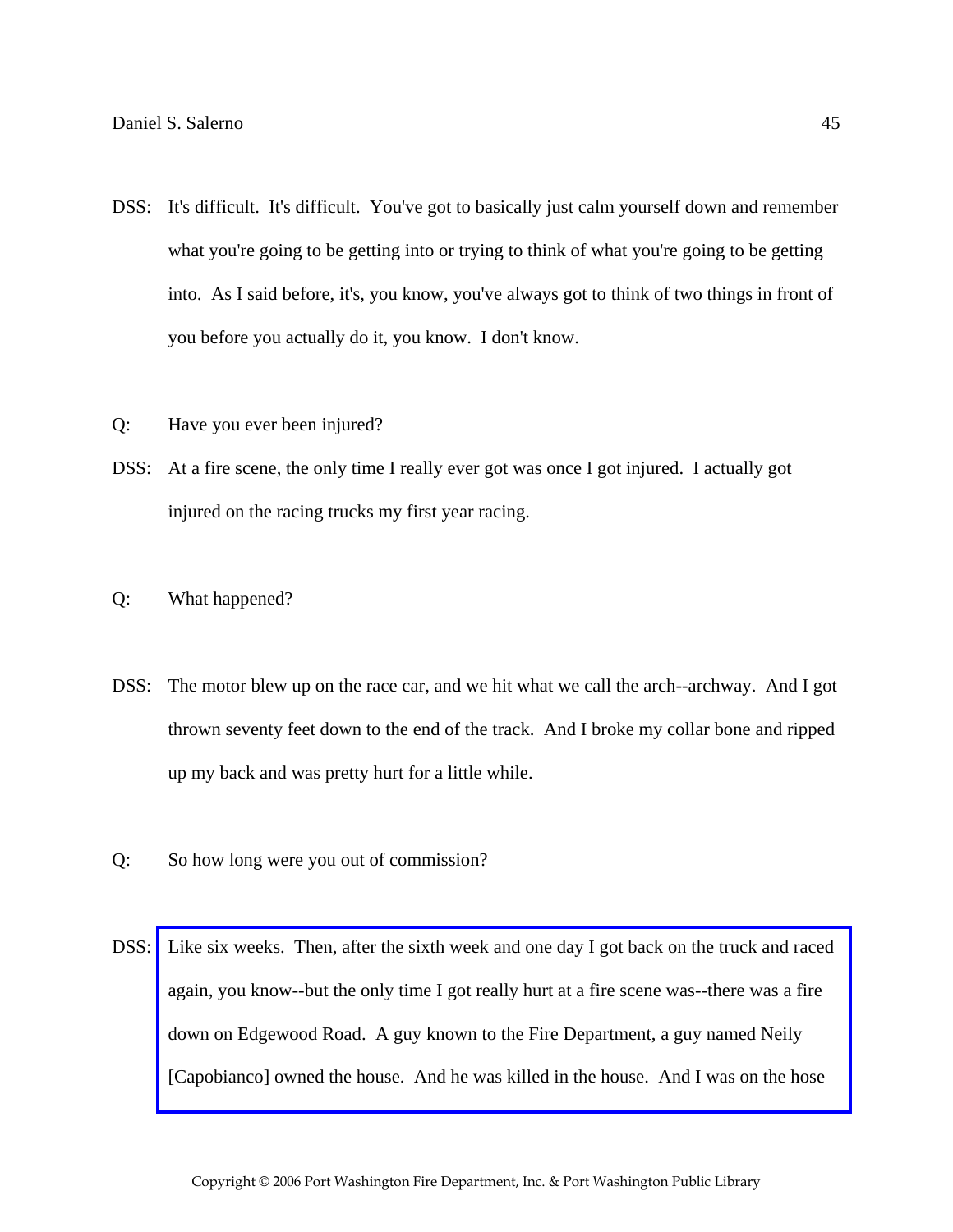DSS: It's difficult. It's difficult. You've got to basically just calm yourself down and remember what you're going to be getting into or trying to think of what you're going to be getting into. As I said before, it's, you know, you've always got to think of two things in front of you before you actually do it, you know. I don't know.

Q: Have you ever been injured?

DSS: At a fire scene, the only time I really ever got was once I got injured. I actually got injured on the racing trucks my first year racing.

Q: What happened?

DSS: The motor blew up on the race car, and we hit what we call the arch--archway. And I got thrown seventy feet down to the end of the track. And I broke my collar bone and ripped up my back and was pretty hurt for a little while.

Q: So how long were you out of commission?

DSS: Like six weeks. Then, after the sixth week and one day I got back on the truck and raced again, you know--but the only time I got really hurt at a fire scene was--there was a fire down on Edgewood Road. A guy known to the Fire Department, a guy named Neily [Capobianco] owned the house. And he was killed in the house. And I was on the hose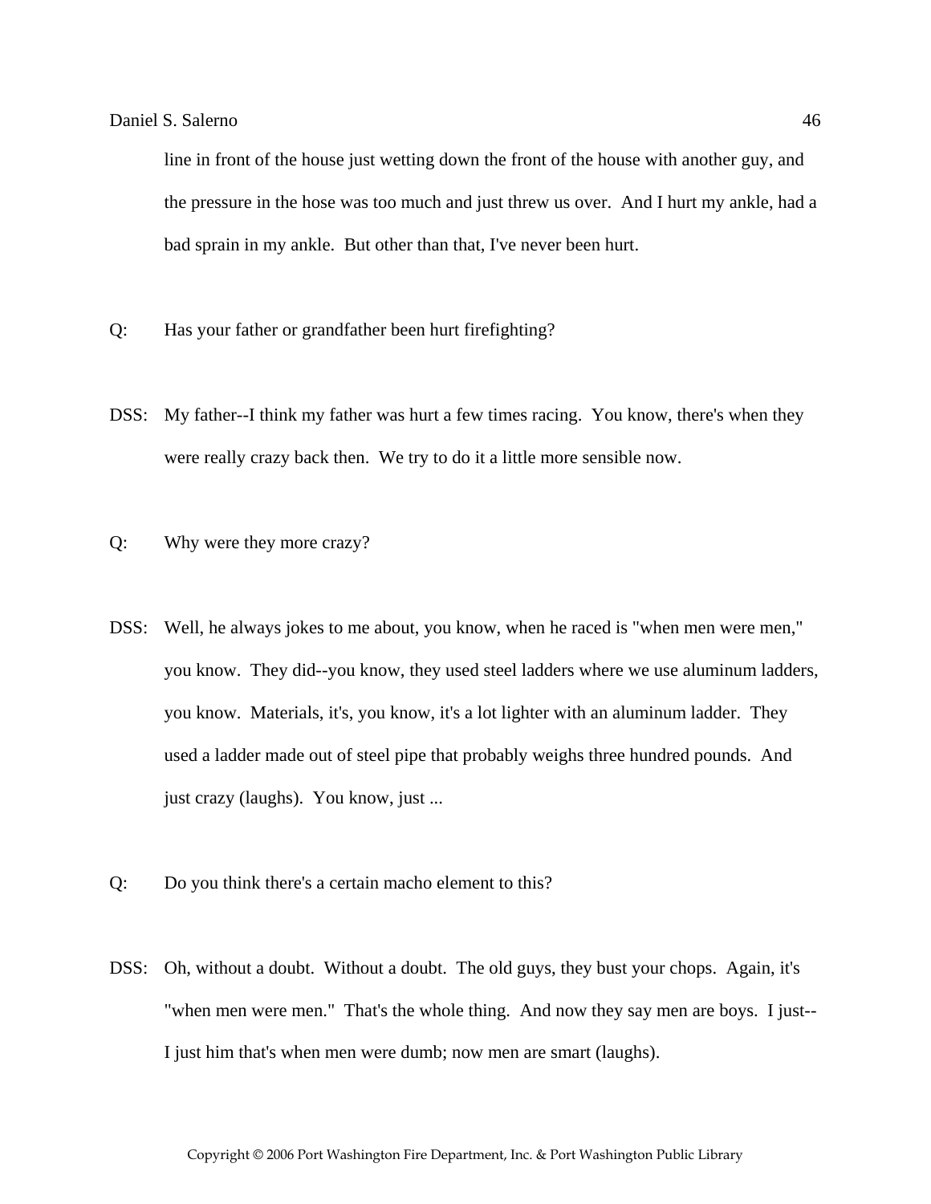line in front of the house just wetting down the front of the house with another guy, and the pressure in the hose was too much and just threw us over. And I hurt my ankle, had a bad sprain in my ankle. But other than that, I've never been hurt.

Q: Has your father or grandfather been hurt firefighting?

DSS: My father--I think my father was hurt a few times racing. You know, there's when they were really crazy back then. We try to do it a little more sensible now.

Q: Why were they more crazy?

DSS: Well, he always jokes to me about, you know, when he raced is "when men were men," you know. They did--you know, they used steel ladders where we use aluminum ladders, you know. Materials, it's, you know, it's a lot lighter with an aluminum ladder. They used a ladder made out of steel pipe that probably weighs three hundred pounds. And just crazy (laughs). You know, just ...

Q: Do you think there's a certain macho element to this?

DSS: Oh, without a doubt. Without a doubt. The old guys, they bust your chops. Again, it's "when men were men." That's the whole thing. And now they say men are boys. I just--I just him that's when men were dumb; now men are smart (laughs).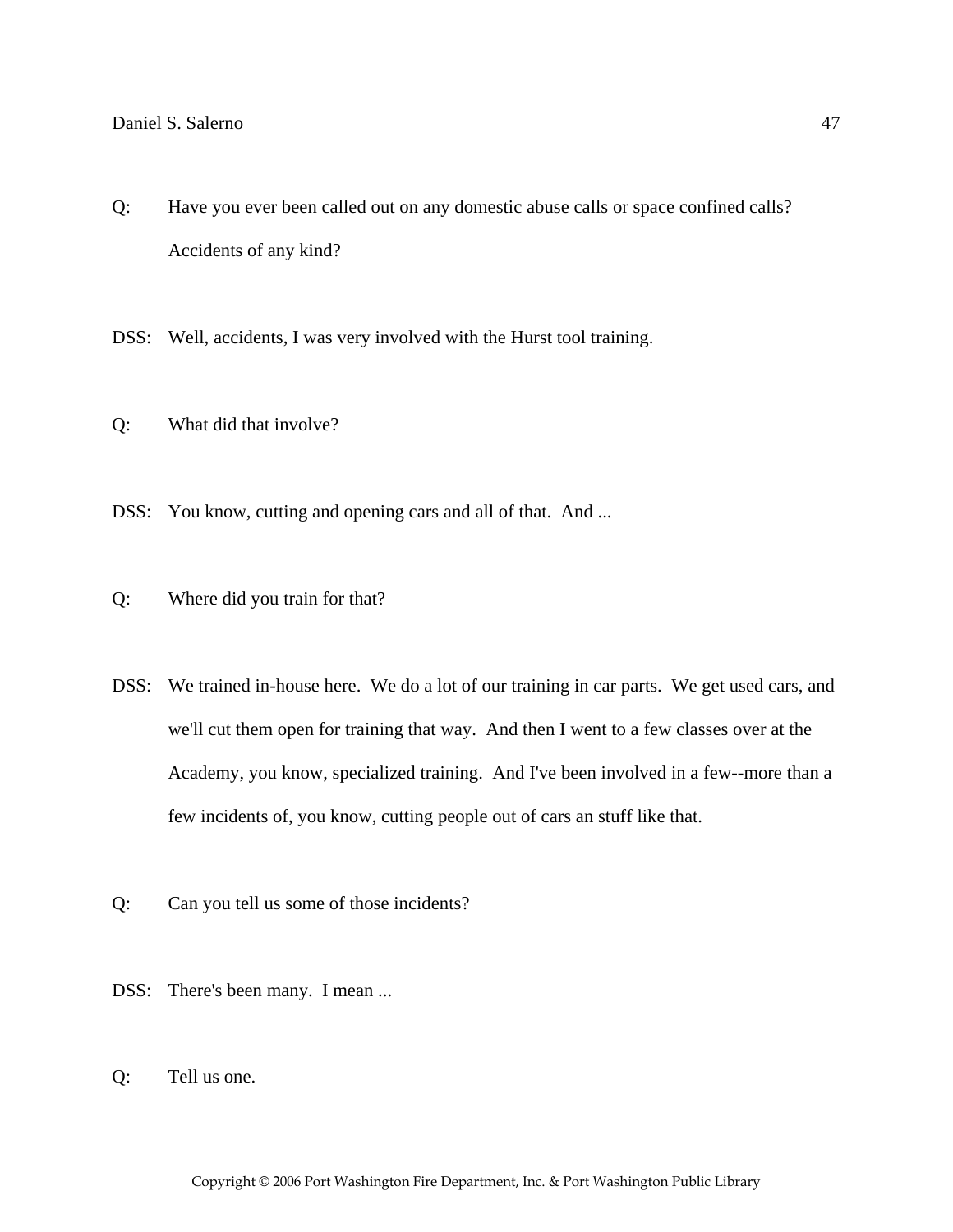Q: Have you ever been called out on any domestic abuse calls or space confined calls? Accidents of any kind?

DSS: Well, accidents, I was very involved with the Hurst tool training.

Q: What did that involve?

DSS: You know, cutting and opening cars and all of that. And ...

Q: Where did you train for that?

DSS: We trained in-house here. We do a lot of our training in car parts. We get used cars, and we'll cut them open for training that way. And then I went to a few classes over at the Academy, you know, specialized training. And I've been involved in a few--more than a few incidents of, you know, cutting people out of cars an stuff like that.

Q: Can you tell us some of those incidents?

DSS: There's been many. I mean ...

Q: Tell us one.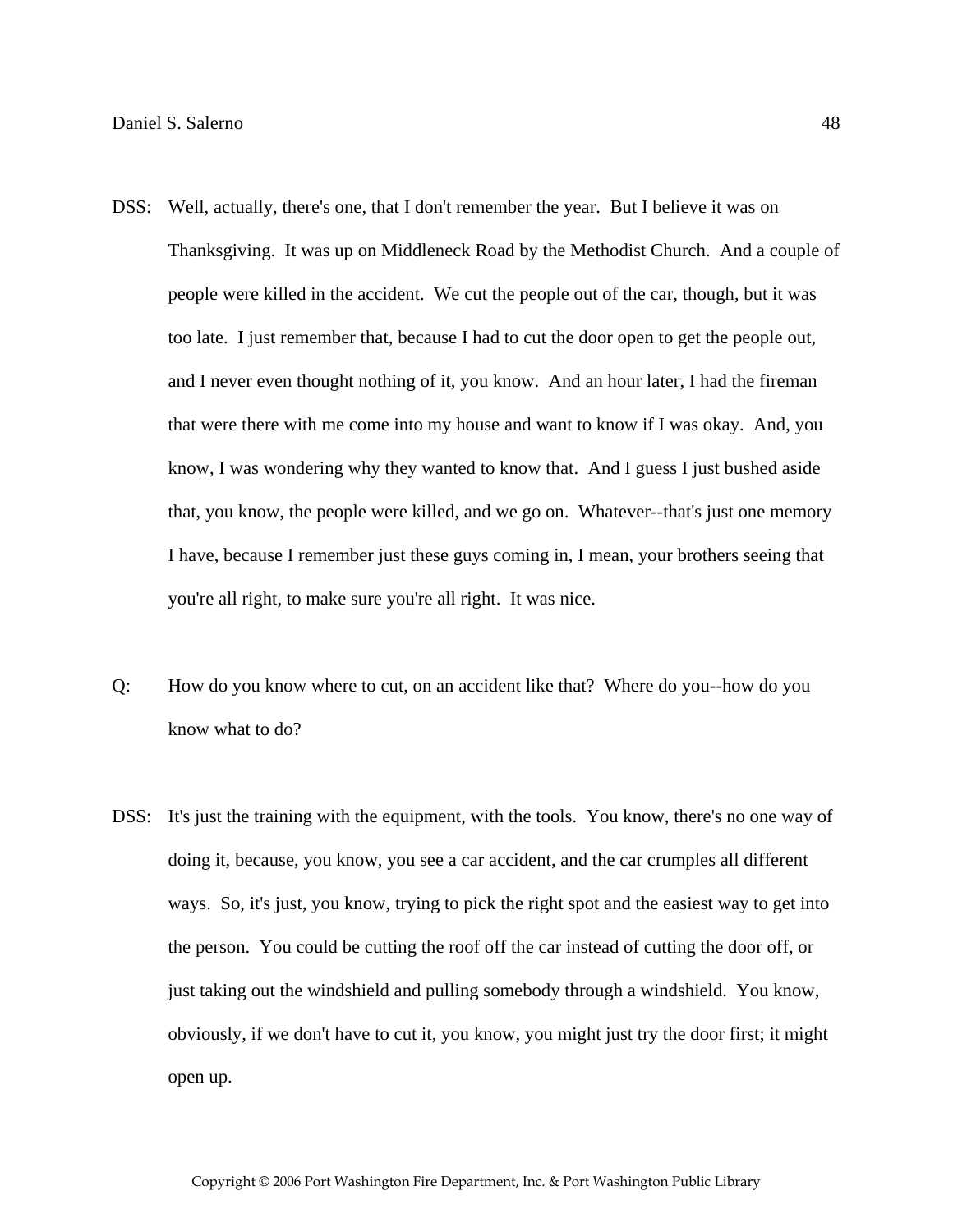DSS: Well, actually, there's one, that I don't remember the year. But I believe it was on Thanksgiving. It was up on Middleneck Road by the Methodist Church. And a couple of people were killed in the accident. We cut the people out of the car, though, but it was too late. I just remember that, because I had to cut the door open to get the people out, and I never even thought nothing of it, you know. And an hour later, I had the fireman that were there with me come into my house and want to know if I was okay. And, you know, I was wondering why they wanted to know that. And I guess I just bushed aside that, you know, the people were killed, and we go on. Whatever--that's just one memory I have, because I remember just these guys coming in, I mean, your brothers seeing that you're all right, to make sure you're all right. It was nice.

Q: How do you know where to cut, on an accident like that? Where do you--how do you know what to do?

DSS: It's just the training with the equipment, with the tools. You know, there's no one way of doing it, because, you know, you see a car accident, and the car crumples all different ways. So, it's just, you know, trying to pick the right spot and the easiest way to get into the person. You could be cutting the roof off the car instead of cutting the door off, or just taking out the windshield and pulling somebody through a windshield. You know, obviously, if we don't have to cut it, you know, you might just try the door first; it might open up.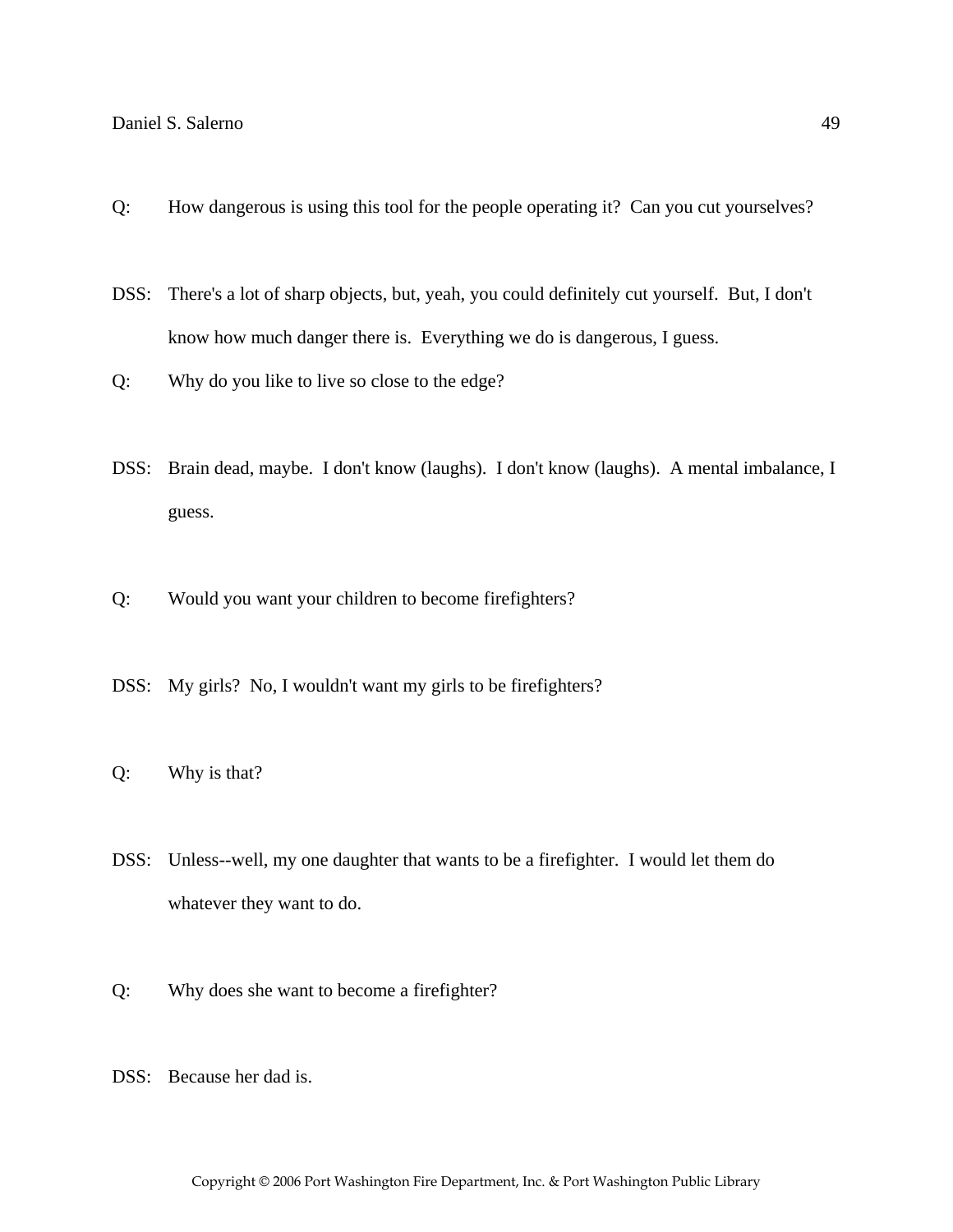Q: How dangerous is using this tool for the people operating it? Can you cut yourselves?

DSS: There's a lot of sharp objects, but, yeah, you could definitely cut yourself. But, I don't know how much danger there is. Everything we do is dangerous, I guess.

Q: Why do you like to live so close to the edge?

DSS: Brain dead, maybe. I don't know (laughs). I don't know (laughs). A mental imbalance, I guess.

Q: Would you want your children to become firefighters?

DSS: My girls? No, I wouldn't want my girls to be firefighters?

Q: Why is that?

DSS: Unless--well, my one daughter that wants to be a firefighter. I would let them do whatever they want to do.

Q: Why does she want to become a firefighter?

DSS: Because her dad is.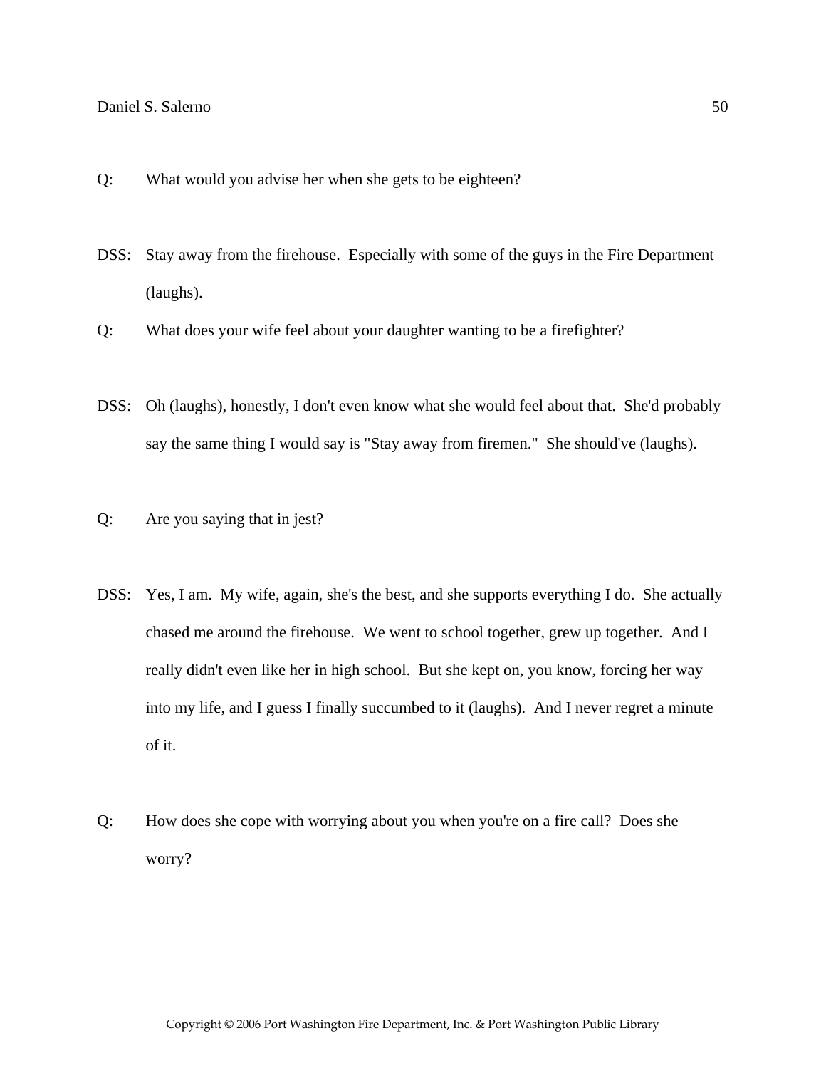Q: What would you advise her when she gets to be eighteen?

DSS: Stay away from the firehouse. Especially with some of the guys in the Fire Department (laughs).

Q: What does your wife feel about your daughter wanting to be a firefighter?

DSS: Oh (laughs), honestly, I don't even know what she would feel about that. She'd probably say the same thing I would say is "Stay away from firemen." She should've (laughs).

Q: Are you saying that in jest?

DSS: Yes, I am. My wife, again, she's the best, and she supports everything I do. She actually chased me around the firehouse. We went to school together, grew up together. And I really didn't even like her in high school. But she kept on, you know, forcing her way into my life, and I guess I finally succumbed to it (laughs). And I never regret a minute of it.

Q: How does she cope with worrying about you when you're on a fire call? Does she worry?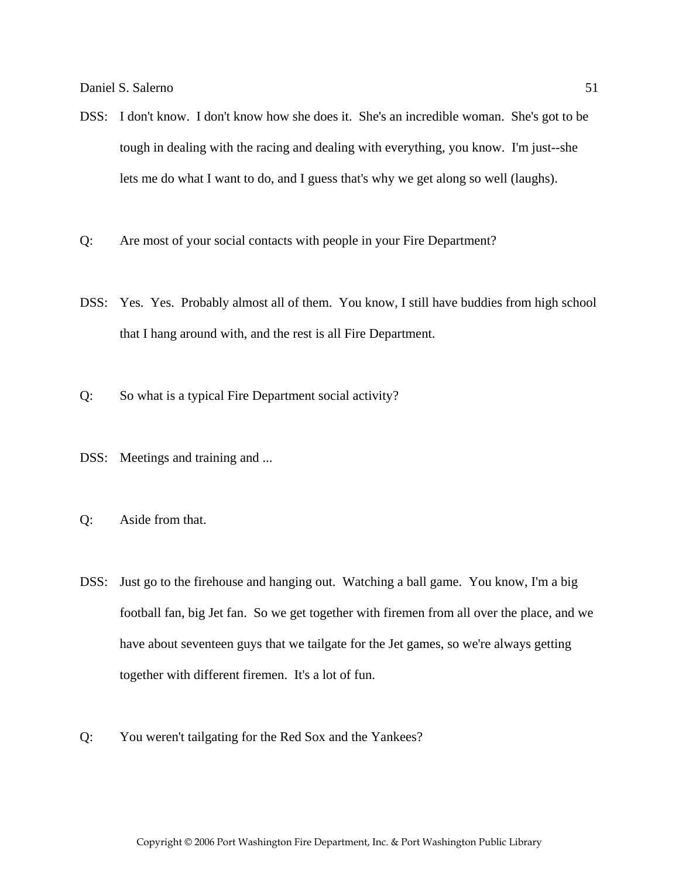DSS: I don't know. I don't know how she does it. She's an incredible woman. She's got to be tough in dealing with the racing and dealing with everything, you know. I'm just--she lets me do what I want to do, and I guess that's why we get along so well (laughs).

Q: Are most of your social contacts with people in your Fire Department?

DSS: Yes. Yes. Probably almost all of them. You know, I still have buddies from high school that I hang around with, and the rest is all Fire Department.

Q: So what is a typical Fire Department social activity?

DSS: Meetings and training and ...

Q: Aside from that.

DSS: Just go to the firehouse and hanging out. Watching a ball game. You know, I'm a big football fan, big Jet fan. So we get together with firemen from all over the place, and we have about seventeen guys that we tailgate for the Jet games, so we're always getting together with different firemen. It's a lot of fun.

Q: You weren't tailgating for the Red Sox and the Yankees?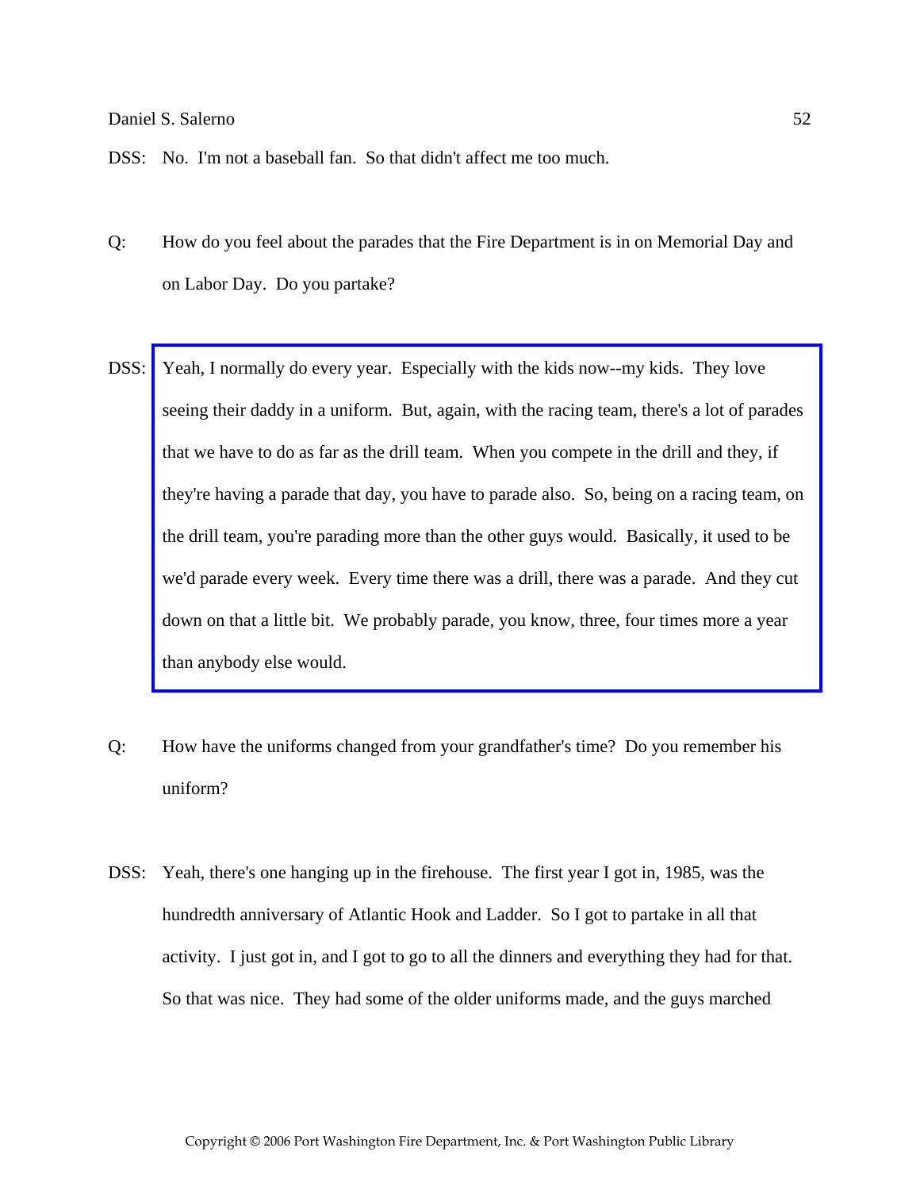DSS: No. I'm not a baseball fan. So that didn't affect me too much.

Q: How do you feel about the parades that the Fire Department is in on Memorial Day and on Labor Day. Do you partake?

DSS: Yeah, I normally do every year. Especially with the kids now--my kids. They love seeing their daddy in a uniform. But, again, with the racing team, there's a lot of parades that we have to do as far as the drill team. When you compete in the drill and they, if they're having a parade that day, you have to parade also. So, being on a racing team, on the drill team, you're parading more than the other guys would. Basically, it used to be we'd parade every week. Every time there was a drill, there was a parade. And they cut down on that a little bit. We probably parade, you know, three, four times more a year than anybody else would.

Q: How have the uniforms changed from your grandfather's time? Do you remember his uniform?

DSS: Yeah, there's one hanging up in the firehouse. The first year I got in, 1985, was the hundredth anniversary of Atlantic Hook and Ladder. So I got to partake in all that activity. I just got in, and I got to go to all the dinners and everything they had for that. So that was nice. They had some of the older uniforms made, and the guys marched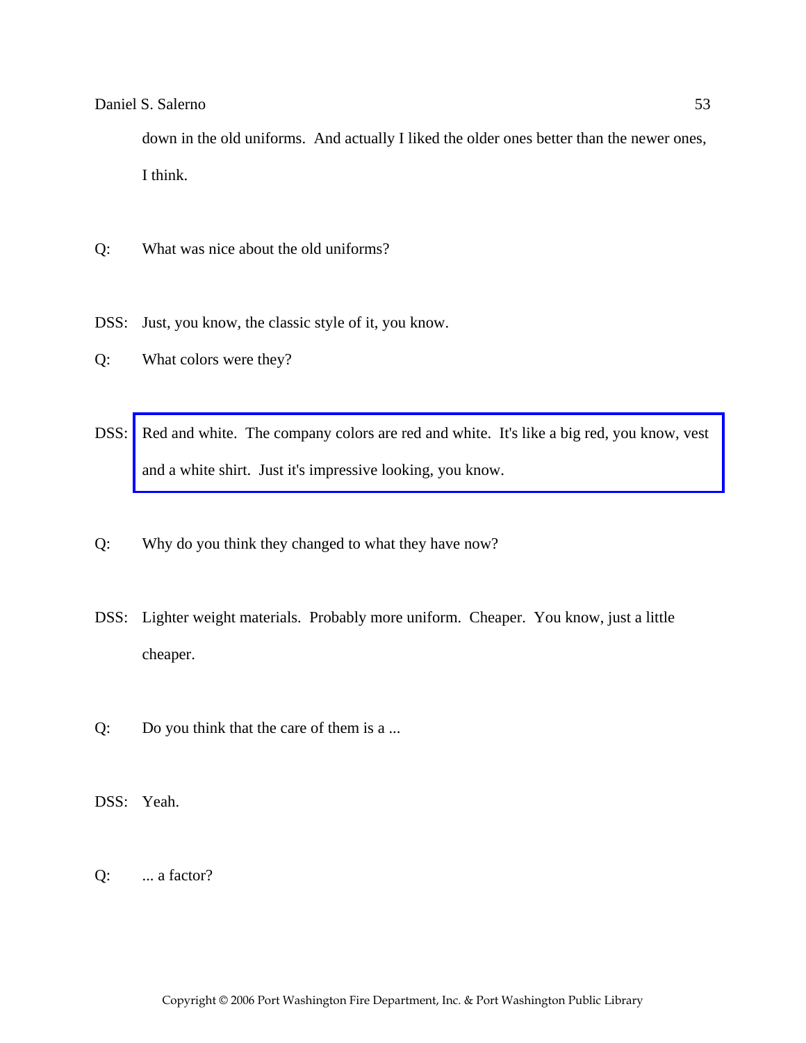down in the old uniforms. And actually I liked the older ones better than the newer ones, I think.

Q: What was nice about the old uniforms?

DSS: Just, you know, the classic style of it, you know.

Q: What colors were they?

DSS: Red and white. The company colors are red and white. It's like a big red, you know, vest and a white shirt. Just it's impressive looking, you know.

Q: Why do you think they changed to what they have now?

DSS: Lighter weight materials. Probably more uniform. Cheaper. You know, just a little cheaper.

Q: Do you think that the care of them is a ...

DSS: Yeah.

Q: ... a factor?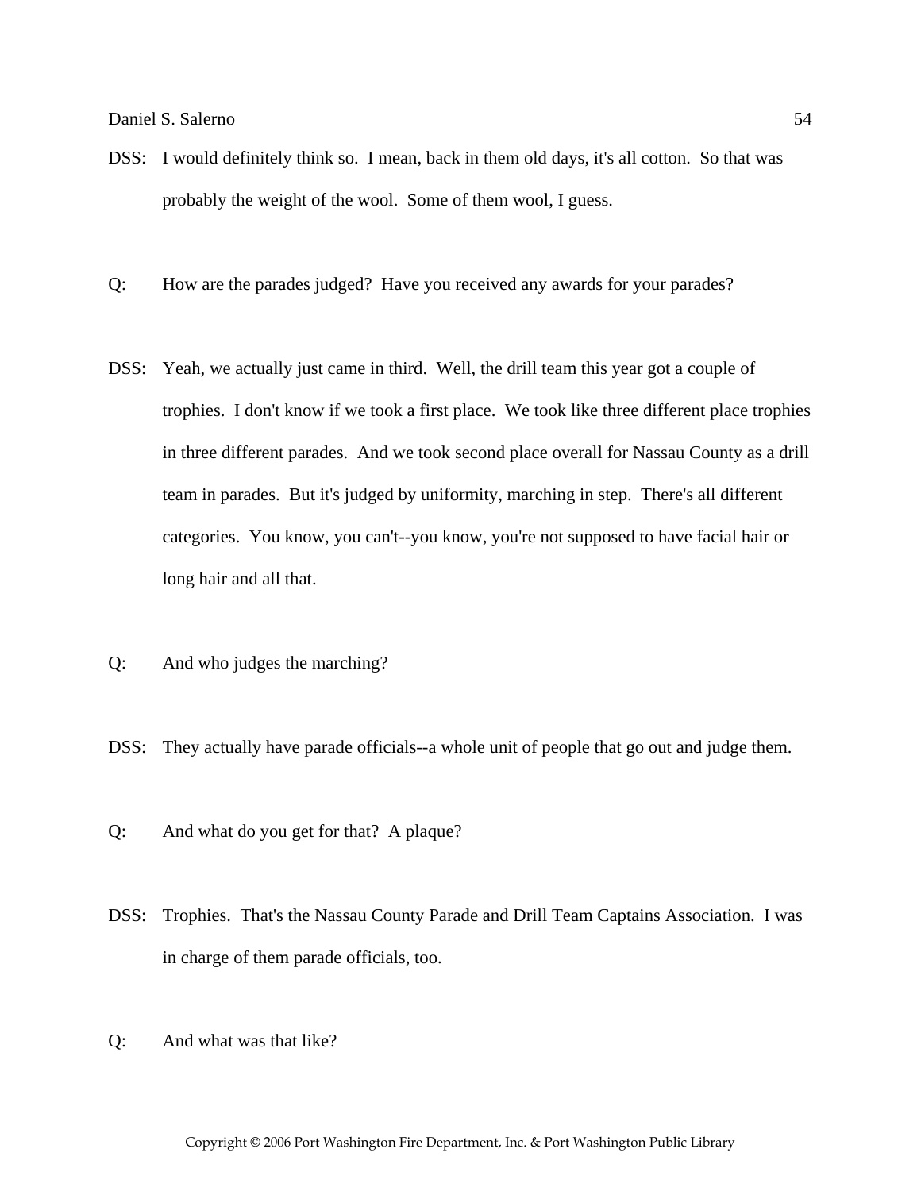DSS: I would definitely think so. I mean, back in them old days, it's all cotton. So that was probably the weight of the wool. Some of them wool, I guess.

Q: How are the parades judged? Have you received any awards for your parades?

DSS: Yeah, we actually just came in third. Well, the drill team this year got a couple of trophies. I don't know if we took a first place. We took like three different place trophies in three different parades. And we took second place overall for Nassau County as a drill team in parades. But it's judged by uniformity, marching in step. There's all different categories. You know, you can't--you know, you're not supposed to have facial hair or long hair and all that.

Q: And who judges the marching?

DSS: They actually have parade officials--a whole unit of people that go out and judge them.

Q: And what do you get for that? A plaque?

DSS: Trophies. That's the Nassau County Parade and Drill Team Captains Association. I was in charge of them parade officials, too.

Q: And what was that like?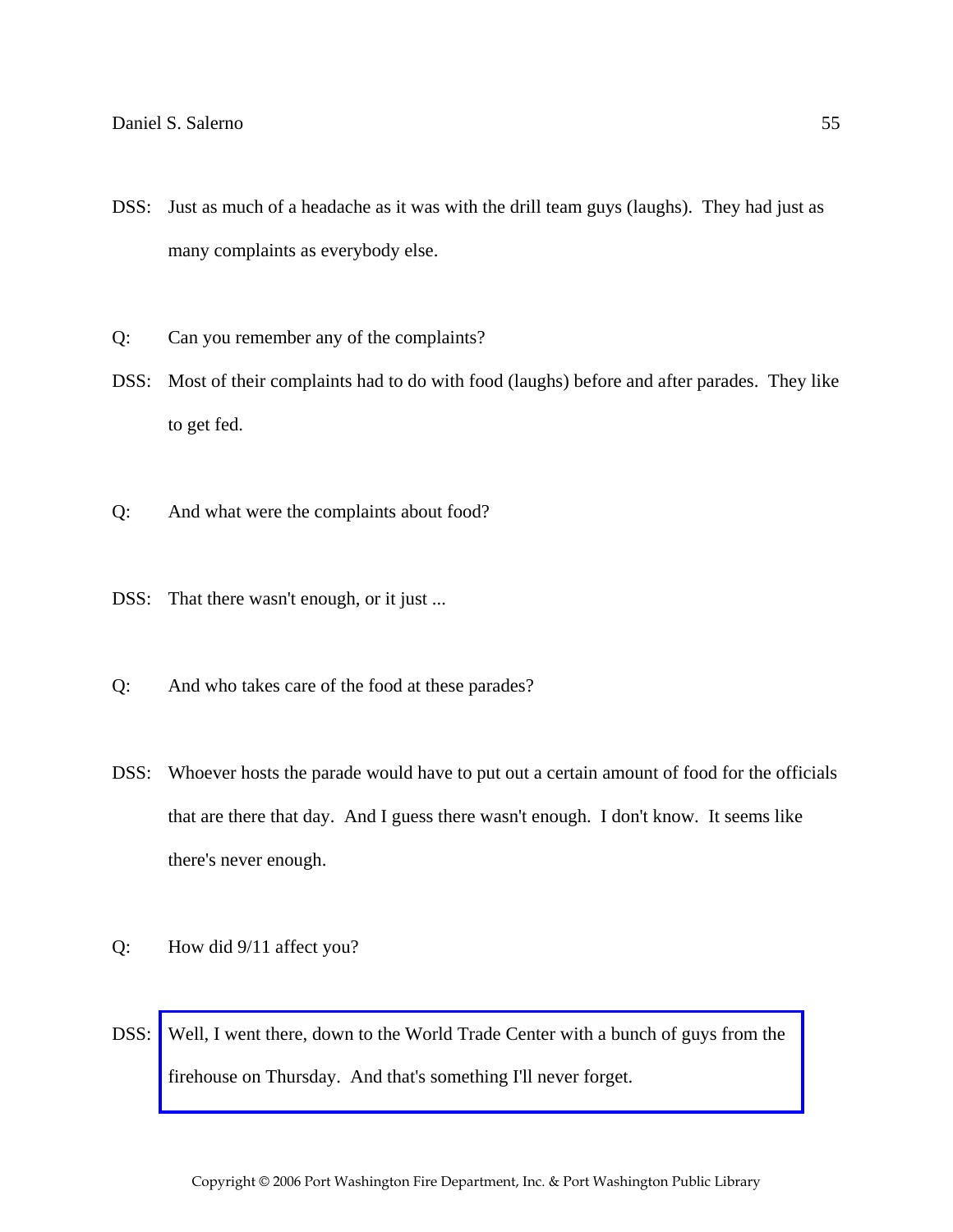DSS: Just as much of a headache as it was with the drill team guys (laughs). They had just as many complaints as everybody else.

Q: Can you remember any of the complaints?

DSS: Most of their complaints had to do with food (laughs) before and after parades. They like to get fed.

Q: And what were the complaints about food?

DSS: That there wasn't enough, or it just ...

Q: And who takes care of the food at these parades?

DSS: Whoever hosts the parade would have to put out a certain amount of food for the officials that are there that day. And I guess there wasn't enough. I don't know. It seems like there's never enough.

Q: How did 9/11 affect you?

DSS: Well, I went there, down to the World Trade Center with a bunch of guys from the firehouse on Thursday. And that's something I'll never forget.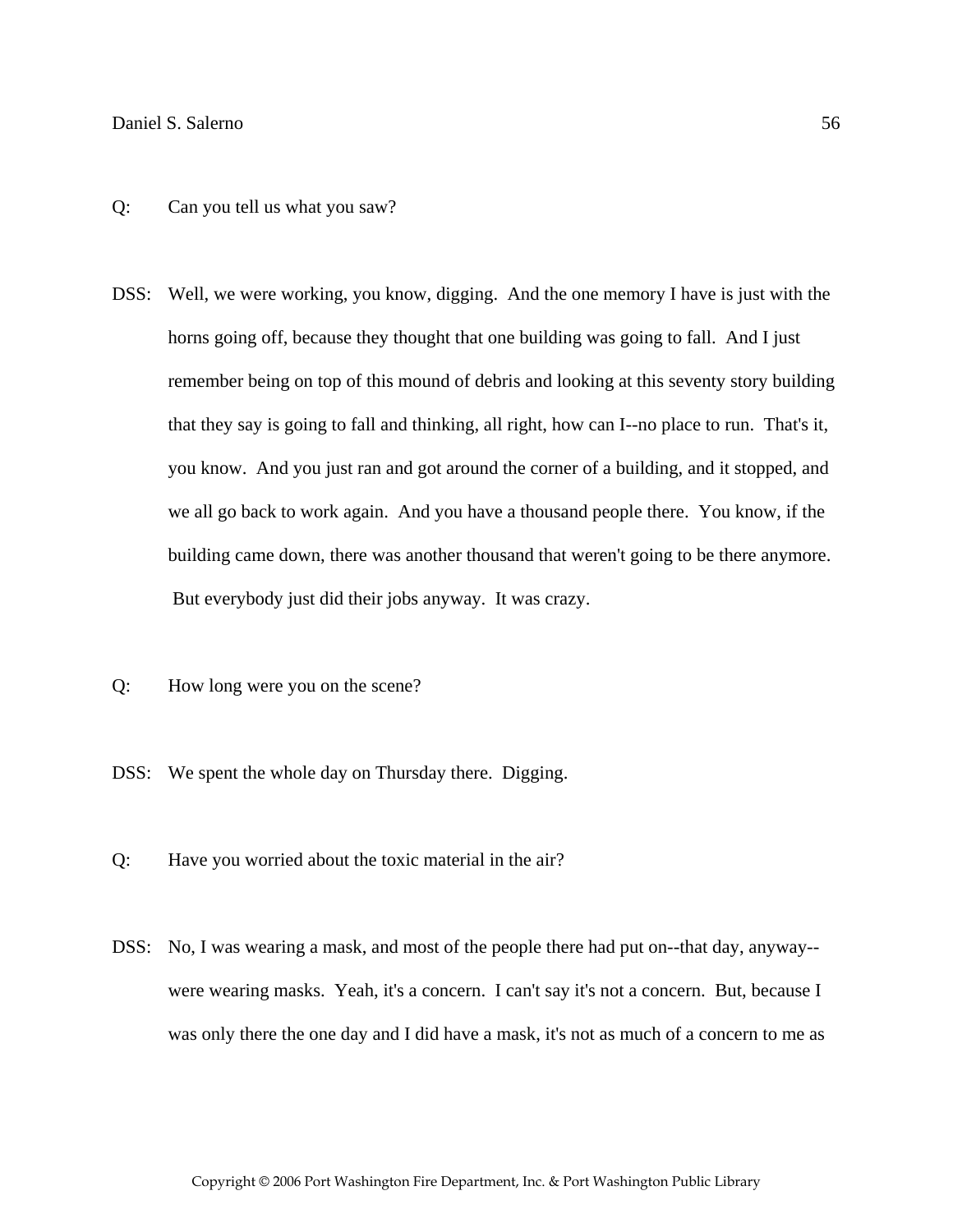Q: Can you tell us what you saw?

DSS: Well, we were working, you know, digging. And the one memory I have is just with the horns going off, because they thought that one building was going to fall. And I just remember being on top of this mound of debris and looking at this seventy story building that they say is going to fall and thinking, all right, how can I--no place to run. That's it, you know. And you just ran and got around the corner of a building, and it stopped, and we all go back to work again. And you have a thousand people there. You know, if the building came down, there was another thousand that weren't going to be there anymore. But everybody just did their jobs anyway. It was crazy.

Q: How long were you on the scene?

DSS: We spent the whole day on Thursday there. Digging.

Q: Have you worried about the toxic material in the air?

DSS: No, I was wearing a mask, and most of the people there had put on--that day, anyway--were wearing masks. Yeah, it's a concern. I can't say it's not a concern. But, because I was only there the one day and I did have a mask, it's not as much of a concern to me as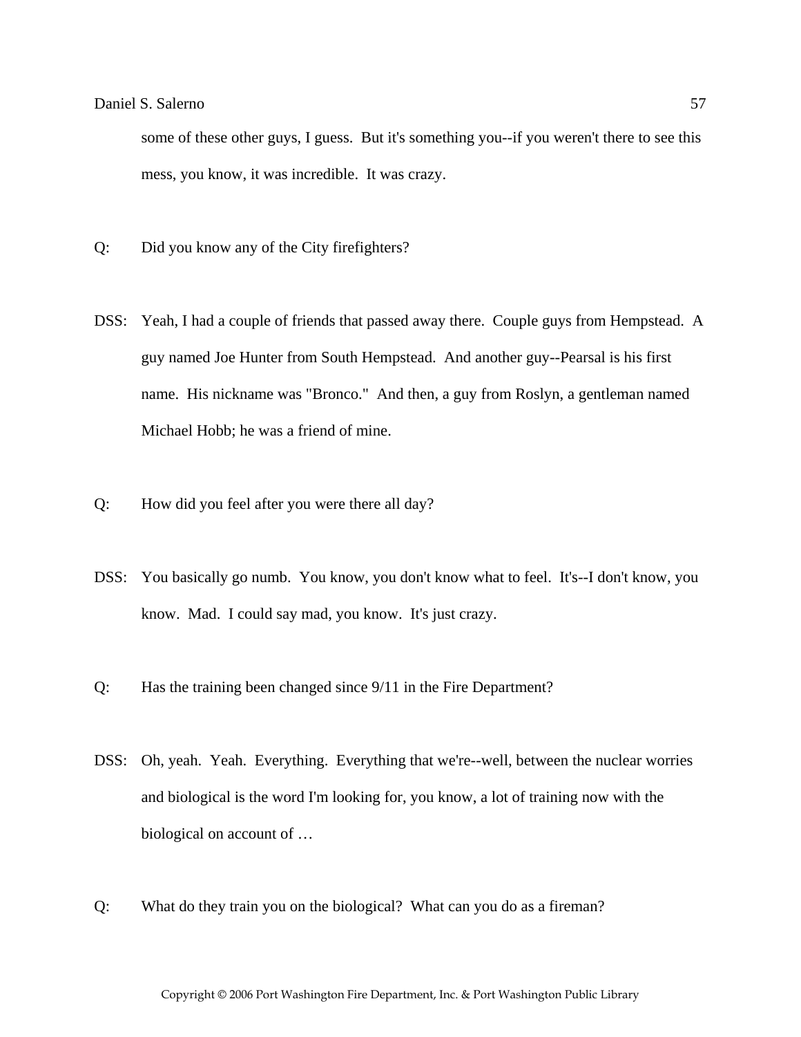some of these other guys, I guess. But it's something you--if you weren't there to see this mess, you know, it was incredible. It was crazy.

Q: Did you know any of the City firefighters?

DSS: Yeah, I had a couple of friends that passed away there. Couple guys from Hempstead. A guy named Joe Hunter from South Hempstead. And another guy--Pearsal is his first name. His nickname was "Bronco." And then, a guy from Roslyn, a gentleman named Michael Hobb; he was a friend of mine.

Q: How did you feel after you were there all day?

DSS: You basically go numb. You know, you don't know what to feel. It's--I don't know, you know. Mad. I could say mad, you know. It's just crazy.

Q: Has the training been changed since 9/11 in the Fire Department?

DSS: Oh, yeah. Yeah. Everything. Everything that we're--well, between the nuclear worries and biological is the word I'm looking for, you know, a lot of training now with the biological on account of …

Q: What do they train you on the biological? What can you do as a fireman?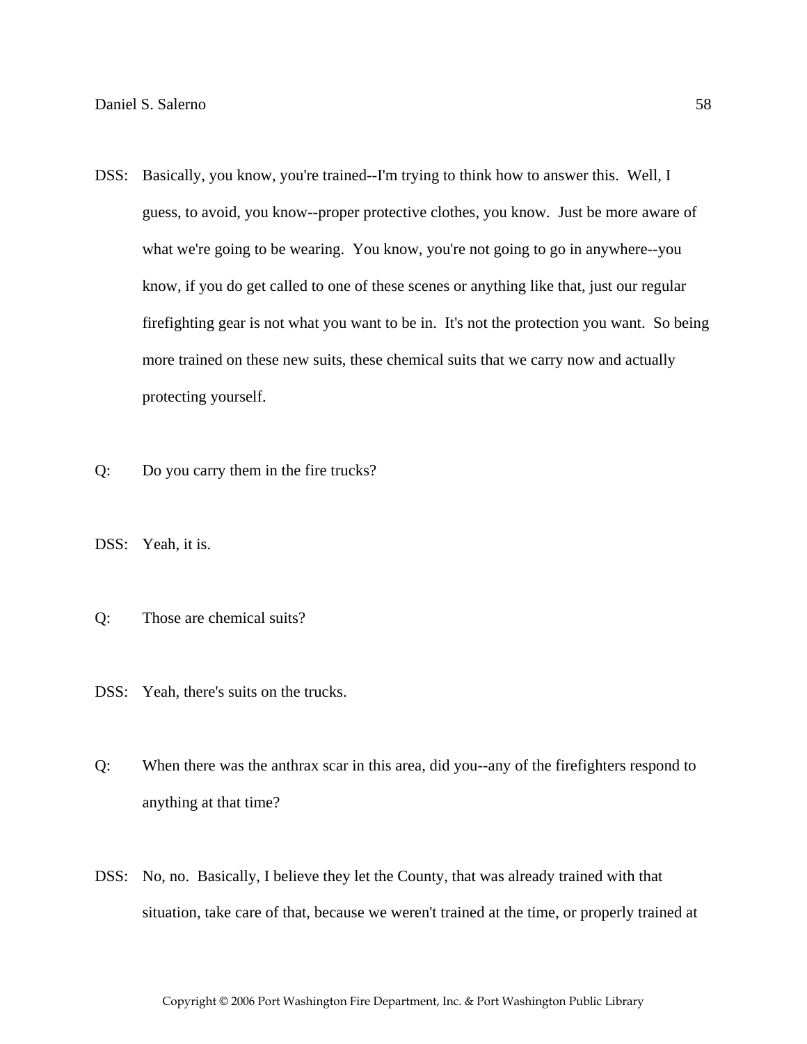DSS: Basically, you know, you're trained--I'm trying to think how to answer this. Well, I guess, to avoid, you know--proper protective clothes, you know. Just be more aware of what we're going to be wearing. You know, you're not going to go in anywhere--you know, if you do get called to one of these scenes or anything like that, just our regular firefighting gear is not what you want to be in. It's not the protection you want. So being more trained on these new suits, these chemical suits that we carry now and actually protecting yourself.

Q: Do you carry them in the fire trucks?

DSS: Yeah, it is.

Q: Those are chemical suits?

DSS: Yeah, there's suits on the trucks.

Q: When there was the anthrax scar in this area, did you--any of the firefighters respond to anything at that time?

DSS: No, no. Basically, I believe they let the County, that was already trained with that situation, take care of that, because we weren't trained at the time, or properly trained at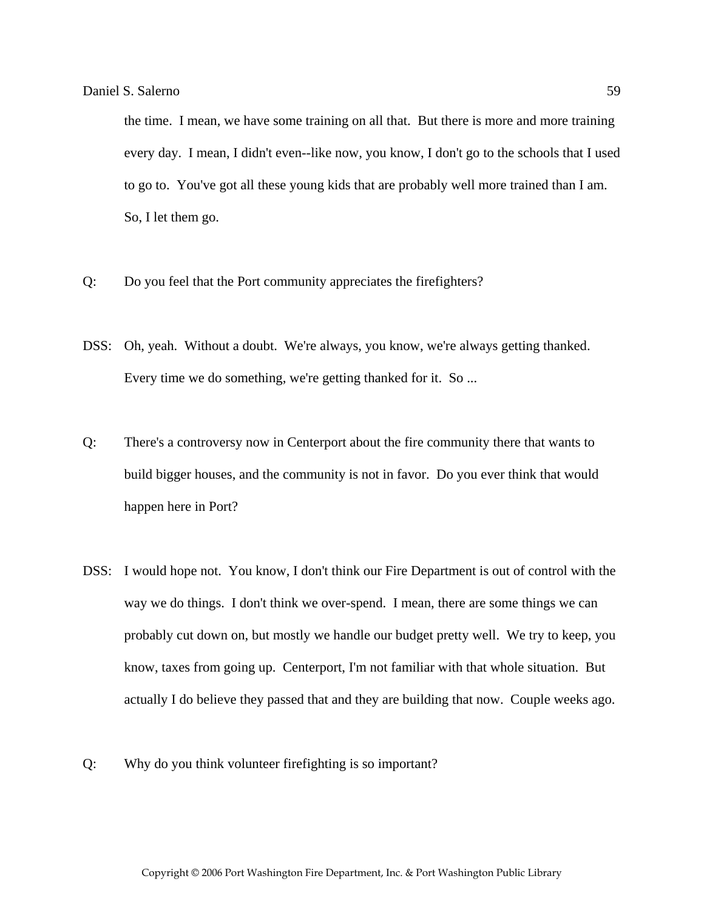the time. I mean, we have some training on all that. But there is more and more training every day. I mean, I didn't even--like now, you know, I don't go to the schools that I used to go to. You've got all these young kids that are probably well more trained than I am. So, I let them go.

Q: Do you feel that the Port community appreciates the firefighters?

DSS: Oh, yeah. Without a doubt. We're always, you know, we're always getting thanked. Every time we do something, we're getting thanked for it. So ...

Q: There's a controversy now in Centerport about the fire community there that wants to build bigger houses, and the community is not in favor. Do you ever think that would happen here in Port?

DSS: I would hope not. You know, I don't think our Fire Department is out of control with the way we do things. I don't think we over-spend. I mean, there are some things we can probably cut down on, but mostly we handle our budget pretty well. We try to keep, you know, taxes from going up. Centerport, I'm not familiar with that whole situation. But actually I do believe they passed that and they are building that now. Couple weeks ago.

Q: Why do you think volunteer firefighting is so important?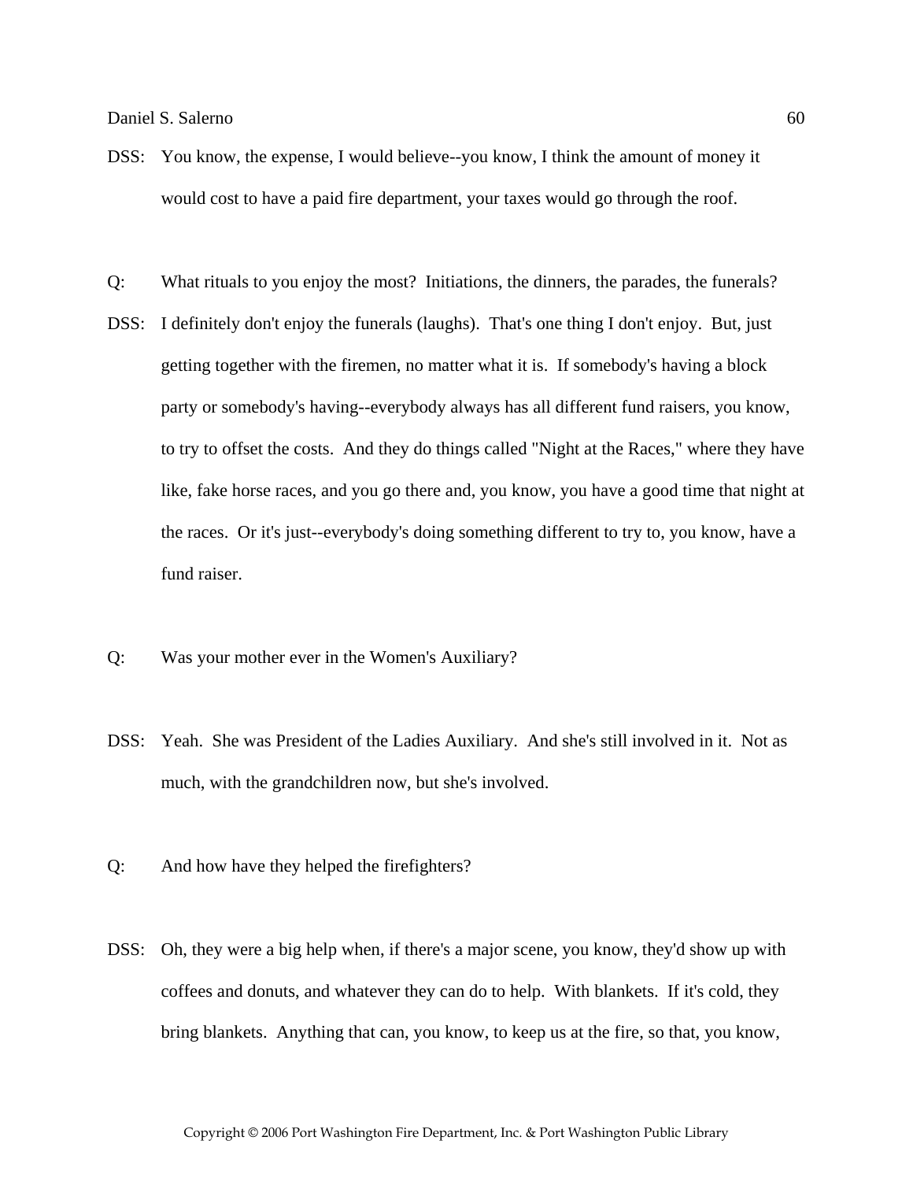DSS: You know, the expense, I would believe--you know, I think the amount of money it would cost to have a paid fire department, your taxes would go through the roof.

Q: What rituals to you enjoy the most? Initiations, the dinners, the parades, the funerals?

DSS: I definitely don't enjoy the funerals (laughs). That's one thing I don't enjoy. But, just getting together with the firemen, no matter what it is. If somebody's having a block party or somebody's having--everybody always has all different fund raisers, you know, to try to offset the costs. And they do things called "Night at the Races," where they have like, fake horse races, and you go there and, you know, you have a good time that night at the races. Or it's just--everybody's doing something different to try to, you know, have a fund raiser.

Q: Was your mother ever in the Women's Auxiliary?

DSS: Yeah. She was President of the Ladies Auxiliary. And she's still involved in it. Not as much, with the grandchildren now, but she's involved.

Q: And how have they helped the firefighters?

DSS: Oh, they were a big help when, if there's a major scene, you know, they'd show up with coffees and donuts, and whatever they can do to help. With blankets. If it's cold, they bring blankets. Anything that can, you know, to keep us at the fire, so that, you know,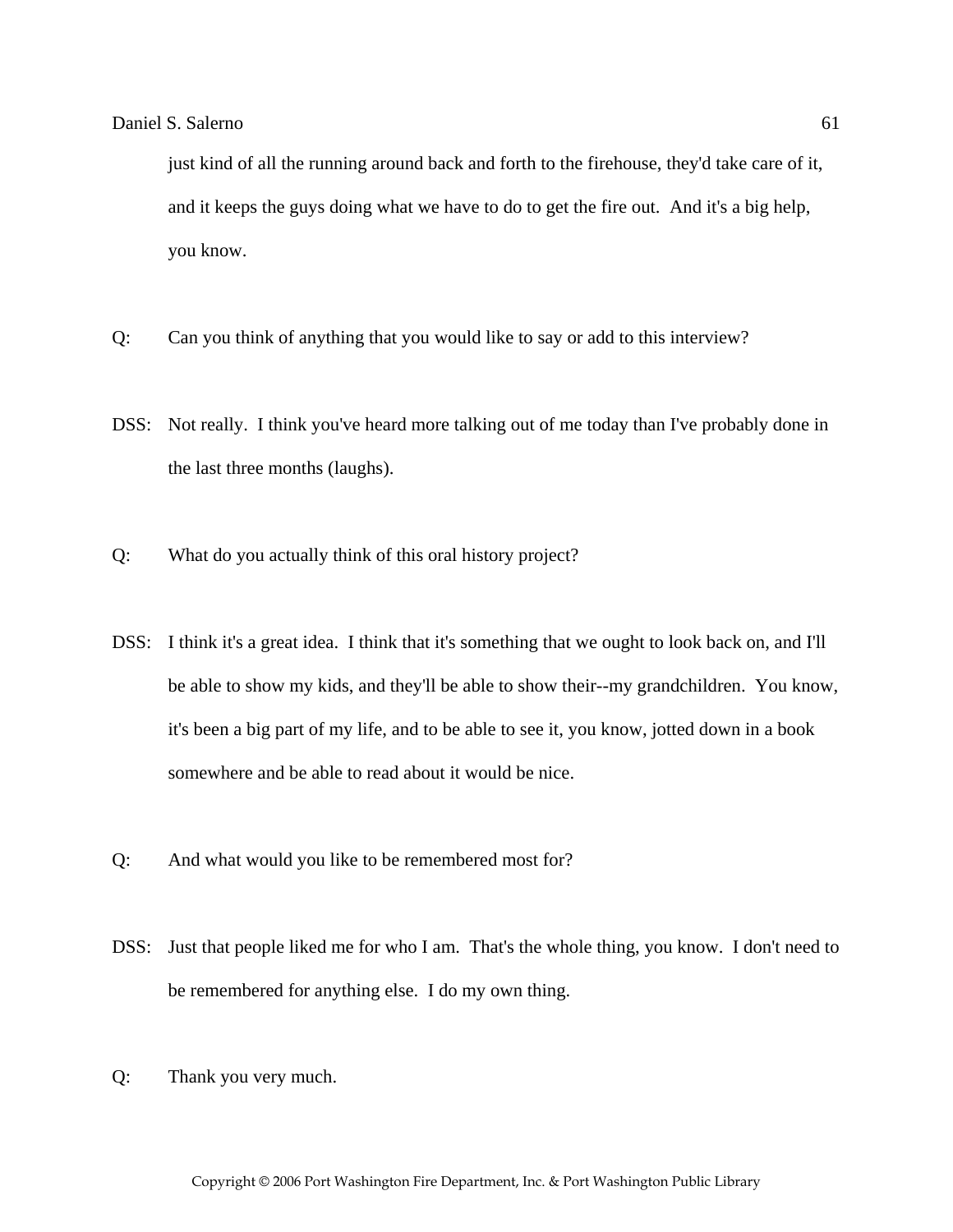just kind of all the running around back and forth to the firehouse, they'd take care of it, and it keeps the guys doing what we have to do to get the fire out. And it's a big help, you know.

Q: Can you think of anything that you would like to say or add to this interview?

DSS: Not really. I think you've heard more talking out of me today than I've probably done in the last three months (laughs).

Q: What do you actually think of this oral history project?

DSS: I think it's a great idea. I think that it's something that we ought to look back on, and I'll be able to show my kids, and they'll be able to show their--my grandchildren. You know, it's been a big part of my life, and to be able to see it, you know, jotted down in a book somewhere and be able to read about it would be nice.

Q: And what would you like to be remembered most for?

DSS: Just that people liked me for who I am. That's the whole thing, you know. I don't need to be remembered for anything else. I do my own thing.

Q: Thank you very much.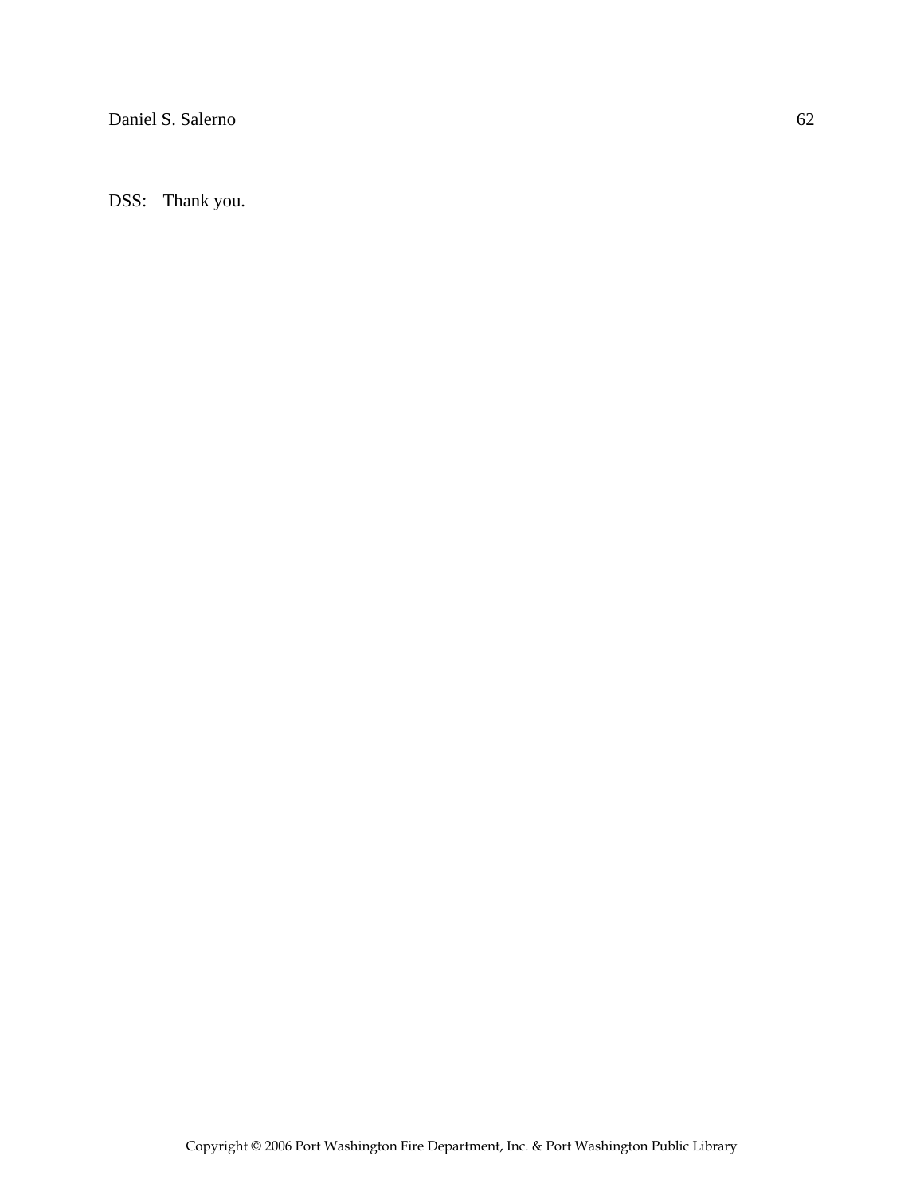DSS: Thank you.